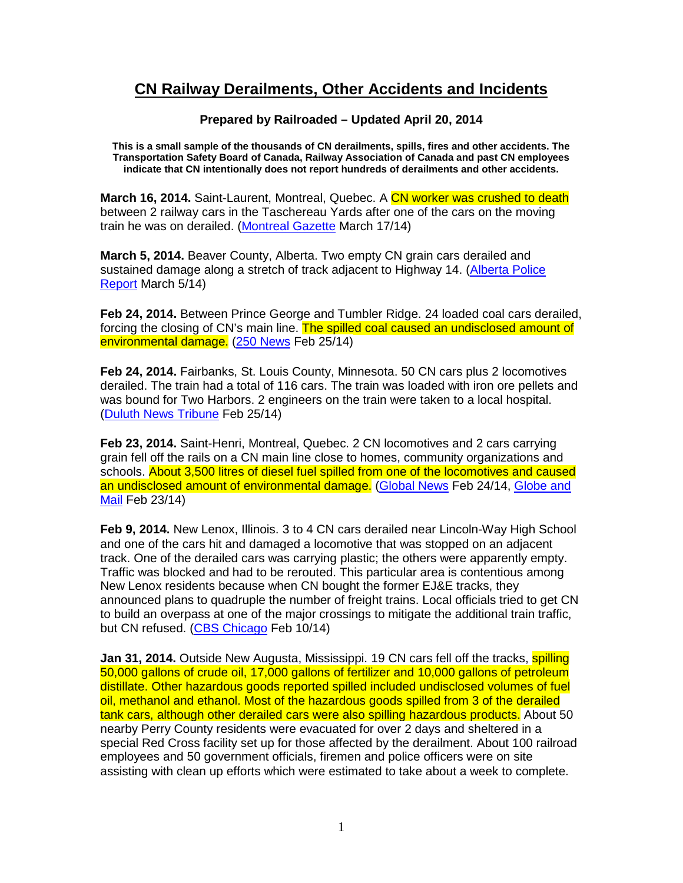# CN Railway Derailments, Other Accidents and Incidents

**Prepared by Railroaded – Updated April 20, 2014**

**This is a small sample of the thousands of CN derailments, spills, fires and other accidents. The Transportation Safety Board of Canada, Railway Association of Canada and past CN employees indicate that CN intentionally does not report hundreds of derailments and other accidents.**

**March 16, 2014.** Saint-Laurent, Montreal, Quebec. A CN worker was crushed to death between 2 railway cars in the Taschereau Yards after one of the cars on the moving train he was on derailed. (Montreal Gazette March 17/14)

**March 5, 2014.** Beaver County, Alberta. Two empty CN grain cars derailed and sustained damage along a stretch of track adjacent to Highway 14. (Alberta Police Report March 5/14)

**Feb 24, 2014.** Between Prince George and Tumbler Ridge. 24 loaded coal cars derailed, forcing the closing of CN's main line. The spilled coal caused an undisclosed amount of environmental damage. (250 News Feb 25/14)

**Feb 24, 2014.** Fairbanks, St. Louis County, Minnesota. 50 CN cars plus 2 locomotives derailed. The train had a total of 116 cars. The train was loaded with iron ore pellets and was bound for Two Harbors. 2 engineers on the train were taken to a local hospital. (Duluth News Tribune Feb 25/14)

**Feb 23, 2014.** Saint-Henri, Montreal, Quebec. 2 CN locomotives and 2 cars carrying grain fell off the rails on a CN main line close to homes, community organizations and schools. About 3,500 litres of diesel fuel spilled from one of the locomotives and caused an undisclosed amount of environmental damage. (Global News Feb 24/14, Globe and Mail Feb 23/14)

**Feb 9, 2014.** New Lenox, Illinois. 3 to 4 CN cars derailed near Lincoln-Way High School and one of the cars hit and damaged a locomotive that was stopped on an adjacent track. One of the derailed cars was carrying plastic; the others were apparently empty. Traffic was blocked and had to be rerouted. This particular area is contentious among New Lenox residents because when CN bought the former EJ&E tracks, they announced plans to quadruple the number of freight trains. Local officials tried to get CN to build an overpass at one of the major crossings to mitigate the additional train traffic, but CN refused. (CBS Chicago Feb 10/14)

**Jan 31, 2014.** Outside New Augusta, Mississippi. 19 CN cars fell off the tracks, spilling 50,000 gallons of crude oil, 17,000 gallons of fertilizer and 10,000 gallons of petroleum distillate. Other hazardous goods reported spilled included undisclosed volumes of fuel oil, methanol and ethanol. Most of the hazardous goods spilled from 3 of the derailed tank cars, although other derailed cars were also spilling hazardous products. About 50 nearby Perry County residents were evacuated for over 2 days and sheltered in a special Red Cross facility set up for those affected by the derailment. About 100 railroad employees and 50 government officials, firemen and police officers were on site assisting with clean up efforts which were estimated to take about a week to complete.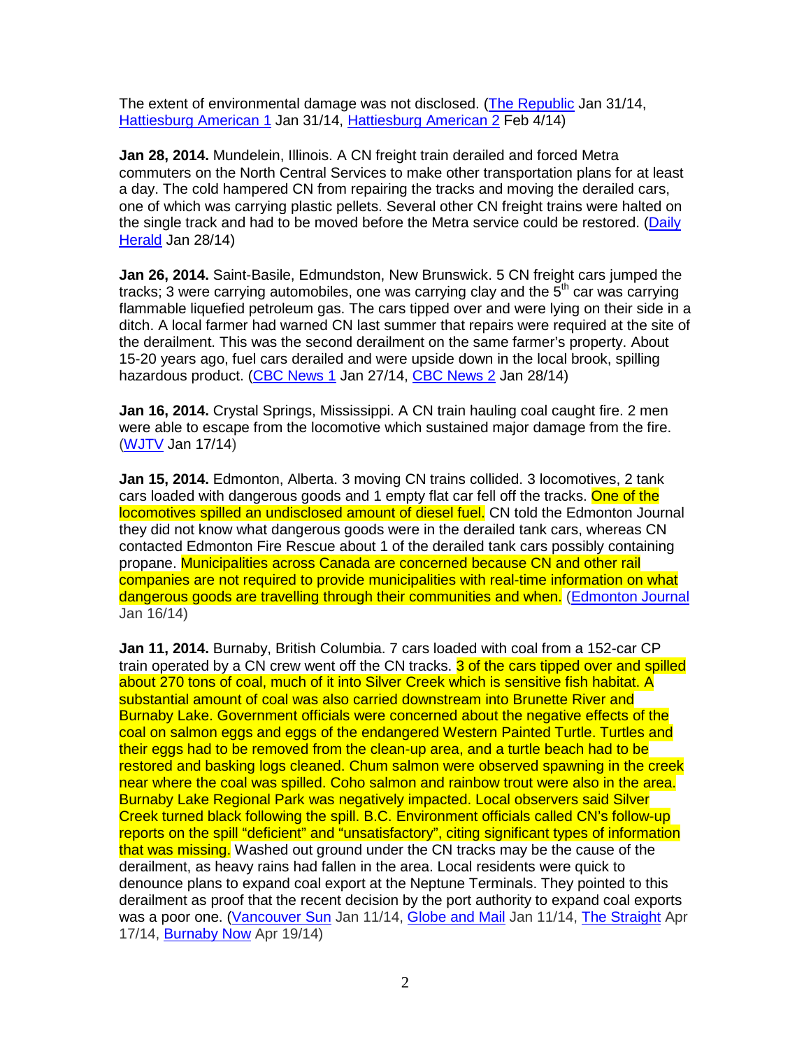The extent of environmental damage was not disclosed. (The Republic Jan 31/14, Hattiesburg American 1 Jan 31/14, Hattiesburg American 2 Feb 4/14)

**Jan 28, 2014.** Mundelein, Illinois. A CN freight train derailed and forced Metra commuters on the North Central Services to make other transportation plans for at least a day. The cold hampered CN from repairing the tracks and moving the derailed cars, one of which was carrying plastic pellets. Several other CN freight trains were halted on the single track and had to be moved before the Metra service could be restored. (Daily Herald Jan 28/14)

**Jan 26, 2014.** Saint-Basile, Edmundston, New Brunswick. 5 CN freight cars jumped the tracks; 3 were carrying automobiles, one was carrying clay and the 5th car was carrying flammable liquefied petroleum gas. The cars tipped over and were lying on their side in a ditch. A local farmer had warned CN last summer that repairs were required at the site of the derailment. This was the second derailment on the same farmer's property. About 15-20 years ago, fuel cars derailed and were upside down in the local brook, spilling hazardous product. (CBC News 1 Jan 27/14, CBC News 2 Jan 28/14)

**Jan 16, 2014.** Crystal Springs, Mississippi. A CN train hauling coal caught fire. 2 men were able to escape from the locomotive which sustained major damage from the fire. (WJTV Jan 17/14)

**Jan 15, 2014.** Edmonton, Alberta. 3 moving CN trains collided. 3 locomotives, 2 tank cars loaded with dangerous goods and 1 empty flat car fell off the tracks. One of the locomotives spilled an undisclosed amount of diesel fuel. CN told the Edmonton Journal they did not know what dangerous goods were in the derailed tank cars, whereas CN contacted Edmonton Fire Rescue about 1 of the derailed tank cars possibly containing propane. Municipalities across Canada are concerned because CN and other rail companies are not required to provide municipalities with real-time information on what dangerous goods are travelling through their communities and when. (Edmonton Journal Jan 16/14)

**Jan 11, 2014.** Burnaby, British Columbia. 7 cars loaded with coal from a 152-car CP train operated by a CN crew went off the CN tracks. 3 of the cars tipped over and spilled about 270 tons of coal, much of it into Silver Creek which is sensitive fish habitat. A substantial amount of coal was also carried downstream into Brunette River and Burnaby Lake. Government officials were concerned about the negative effects of the coal on salmon eggs and eggs of the endangered Western Painted Turtle. Turtles and their eggs had to be removed from the clean-up area, and a turtle beach had to be restored and basking logs cleaned. Chum salmon were observed spawning in the creek near where the coal was spilled. Coho salmon and rainbow trout were also in the area. Burnaby Lake Regional Park was negatively impacted. Local observers said Silver Creek turned black following the spill. B.C. Environment officials called CN's follow-up reports on the spill "deficient" and "unsatisfactory", citing significant types of information that was missing. Washed out ground under the CN tracks may be the cause of the derailment, as heavy rains had fallen in the area. Local residents were quick to denounce plans to expand coal export at the Neptune Terminals. They pointed to this derailment as proof that the recent decision by the port authority to expand coal exports was a poor one. (Vancouver Sun Jan 11/14, Globe and Mail Jan 11/14, The Straight Apr 17/14, Burnaby Now Apr 19/14)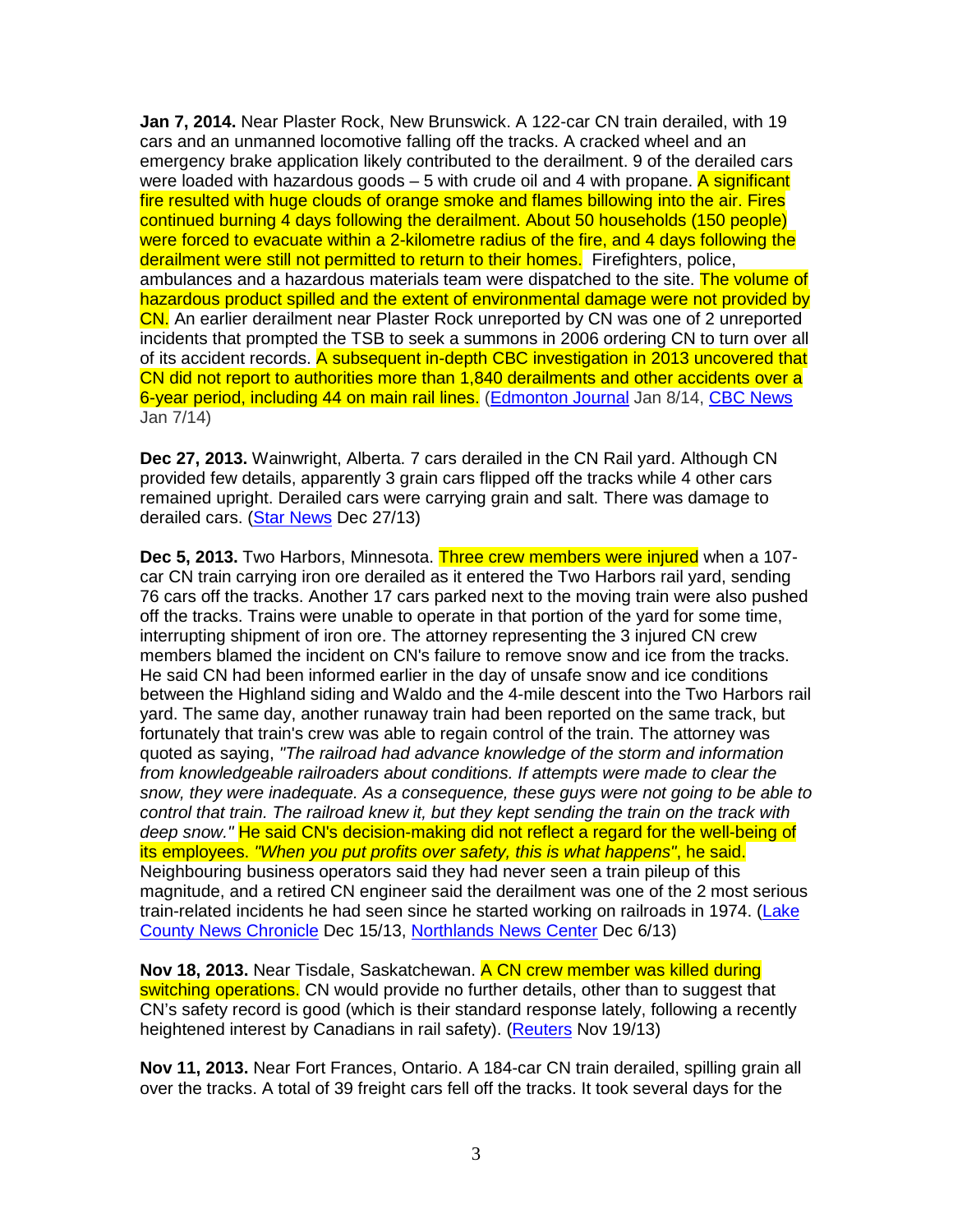**Jan 7, 2014.** Near Plaster Rock, New Brunswick. A 122-car CN train derailed, with 19 cars and an unmanned locomotive falling off the tracks. A cracked wheel and an emergency brake application likely contributed to the derailment. 9 of the derailed cars were loaded with hazardous goods – 5 with crude oil and 4 with propane. A significant fire resulted with huge clouds of orange smoke and flames billowing into the air. Fires continued burning 4 days following the derailment. About 50 households (150 people) were forced to evacuate within a 2-kilometre radius of the fire, and 4 days following the derailment were still not permitted to return to their homes. Firefighters, police, ambulances and a hazardous materials team were dispatched to the site. The volume of hazardous product spilled and the extent of environmental damage were not provided by CN. An earlier derailment near Plaster Rock unreported by CN was one of 2 unreported incidents that prompted the TSB to seek a summons in 2006 ordering CN to turn over all of its accident records. A subsequent in-depth CBC investigation in 2013 uncovered that CN did not report to authorities more than 1,840 derailments and other accidents over a 6-year period, including 44 on main rail lines. (Edmonton Journal Jan 8/14, CBC News Jan 7/14)

**Dec 27, 2013.** Wainwright, Alberta. 7 cars derailed in the CN Rail yard. Although CN provided few details, apparently 3 grain cars flipped off the tracks while 4 other cars remained upright. Derailed cars were carrying grain and salt. There was damage to derailed cars. (Star News Dec 27/13)

**Dec 5, 2013.** Two Harbors, Minnesota. Three crew members were injured when a 107-car CN train carrying iron ore derailed as it entered the Two Harbors rail yard, sending 76 cars off the tracks. Another 17 cars parked next to the moving train were also pushed off the tracks. Trains were unable to operate in that portion of the yard for some time, interrupting shipment of iron ore. The attorney representing the 3 injured CN crew members blamed the incident on CN's failure to remove snow and ice from the tracks. He said CN had been informed earlier in the day of unsafe snow and ice conditions between the Highland siding and Waldo and the 4-mile descent into the Two Harbors rail yard. The same day, another runaway train had been reported on the same track, but fortunately that train's crew was able to regain control of the train. The attorney was quoted as saying, *"The railroad had advance knowledge of the storm and information from knowledgeable railroaders about conditions. If attempts were made to clear the snow, they were inadequate. As a consequence, these guys were not going to be able to control that train. The railroad knew it, but they kept sending the train on the track with deep snow."* He said CN's decision-making did not reflect a regard for the well-being of its employees. *"When you put profits over safety, this is what happens"*, he said. Neighbouring business operators said they had never seen a train pileup of this magnitude, and a retired CN engineer said the derailment was one of the 2 most serious train-related incidents he had seen since he started working on railroads in 1974. (Lake County News Chronicle Dec 15/13, Northlands News Center Dec 6/13)

**Nov 18, 2013.** Near Tisdale, Saskatchewan. A CN crew member was killed during switching operations. CN would provide no further details, other than to suggest that CN's safety record is good (which is their standard response lately, following a recently heightened interest by Canadians in rail safety). (Reuters Nov 19/13)

**Nov 11, 2013.** Near Fort Frances, Ontario. A 184-car CN train derailed, spilling grain all over the tracks. A total of 39 freight cars fell off the tracks. It took several days for the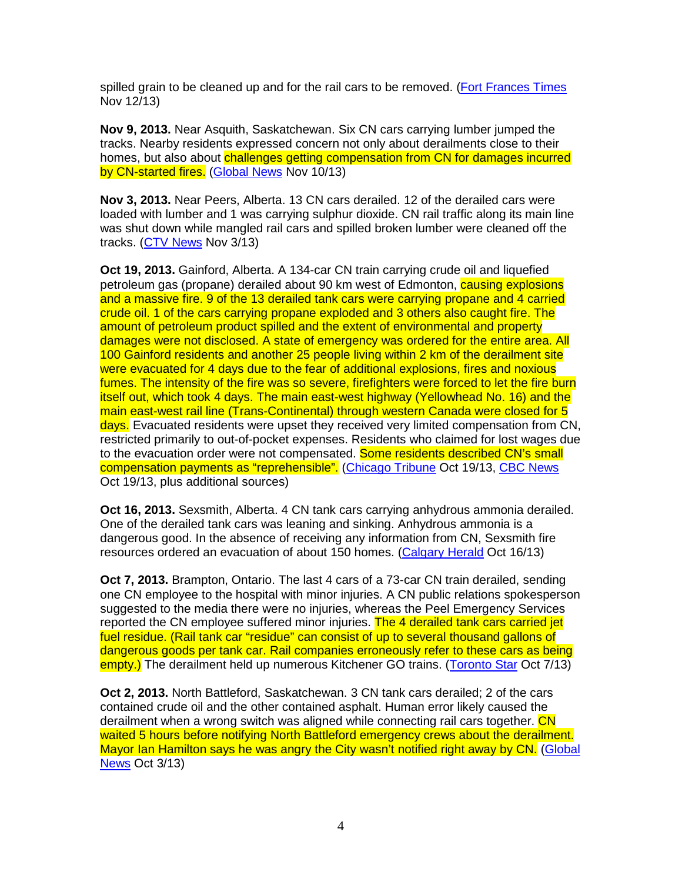spilled grain to be cleaned up and for the rail cars to be removed. (Fort Frances Times Nov 12/13)

**Nov 9, 2013.** Near Asquith, Saskatchewan. Six CN cars carrying lumber jumped the tracks. Nearby residents expressed concern not only about derailments close to their homes, but also about challenges getting compensation from CN for damages incurred by CN-started fires. (Global News Nov 10/13)

**Nov 3, 2013.** Near Peers, Alberta. 13 CN cars derailed. 12 of the derailed cars were loaded with lumber and 1 was carrying sulphur dioxide. CN rail traffic along its main line was shut down while mangled rail cars and spilled broken lumber were cleaned off the tracks. (CTV News Nov 3/13)

**Oct 19, 2013.** Gainford, Alberta. A 134-car CN train carrying crude oil and liquefied petroleum gas (propane) derailed about 90 km west of Edmonton, causing explosions and a massive fire. 9 of the 13 derailed tank cars were carrying propane and 4 carried crude oil. 1 of the cars carrying propane exploded and 3 others also caught fire. The amount of petroleum product spilled and the extent of environmental and property damages were not disclosed. A state of emergency was ordered for the entire area. All 100 Gainford residents and another 25 people living within 2 km of the derailment site were evacuated for 4 days due to the fear of additional explosions, fires and noxious fumes. The intensity of the fire was so severe, firefighters were forced to let the fire burn itself out, which took 4 days. The main east-west highway (Yellowhead No. 16) and the main east-west rail line (Trans-Continental) through western Canada were closed for 5 days. Evacuated residents were upset they received very limited compensation from CN, restricted primarily to out-of-pocket expenses. Residents who claimed for lost wages due to the evacuation order were not compensated. Some residents described CN's small compensation payments as "reprehensible". (Chicago Tribune Oct 19/13, CBC News Oct 19/13, plus additional sources)

**Oct 16, 2013.** Sexsmith, Alberta. 4 CN tank cars carrying anhydrous ammonia derailed. One of the derailed tank cars was leaning and sinking. Anhydrous ammonia is a dangerous good. In the absence of receiving any information from CN, Sexsmith fire resources ordered an evacuation of about 150 homes. (Calgary Herald Oct 16/13)

**Oct 7, 2013.** Brampton, Ontario. The last 4 cars of a 73-car CN train derailed, sending one CN employee to the hospital with minor injuries. A CN public relations spokesperson suggested to the media there were no injuries, whereas the Peel Emergency Services reported the CN employee suffered minor injuries. The 4 derailed tank cars carried jet fuel residue. (Rail tank car "residue" can consist of up to several thousand gallons of dangerous goods per tank car. Rail companies erroneously refer to these cars as being empty.) The derailment held up numerous Kitchener GO trains. (Toronto Star Oct 7/13)

**Oct 2, 2013.** North Battleford, Saskatchewan. 3 CN tank cars derailed; 2 of the cars contained crude oil and the other contained asphalt. Human error likely caused the derailment when a wrong switch was aligned while connecting rail cars together. CN waited 5 hours before notifying North Battleford emergency crews about the derailment. Mayor Ian Hamilton says he was angry the City wasn't notified right away by CN. (Global News Oct 3/13)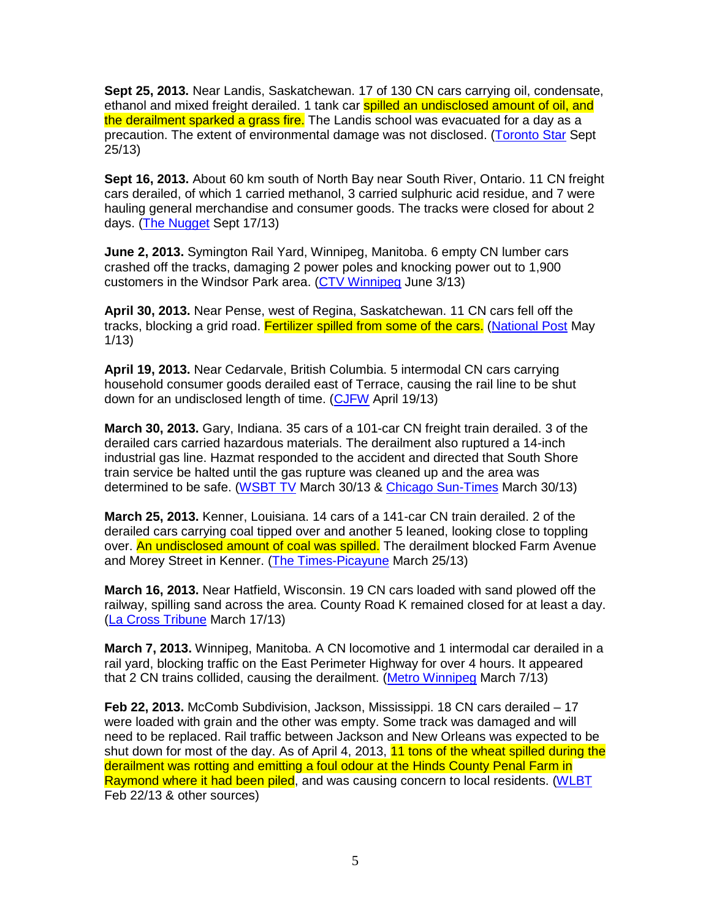**Sept 25, 2013.** Near Landis, Saskatchewan. 17 of 130 CN cars carrying oil, condensate, ethanol and mixed freight derailed. 1 tank car spilled an undisclosed amount of oil, and the derailment sparked a grass fire. The Landis school was evacuated for a day as a precaution. The extent of environmental damage was not disclosed. (Toronto Star Sept 25/13)

**Sept 16, 2013.** About 60 km south of North Bay near South River, Ontario. 11 CN freight cars derailed, of which 1 carried methanol, 3 carried sulphuric acid residue, and 7 were hauling general merchandise and consumer goods. The tracks were closed for about 2 days. (The Nugget Sept 17/13)

**June 2, 2013.** Symington Rail Yard, Winnipeg, Manitoba. 6 empty CN lumber cars crashed off the tracks, damaging 2 power poles and knocking power out to 1,900 customers in the Windsor Park area. (CTV Winnipeg June 3/13)

**April 30, 2013.** Near Pense, west of Regina, Saskatchewan. 11 CN cars fell off the tracks, blocking a grid road. Fertilizer spilled from some of the cars. (National Post May 1/13)

**April 19, 2013.** Near Cedarvale, British Columbia. 5 intermodal CN cars carrying household consumer goods derailed east of Terrace, causing the rail line to be shut down for an undisclosed length of time. (CJFW April 19/13)

**March 30, 2013.** Gary, Indiana. 35 cars of a 101-car CN freight train derailed. 3 of the derailed cars carried hazardous materials. The derailment also ruptured a 14-inch industrial gas line. Hazmat responded to the accident and directed that South Shore train service be halted until the gas rupture was cleaned up and the area was determined to be safe. (WSBT TV March 30/13 & Chicago Sun-Times March 30/13)

**March 25, 2013.** Kenner, Louisiana. 14 cars of a 141-car CN train derailed. 2 of the derailed cars carrying coal tipped over and another 5 leaned, looking close to toppling over. An undisclosed amount of coal was spilled. The derailment blocked Farm Avenue and Morey Street in Kenner. (The Times-Picayune March 25/13)

**March 16, 2013.** Near Hatfield, Wisconsin. 19 CN cars loaded with sand plowed off the railway, spilling sand across the area. County Road K remained closed for at least a day. (La Cross Tribune March 17/13)

**March 7, 2013.** Winnipeg, Manitoba. A CN locomotive and 1 intermodal car derailed in a rail yard, blocking traffic on the East Perimeter Highway for over 4 hours. It appeared that 2 CN trains collided, causing the derailment. (Metro Winnipeg March 7/13)

**Feb 22, 2013.** McComb Subdivision, Jackson, Mississippi. 18 CN cars derailed – 17 were loaded with grain and the other was empty. Some track was damaged and will need to be replaced. Rail traffic between Jackson and New Orleans was expected to be shut down for most of the day. As of April 4, 2013, 11 tons of the wheat spilled during the derailment was rotting and emitting a foul odour at the Hinds County Penal Farm in Raymond where it had been piled, and was causing concern to local residents. (WLBT Feb 22/13 & other sources)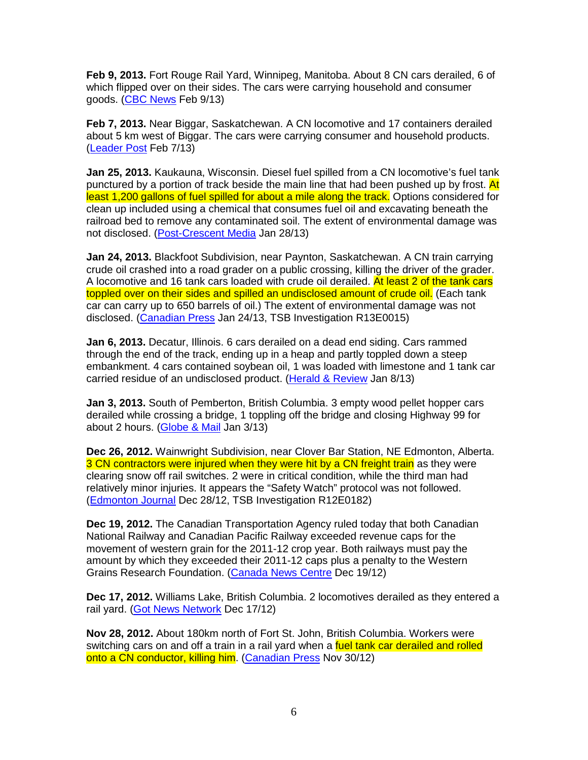**Feb 9, 2013.** Fort Rouge Rail Yard, Winnipeg, Manitoba. About 8 CN cars derailed, 6 of which flipped over on their sides. The cars were carrying household and consumer goods. (CBC News Feb 9/13)

**Feb 7, 2013.** Near Biggar, Saskatchewan. A CN locomotive and 17 containers derailed about 5 km west of Biggar. The cars were carrying consumer and household products. (Leader Post Feb 7/13)

**Jan 25, 2013.** Kaukauna, Wisconsin. Diesel fuel spilled from a CN locomotive's fuel tank punctured by a portion of track beside the main line that had been pushed up by frost. At least 1,200 gallons of fuel spilled for about a mile along the track. Options considered for clean up included using a chemical that consumes fuel oil and excavating beneath the railroad bed to remove any contaminated soil. The extent of environmental damage was not disclosed. (Post-Crescent Media Jan 28/13)

**Jan 24, 2013.** Blackfoot Subdivision, near Paynton, Saskatchewan. A CN train carrying crude oil crashed into a road grader on a public crossing, killing the driver of the grader. A locomotive and 16 tank cars loaded with crude oil derailed. At least 2 of the tank cars toppled over on their sides and spilled an undisclosed amount of crude oil. (Each tank car can carry up to 650 barrels of oil.) The extent of environmental damage was not disclosed. (Canadian Press Jan 24/13, TSB Investigation R13E0015)

**Jan 6, 2013.** Decatur, Illinois. 6 cars derailed on a dead end siding. Cars rammed through the end of the track, ending up in a heap and partly toppled down a steep embankment. 4 cars contained soybean oil, 1 was loaded with limestone and 1 tank car carried residue of an undisclosed product. (Herald & Review Jan 8/13)

**Jan 3, 2013.** South of Pemberton, British Columbia. 3 empty wood pellet hopper cars derailed while crossing a bridge, 1 toppling off the bridge and closing Highway 99 for about 2 hours. (Globe & Mail Jan 3/13)

**Dec 26, 2012.** Wainwright Subdivision, near Clover Bar Station, NE Edmonton, Alberta. 3 CN contractors were injured when they were hit by a CN freight train as they were clearing snow off rail switches. 2 were in critical condition, while the third man had relatively minor injuries. It appears the "Safety Watch" protocol was not followed. (Edmonton Journal Dec 28/12, TSB Investigation R12E0182)

**Dec 19, 2012.** The Canadian Transportation Agency ruled today that both Canadian National Railway and Canadian Pacific Railway exceeded revenue caps for the movement of western grain for the 2011-12 crop year. Both railways must pay the amount by which they exceeded their 2011-12 caps plus a penalty to the Western Grains Research Foundation. (Canada News Centre Dec 19/12)

**Dec 17, 2012.** Williams Lake, British Columbia. 2 locomotives derailed as they entered a rail yard. (Got News Network Dec 17/12)

**Nov 28, 2012.** About 180km north of Fort St. John, British Columbia. Workers were switching cars on and off a train in a rail yard when a fuel tank car derailed and rolled onto a CN conductor, killing him. (Canadian Press Nov 30/12)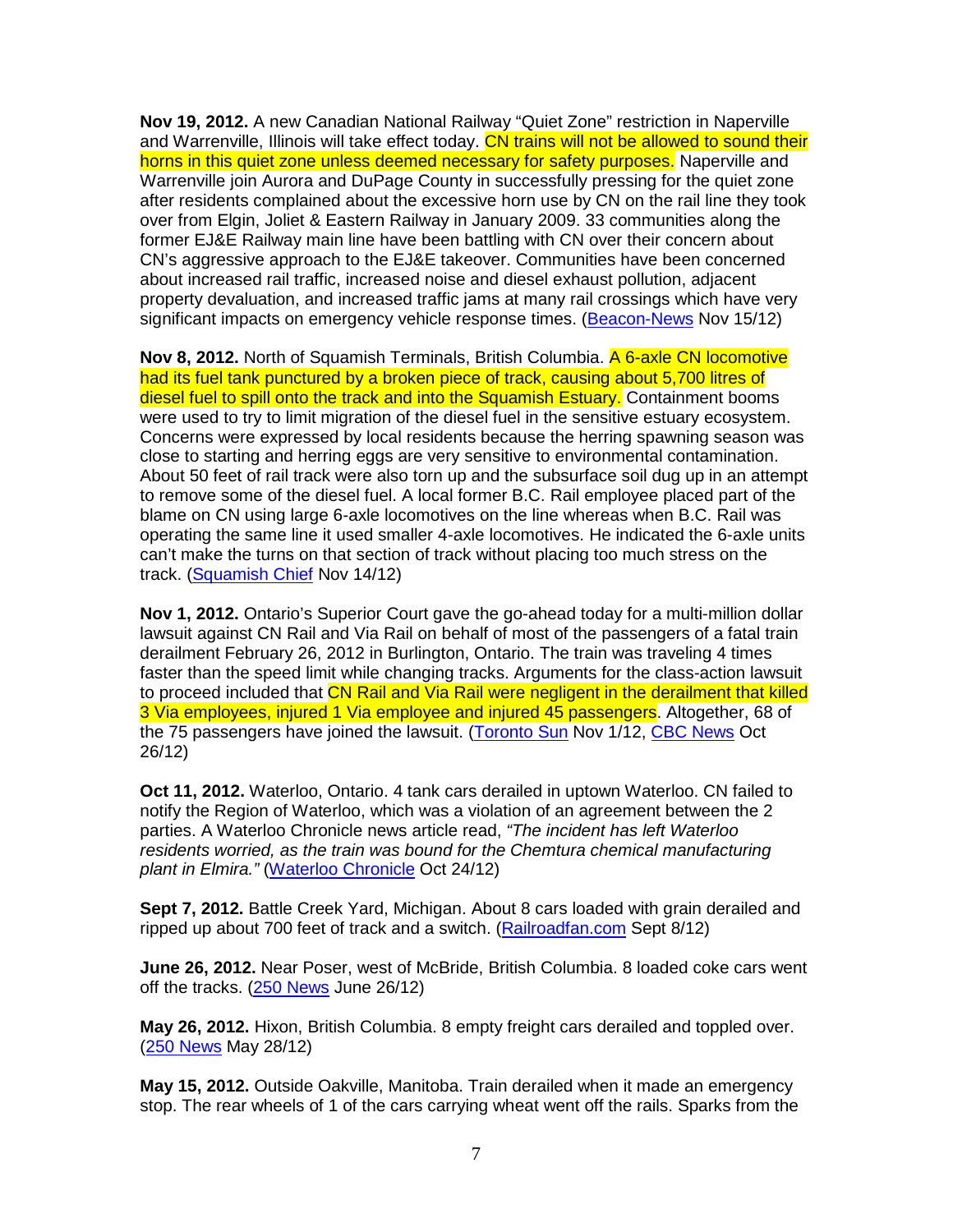**Nov 19, 2012.** A new Canadian National Railway "Quiet Zone" restriction in Naperville and Warrenville, Illinois will take effect today. CN trains will not be allowed to sound their horns in this quiet zone unless deemed necessary for safety purposes. Naperville and Warrenville join Aurora and DuPage County in successfully pressing for the quiet zone after residents complained about the excessive horn use by CN on the rail line they took over from Elgin, Joliet & Eastern Railway in January 2009. 33 communities along the former EJ&E Railway main line have been battling with CN over their concern about CN's aggressive approach to the EJ&E takeover. Communities have been concerned about increased rail traffic, increased noise and diesel exhaust pollution, adjacent property devaluation, and increased traffic jams at many rail crossings which have very significant impacts on emergency vehicle response times. (Beacon-News Nov 15/12)

**Nov 8, 2012.** North of Squamish Terminals, British Columbia. A 6-axle CN locomotive had its fuel tank punctured by a broken piece of track, causing about 5,700 litres of diesel fuel to spill onto the track and into the Squamish Estuary. Containment booms were used to try to limit migration of the diesel fuel in the sensitive estuary ecosystem. Concerns were expressed by local residents because the herring spawning season was close to starting and herring eggs are very sensitive to environmental contamination. About 50 feet of rail track were also torn up and the subsurface soil dug up in an attempt to remove some of the diesel fuel. A local former B.C. Rail employee placed part of the blame on CN using large 6-axle locomotives on the line whereas when B.C. Rail was operating the same line it used smaller 4-axle locomotives. He indicated the 6-axle units can't make the turns on that section of track without placing too much stress on the track. (Squamish Chief Nov 14/12)

**Nov 1, 2012.** Ontario's Superior Court gave the go-ahead today for a multi-million dollar lawsuit against CN Rail and Via Rail on behalf of most of the passengers of a fatal train derailment February 26, 2012 in Burlington, Ontario. The train was traveling 4 times faster than the speed limit while changing tracks. Arguments for the class-action lawsuit to proceed included that CN Rail and Via Rail were negligent in the derailment that killed 3 Via employees, injured 1 Via employee and injured 45 passengers. Altogether, 68 of the 75 passengers have joined the lawsuit. (Toronto Sun Nov 1/12, CBC News Oct 26/12)

**Oct 11, 2012.** Waterloo, Ontario. 4 tank cars derailed in uptown Waterloo. CN failed to notify the Region of Waterloo, which was a violation of an agreement between the 2 parties. A Waterloo Chronicle news article read, *"The incident has left Waterloo residents worried, as the train was bound for the Chemtura chemical manufacturing plant in Elmira."* (Waterloo Chronicle Oct 24/12)

**Sept 7, 2012.** Battle Creek Yard, Michigan. About 8 cars loaded with grain derailed and ripped up about 700 feet of track and a switch. (Railroadfan.com Sept 8/12)

**June 26, 2012.** Near Poser, west of McBride, British Columbia. 8 loaded coke cars went off the tracks. (250 News June 26/12)

**May 26, 2012.** Hixon, British Columbia. 8 empty freight cars derailed and toppled over. (250 News May 28/12)

**May 15, 2012.** Outside Oakville, Manitoba. Train derailed when it made an emergency stop. The rear wheels of 1 of the cars carrying wheat went off the rails. Sparks from the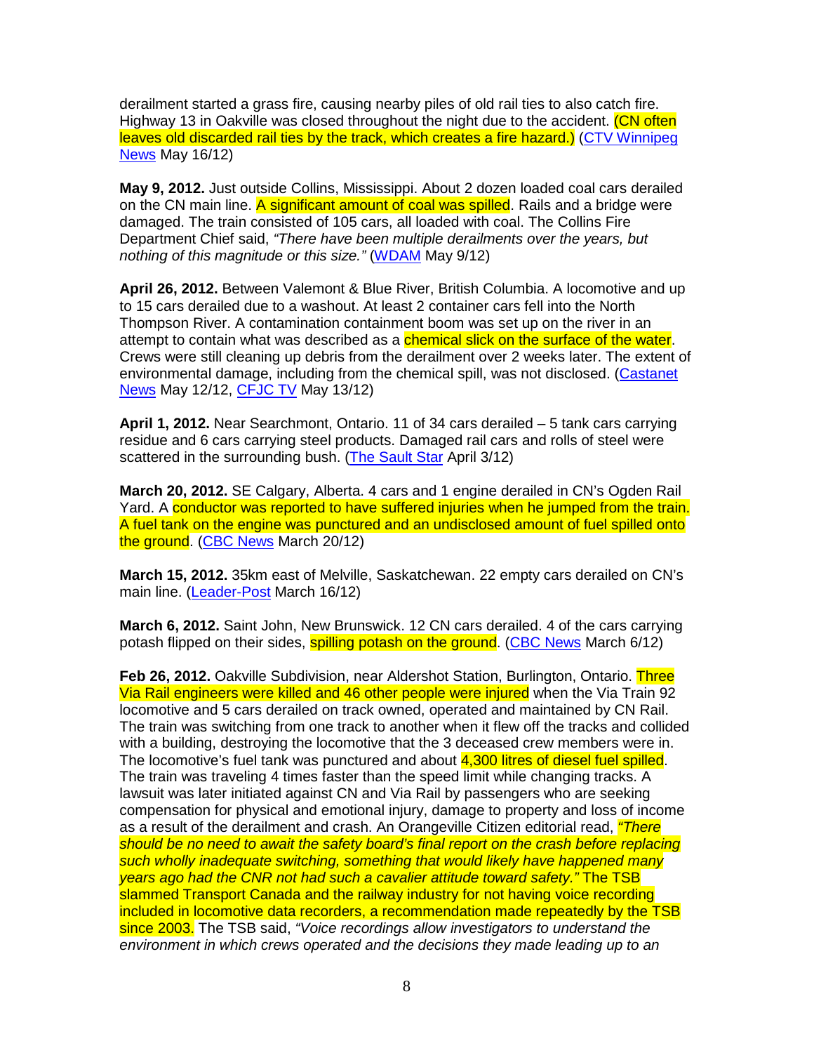derailment started a grass fire, causing nearby piles of old rail ties to also catch fire. Highway 13 in Oakville was closed throughout the night due to the accident. (CN often leaves old discarded rail ties by the track, which creates a fire hazard.) (CTV Winnipeg News May 16/12)

**May 9, 2012.** Just outside Collins, Mississippi. About 2 dozen loaded coal cars derailed on the CN main line. A significant amount of coal was spilled. Rails and a bridge were damaged. The train consisted of 105 cars, all loaded with coal. The Collins Fire Department Chief said, *"There have been multiple derailments over the years, but nothing of this magnitude or this size."* (WDAM May 9/12)

**April 26, 2012.** Between Valemont & Blue River, British Columbia. A locomotive and up to 15 cars derailed due to a washout. At least 2 container cars fell into the North Thompson River. A contamination containment boom was set up on the river in an attempt to contain what was described as a chemical slick on the surface of the water. Crews were still cleaning up debris from the derailment over 2 weeks later. The extent of environmental damage, including from the chemical spill, was not disclosed. (Castanet News May 12/12, CFJC TV May 13/12)

**April 1, 2012.** Near Searchmont, Ontario. 11 of 34 cars derailed – 5 tank cars carrying residue and 6 cars carrying steel products. Damaged rail cars and rolls of steel were scattered in the surrounding bush. (The Sault Star April 3/12)

**March 20, 2012.** SE Calgary, Alberta. 4 cars and 1 engine derailed in CN's Ogden Rail Yard. A conductor was reported to have suffered injuries when he jumped from the train. A fuel tank on the engine was punctured and an undisclosed amount of fuel spilled onto the ground. (CBC News March 20/12)

**March 15, 2012.** 35km east of Melville, Saskatchewan. 22 empty cars derailed on CN's main line. (Leader-Post March 16/12)

**March 6, 2012.** Saint John, New Brunswick. 12 CN cars derailed. 4 of the cars carrying potash flipped on their sides, spilling potash on the ground. (CBC News March 6/12)

**Feb 26, 2012.** Oakville Subdivision, near Aldershot Station, Burlington, Ontario. Three Via Rail engineers were killed and 46 other people were injured when the Via Train 92 locomotive and 5 cars derailed on track owned, operated and maintained by CN Rail. The train was switching from one track to another when it flew off the tracks and collided with a building, destroying the locomotive that the 3 deceased crew members were in. The locomotive's fuel tank was punctured and about 4,300 litres of diesel fuel spilled. The train was traveling 4 times faster than the speed limit while changing tracks. A lawsuit was later initiated against CN and Via Rail by passengers who are seeking compensation for physical and emotional injury, damage to property and loss of income as a result of the derailment and crash. An Orangeville Citizen editorial read, *"There should be no need to await the safety board's final report on the crash before replacing such wholly inadequate switching, something that would likely have happened many years ago had the CNR not had such a cavalier attitude toward safety."* The TSB slammed Transport Canada and the railway industry for not having voice recording included in locomotive data recorders, a recommendation made repeatedly by the TSB since 2003. The TSB said, *"Voice recordings allow investigators to understand the environment in which crews operated and the decisions they made leading up to an*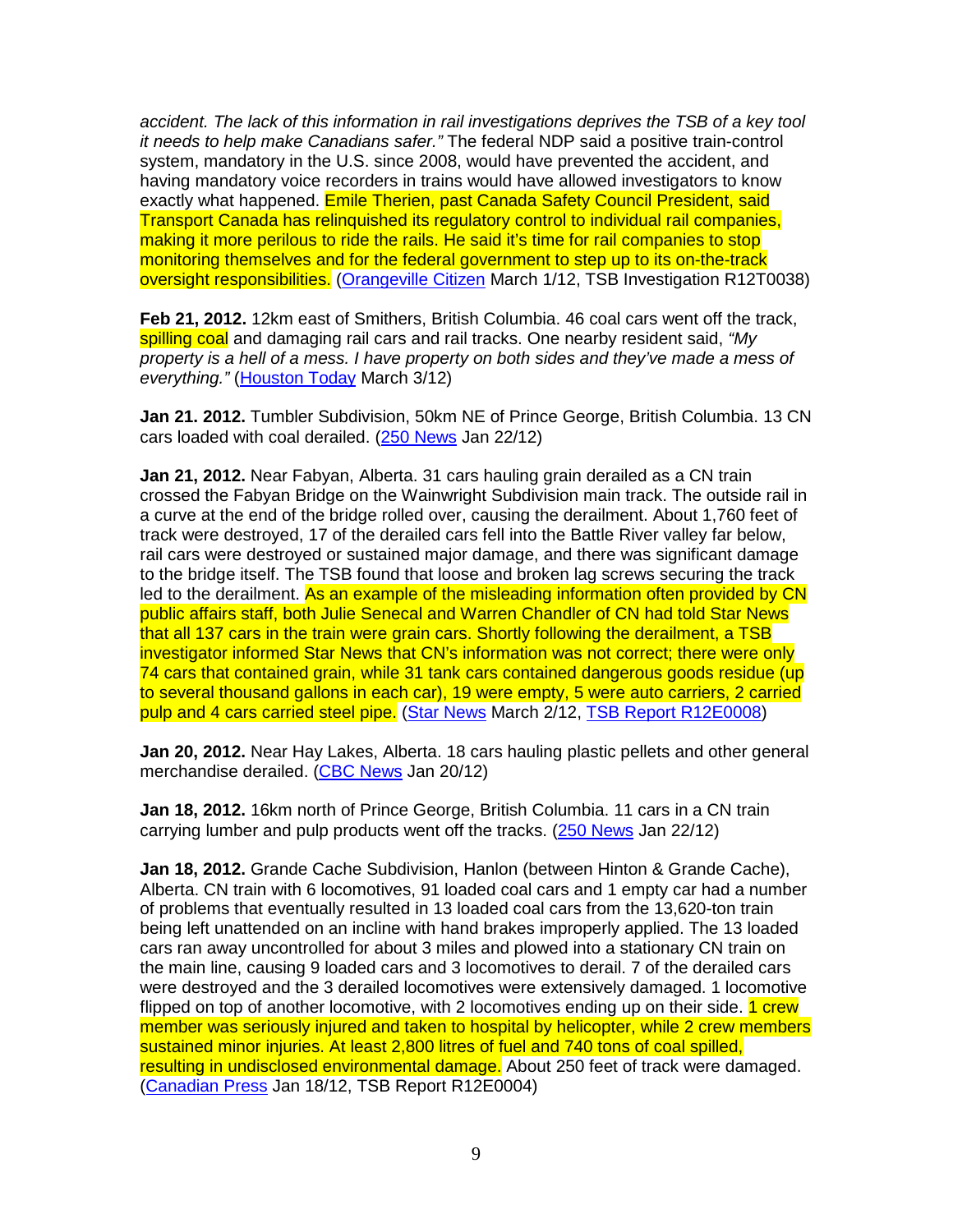*accident. The lack of this information in rail investigations deprives the TSB of a key tool it needs to help make Canadians safer."* The federal NDP said a positive train-control system, mandatory in the U.S. since 2008, would have prevented the accident, and having mandatory voice recorders in trains would have allowed investigators to know exactly what happened. Emile Therien, past Canada Safety Council President, said Transport Canada has relinquished its regulatory control to individual rail companies, making it more perilous to ride the rails. He said it's time for rail companies to stop monitoring themselves and for the federal government to step up to its on-the-track oversight responsibilities. (Orangeville Citizen March 1/12, TSB Investigation R12T0038)

**Feb 21, 2012.** 12km east of Smithers, British Columbia. 46 coal cars went off the track, spilling coal and damaging rail cars and rail tracks. One nearby resident said, *"My property is a hell of a mess. I have property on both sides and they've made a mess of everything."* (Houston Today March 3/12)

**Jan 21. 2012.** Tumbler Subdivision, 50km NE of Prince George, British Columbia. 13 CN cars loaded with coal derailed. (250 News Jan 22/12)

**Jan 21, 2012.** Near Fabyan, Alberta. 31 cars hauling grain derailed as a CN train crossed the Fabyan Bridge on the Wainwright Subdivision main track. The outside rail in a curve at the end of the bridge rolled over, causing the derailment. About 1,760 feet of track were destroyed, 17 of the derailed cars fell into the Battle River valley far below, rail cars were destroyed or sustained major damage, and there was significant damage to the bridge itself. The TSB found that loose and broken lag screws securing the track led to the derailment. As an example of the misleading information often provided by CN public affairs staff, both Julie Senecal and Warren Chandler of CN had told Star News that all 137 cars in the train were grain cars. Shortly following the derailment, a TSB investigator informed Star News that CN's information was not correct; there were only 74 cars that contained grain, while 31 tank cars contained dangerous goods residue (up to several thousand gallons in each car), 19 were empty, 5 were auto carriers, 2 carried pulp and 4 cars carried steel pipe. (Star News March 2/12, TSB Report R12E0008)

**Jan 20, 2012.** Near Hay Lakes, Alberta. 18 cars hauling plastic pellets and other general merchandise derailed. (CBC News Jan 20/12)

**Jan 18, 2012.** 16km north of Prince George, British Columbia. 11 cars in a CN train carrying lumber and pulp products went off the tracks. (250 News Jan 22/12)

**Jan 18, 2012.** Grande Cache Subdivision, Hanlon (between Hinton & Grande Cache), Alberta. CN train with 6 locomotives, 91 loaded coal cars and 1 empty car had a number of problems that eventually resulted in 13 loaded coal cars from the 13,620-ton train being left unattended on an incline with hand brakes improperly applied. The 13 loaded cars ran away uncontrolled for about 3 miles and plowed into a stationary CN train on the main line, causing 9 loaded cars and 3 locomotives to derail. 7 of the derailed cars were destroyed and the 3 derailed locomotives were extensively damaged. 1 locomotive flipped on top of another locomotive, with 2 locomotives ending up on their side. 1 crew member was seriously injured and taken to hospital by helicopter, while 2 crew members sustained minor injuries. At least 2,800 litres of fuel and 740 tons of coal spilled, resulting in undisclosed environmental damage. About 250 feet of track were damaged. (Canadian Press Jan 18/12, TSB Report R12E0004)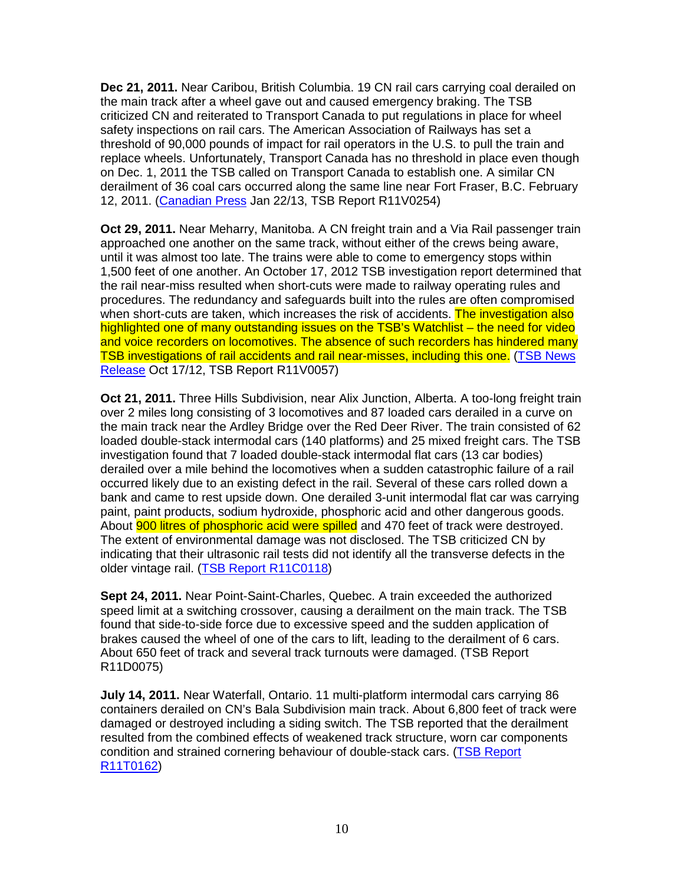**Dec 21, 2011.** Near Caribou, British Columbia. 19 CN rail cars carrying coal derailed on the main track after a wheel gave out and caused emergency braking. The TSB criticized CN and reiterated to Transport Canada to put regulations in place for wheel safety inspections on rail cars. The American Association of Railways has set a threshold of 90,000 pounds of impact for rail operators in the U.S. to pull the train and replace wheels. Unfortunately, Transport Canada has no threshold in place even though on Dec. 1, 2011 the TSB called on Transport Canada to establish one. A similar CN derailment of 36 coal cars occurred along the same line near Fort Fraser, B.C. February 12, 2011. (Canadian Press Jan 22/13, TSB Report R11V0254)

**Oct 29, 2011.** Near Meharry, Manitoba. A CN freight train and a Via Rail passenger train approached one another on the same track, without either of the crews being aware, until it was almost too late. The trains were able to come to emergency stops within 1,500 feet of one another. An October 17, 2012 TSB investigation report determined that the rail near-miss resulted when short-cuts were made to railway operating rules and procedures. The redundancy and safeguards built into the rules are often compromised when short-cuts are taken, which increases the risk of accidents. The investigation also highlighted one of many outstanding issues on the TSB's Watchlist – the need for video and voice recorders on locomotives. The absence of such recorders has hindered many TSB investigations of rail accidents and rail near-misses, including this one. (TSB News Release Oct 17/12, TSB Report R11V0057)

**Oct 21, 2011.** Three Hills Subdivision, near Alix Junction, Alberta. A too-long freight train over 2 miles long consisting of 3 locomotives and 87 loaded cars derailed in a curve on the main track near the Ardley Bridge over the Red Deer River. The train consisted of 62 loaded double-stack intermodal cars (140 platforms) and 25 mixed freight cars. The TSB investigation found that 7 loaded double-stack intermodal flat cars (13 car bodies) derailed over a mile behind the locomotives when a sudden catastrophic failure of a rail occurred likely due to an existing defect in the rail. Several of these cars rolled down a bank and came to rest upside down. One derailed 3-unit intermodal flat car was carrying paint, paint products, sodium hydroxide, phosphoric acid and other dangerous goods. About 900 litres of phosphoric acid were spilled and 470 feet of track were destroyed. The extent of environmental damage was not disclosed. The TSB criticized CN by indicating that their ultrasonic rail tests did not identify all the transverse defects in the older vintage rail. (TSB Report R11C0118)

**Sept 24, 2011.** Near Point-Saint-Charles, Quebec. A train exceeded the authorized speed limit at a switching crossover, causing a derailment on the main track. The TSB found that side-to-side force due to excessive speed and the sudden application of brakes caused the wheel of one of the cars to lift, leading to the derailment of 6 cars. About 650 feet of track and several track turnouts were damaged. (TSB Report R11D0075)

**July 14, 2011.** Near Waterfall, Ontario. 11 multi-platform intermodal cars carrying 86 containers derailed on CN's Bala Subdivision main track. About 6,800 feet of track were damaged or destroyed including a siding switch. The TSB reported that the derailment resulted from the combined effects of weakened track structure, worn car components condition and strained cornering behaviour of double-stack cars. (TSB Report R11T0162)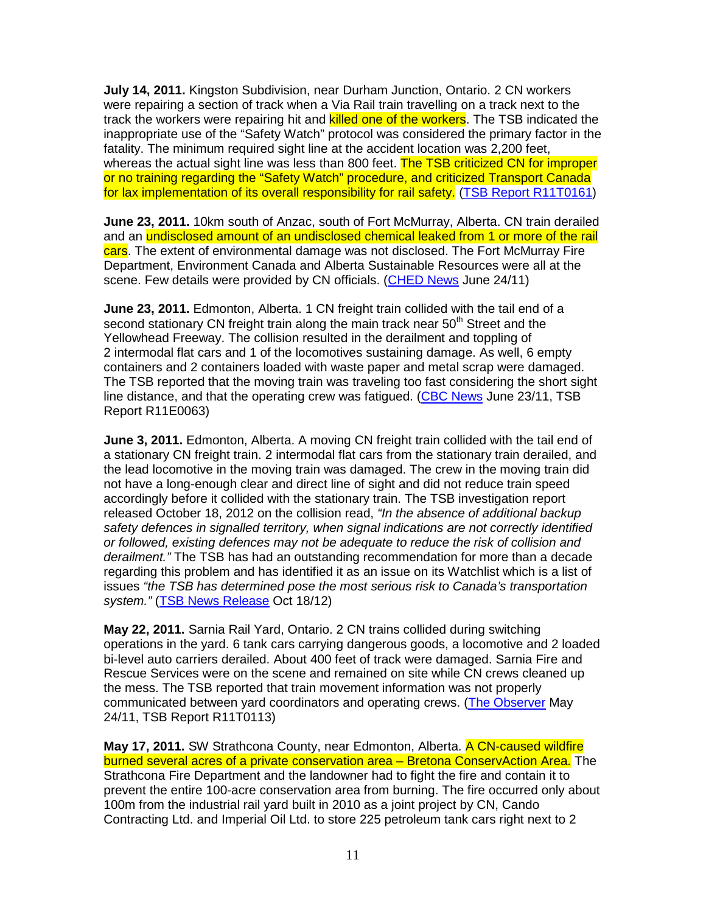**July 14, 2011.** Kingston Subdivision, near Durham Junction, Ontario. 2 CN workers were repairing a section of track when a Via Rail train travelling on a track next to the track the workers were repairing hit and killed one of the workers. The TSB indicated the inappropriate use of the "Safety Watch" protocol was considered the primary factor in the fatality. The minimum required sight line at the accident location was 2,200 feet, whereas the actual sight line was less than 800 feet. The TSB criticized CN for improper or no training regarding the "Safety Watch" procedure, and criticized Transport Canada for lax implementation of its overall responsibility for rail safety. (TSB Report R11T0161)

**June 23, 2011.** 10km south of Anzac, south of Fort McMurray, Alberta. CN train derailed and an undisclosed amount of an undisclosed chemical leaked from 1 or more of the rail cars. The extent of environmental damage was not disclosed. The Fort McMurray Fire Department, Environment Canada and Alberta Sustainable Resources were all at the scene. Few details were provided by CN officials. (CHED News June 24/11)

**June 23, 2011.** Edmonton, Alberta. 1 CN freight train collided with the tail end of a second stationary CN freight train along the main track near 50th Street and the Yellowhead Freeway. The collision resulted in the derailment and toppling of 2 intermodal flat cars and 1 of the locomotives sustaining damage. As well, 6 empty containers and 2 containers loaded with waste paper and metal scrap were damaged. The TSB reported that the moving train was traveling too fast considering the short sight line distance, and that the operating crew was fatigued. (CBC News June 23/11, TSB Report R11E0063)

**June 3, 2011.** Edmonton, Alberta. A moving CN freight train collided with the tail end of a stationary CN freight train. 2 intermodal flat cars from the stationary train derailed, and the lead locomotive in the moving train was damaged. The crew in the moving train did not have a long-enough clear and direct line of sight and did not reduce train speed accordingly before it collided with the stationary train. The TSB investigation report released October 18, 2012 on the collision read, *"In the absence of additional backup safety defences in signalled territory, when signal indications are not correctly identified or followed, existing defences may not be adequate to reduce the risk of collision and derailment."* The TSB has had an outstanding recommendation for more than a decade regarding this problem and has identified it as an issue on its Watchlist which is a list of issues *"the TSB has determined pose the most serious risk to Canada's transportation system."* (TSB News Release Oct 18/12)

**May 22, 2011.** Sarnia Rail Yard, Ontario. 2 CN trains collided during switching operations in the yard. 6 tank cars carrying dangerous goods, a locomotive and 2 loaded bi-level auto carriers derailed. About 400 feet of track were damaged. Sarnia Fire and Rescue Services were on the scene and remained on site while CN crews cleaned up the mess. The TSB reported that train movement information was not properly communicated between yard coordinators and operating crews. (The Observer May 24/11, TSB Report R11T0113)

**May 17, 2011.** SW Strathcona County, near Edmonton, Alberta. A CN-caused wildfire burned several acres of a private conservation area – Bretona ConservAction Area. The Strathcona Fire Department and the landowner had to fight the fire and contain it to prevent the entire 100-acre conservation area from burning. The fire occurred only about 100m from the industrial rail yard built in 2010 as a joint project by CN, Cando Contracting Ltd. and Imperial Oil Ltd. to store 225 petroleum tank cars right next to 2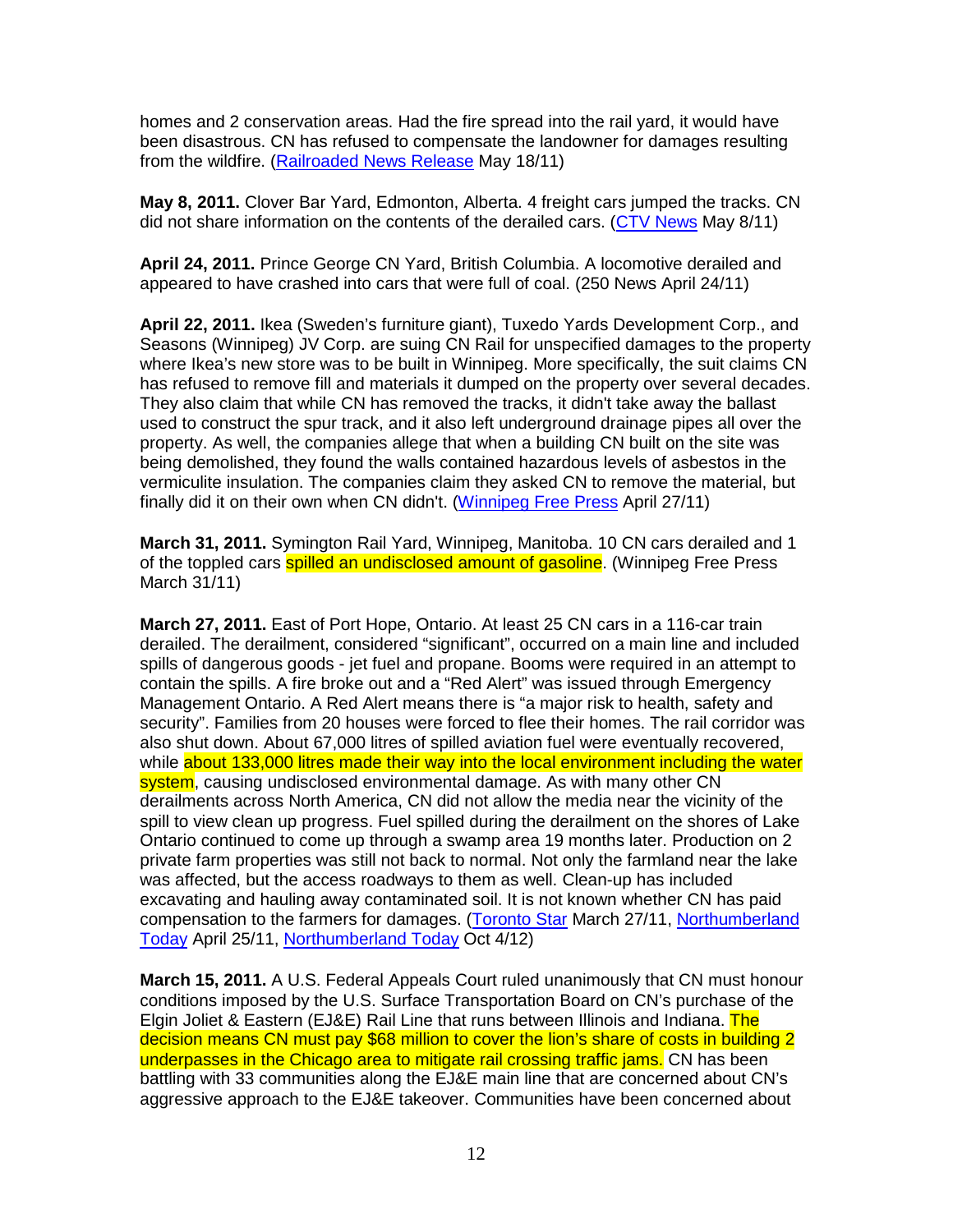homes and 2 conservation areas. Had the fire spread into the rail yard, it would have been disastrous. CN has refused to compensate the landowner for damages resulting from the wildfire. (Railroaded News Release May 18/11)

**May 8, 2011.** Clover Bar Yard, Edmonton, Alberta. 4 freight cars jumped the tracks. CN did not share information on the contents of the derailed cars. (CTV News May 8/11)

**April 24, 2011.** Prince George CN Yard, British Columbia. A locomotive derailed and appeared to have crashed into cars that were full of coal. (250 News April 24/11)

**April 22, 2011.** Ikea (Sweden's furniture giant), Tuxedo Yards Development Corp., and Seasons (Winnipeg) JV Corp. are suing CN Rail for unspecified damages to the property where Ikea's new store was to be built in Winnipeg. More specifically, the suit claims CN has refused to remove fill and materials it dumped on the property over several decades. They also claim that while CN has removed the tracks, it didn't take away the ballast used to construct the spur track, and it also left underground drainage pipes all over the property. As well, the companies allege that when a building CN built on the site was being demolished, they found the walls contained hazardous levels of asbestos in the vermiculite insulation. The companies claim they asked CN to remove the material, but finally did it on their own when CN didn't. (Winnipeg Free Press April 27/11)

**March 31, 2011.** Symington Rail Yard, Winnipeg, Manitoba. 10 CN cars derailed and 1 of the toppled cars spilled an undisclosed amount of gasoline. (Winnipeg Free Press March 31/11)

**March 27, 2011.** East of Port Hope, Ontario. At least 25 CN cars in a 116-car train derailed. The derailment, considered "significant", occurred on a main line and included spills of dangerous goods - jet fuel and propane. Booms were required in an attempt to contain the spills. A fire broke out and a "Red Alert" was issued through Emergency Management Ontario. A Red Alert means there is "a major risk to health, safety and security". Families from 20 houses were forced to flee their homes. The rail corridor was also shut down. About 67,000 litres of spilled aviation fuel were eventually recovered, while about 133,000 litres made their way into the local environment including the water system, causing undisclosed environmental damage. As with many other CN derailments across North America, CN did not allow the media near the vicinity of the spill to view clean up progress. Fuel spilled during the derailment on the shores of Lake Ontario continued to come up through a swamp area 19 months later. Production on 2 private farm properties was still not back to normal. Not only the farmland near the lake was affected, but the access roadways to them as well. Clean-up has included excavating and hauling away contaminated soil. It is not known whether CN has paid compensation to the farmers for damages. (Toronto Star March 27/11, Northumberland Today April 25/11, Northumberland Today Oct 4/12)

**March 15, 2011.** A U.S. Federal Appeals Court ruled unanimously that CN must honour conditions imposed by the U.S. Surface Transportation Board on CN's purchase of the Elgin Joliet & Eastern (EJ&E) Rail Line that runs between Illinois and Indiana. The decision means CN must pay $68 million to cover the lion's share of costs in building 2 underpasses in the Chicago area to mitigate rail crossing traffic jams. CN has been battling with 33 communities along the EJ&E main line that are concerned about CN's aggressive approach to the EJ&E takeover. Communities have been concerned about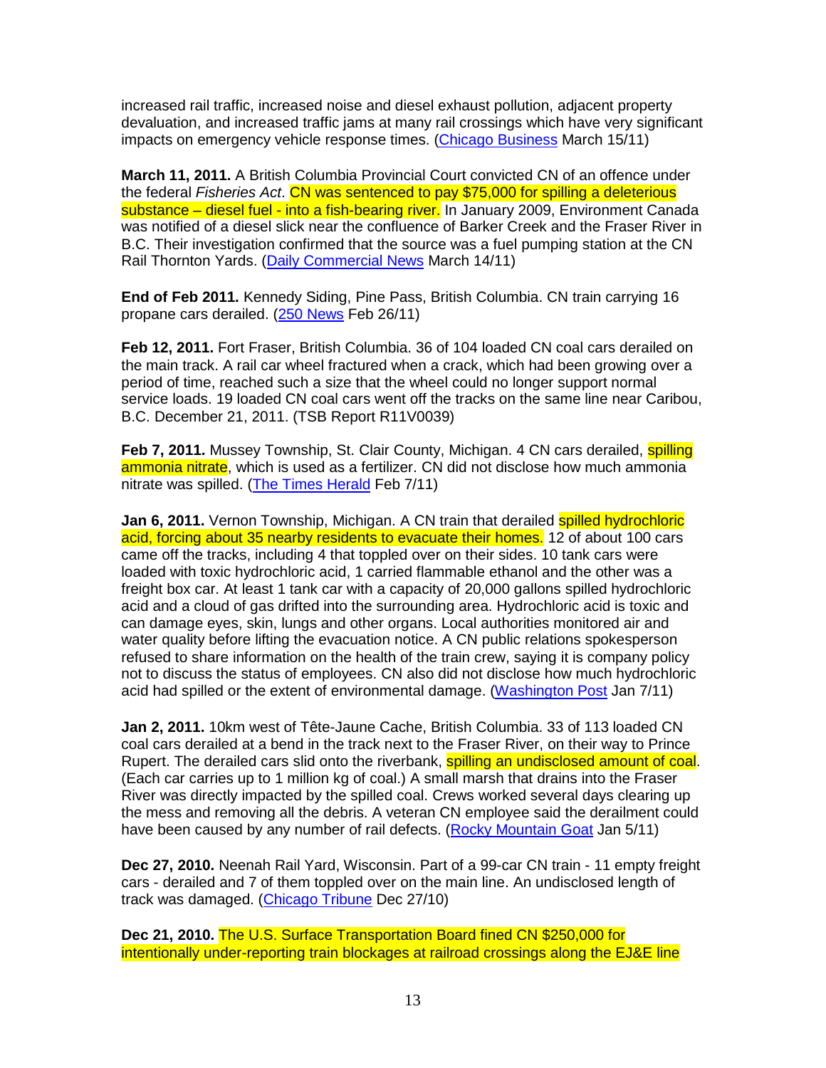increased rail traffic, increased noise and diesel exhaust pollution, adjacent property devaluation, and increased traffic jams at many rail crossings which have very significant impacts on emergency vehicle response times. (Chicago Business March 15/11)

**March 11, 2011.** A British Columbia Provincial Court convicted CN of an offence under the federal *Fisheries Act*. CN was sentenced to pay $75,000 for spilling a deleterious substance – diesel fuel - into a fish-bearing river. In January 2009, Environment Canada was notified of a diesel slick near the confluence of Barker Creek and the Fraser River in B.C. Their investigation confirmed that the source was a fuel pumping station at the CN Rail Thornton Yards. (Daily Commercial News March 14/11)

**End of Feb 2011.** Kennedy Siding, Pine Pass, British Columbia. CN train carrying 16 propane cars derailed. (250 News Feb 26/11)

**Feb 12, 2011.** Fort Fraser, British Columbia. 36 of 104 loaded CN coal cars derailed on the main track. A rail car wheel fractured when a crack, which had been growing over a period of time, reached such a size that the wheel could no longer support normal service loads. 19 loaded CN coal cars went off the tracks on the same line near Caribou, B.C. December 21, 2011. (TSB Report R11V0039)

**Feb 7, 2011.** Mussey Township, St. Clair County, Michigan. 4 CN cars derailed, spilling ammonia nitrate, which is used as a fertilizer. CN did not disclose how much ammonia nitrate was spilled. (The Times Herald Feb 7/11)

**Jan 6, 2011.** Vernon Township, Michigan. A CN train that derailed spilled hydrochloric acid, forcing about 35 nearby residents to evacuate their homes. 12 of about 100 cars came off the tracks, including 4 that toppled over on their sides. 10 tank cars were loaded with toxic hydrochloric acid, 1 carried flammable ethanol and the other was a freight box car. At least 1 tank car with a capacity of 20,000 gallons spilled hydrochloric acid and a cloud of gas drifted into the surrounding area. Hydrochloric acid is toxic and can damage eyes, skin, lungs and other organs. Local authorities monitored air and water quality before lifting the evacuation notice. A CN public relations spokesperson refused to share information on the health of the train crew, saying it is company policy not to discuss the status of employees. CN also did not disclose how much hydrochloric acid had spilled or the extent of environmental damage. (Washington Post Jan 7/11)

**Jan 2, 2011.** 10km west of Tête-Jaune Cache, British Columbia. 33 of 113 loaded CN coal cars derailed at a bend in the track next to the Fraser River, on their way to Prince Rupert. The derailed cars slid onto the riverbank, spilling an undisclosed amount of coal. (Each car carries up to 1 million kg of coal.) A small marsh that drains into the Fraser River was directly impacted by the spilled coal. Crews worked several days clearing up the mess and removing all the debris. A veteran CN employee said the derailment could have been caused by any number of rail defects. (Rocky Mountain Goat Jan 5/11)

**Dec 27, 2010.** Neenah Rail Yard, Wisconsin. Part of a 99-car CN train - 11 empty freight cars - derailed and 7 of them toppled over on the main line. An undisclosed length of track was damaged. (Chicago Tribune Dec 27/10)

**Dec 21, 2010.** The U.S. Surface Transportation Board fined CN $250,000 for intentionally under-reporting train blockages at railroad crossings along the EJ&E line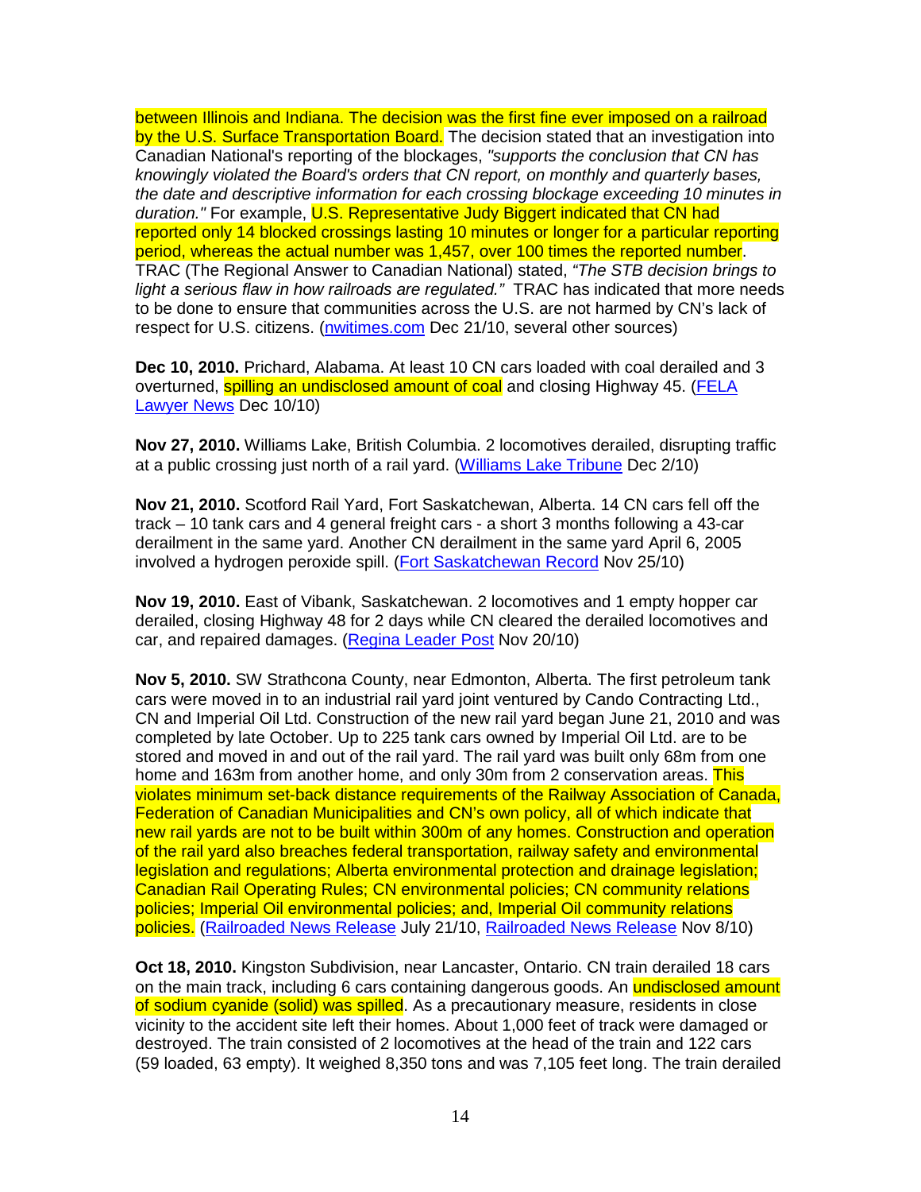between Illinois and Indiana. The decision was the first fine ever imposed on a railroad by the U.S. Surface Transportation Board. The decision stated that an investigation into Canadian National's reporting of the blockages, *"supports the conclusion that CN has knowingly violated the Board's orders that CN report, on monthly and quarterly bases, the date and descriptive information for each crossing blockage exceeding 10 minutes in duration."* For example, U.S. Representative Judy Biggert indicated that CN had reported only 14 blocked crossings lasting 10 minutes or longer for a particular reporting period, whereas the actual number was 1,457, over 100 times the reported number. TRAC (The Regional Answer to Canadian National) stated, *"The STB decision brings to light a serious flaw in how railroads are regulated."* TRAC has indicated that more needs to be done to ensure that communities across the U.S. are not harmed by CN's lack of respect for U.S. citizens. (nwitimes.com Dec 21/10, several other sources)

**Dec 10, 2010.** Prichard, Alabama. At least 10 CN cars loaded with coal derailed and 3 overturned, spilling an undisclosed amount of coal and closing Highway 45. (FELA Lawyer News Dec 10/10)

**Nov 27, 2010.** Williams Lake, British Columbia. 2 locomotives derailed, disrupting traffic at a public crossing just north of a rail yard. (Williams Lake Tribune Dec 2/10)

**Nov 21, 2010.** Scotford Rail Yard, Fort Saskatchewan, Alberta. 14 CN cars fell off the track – 10 tank cars and 4 general freight cars - a short 3 months following a 43-car derailment in the same yard. Another CN derailment in the same yard April 6, 2005 involved a hydrogen peroxide spill. (Fort Saskatchewan Record Nov 25/10)

**Nov 19, 2010.** East of Vibank, Saskatchewan. 2 locomotives and 1 empty hopper car derailed, closing Highway 48 for 2 days while CN cleared the derailed locomotives and car, and repaired damages. (Regina Leader Post Nov 20/10)

**Nov 5, 2010.** SW Strathcona County, near Edmonton, Alberta. The first petroleum tank cars were moved in to an industrial rail yard joint ventured by Cando Contracting Ltd., CN and Imperial Oil Ltd. Construction of the new rail yard began June 21, 2010 and was completed by late October. Up to 225 tank cars owned by Imperial Oil Ltd. are to be stored and moved in and out of the rail yard. The rail yard was built only 68m from one home and 163m from another home, and only 30m from 2 conservation areas. This violates minimum set-back distance requirements of the Railway Association of Canada, Federation of Canadian Municipalities and CN's own policy, all of which indicate that new rail yards are not to be built within 300m of any homes. Construction and operation of the rail yard also breaches federal transportation, railway safety and environmental legislation and regulations; Alberta environmental protection and drainage legislation; Canadian Rail Operating Rules; CN environmental policies; CN community relations policies; Imperial Oil environmental policies; and, Imperial Oil community relations policies. (Railroaded News Release July 21/10, Railroaded News Release Nov 8/10)

**Oct 18, 2010.** Kingston Subdivision, near Lancaster, Ontario. CN train derailed 18 cars on the main track, including 6 cars containing dangerous goods. An undisclosed amount of sodium cyanide (solid) was spilled. As a precautionary measure, residents in close vicinity to the accident site left their homes. About 1,000 feet of track were damaged or destroyed. The train consisted of 2 locomotives at the head of the train and 122 cars (59 loaded, 63 empty). It weighed 8,350 tons and was 7,105 feet long. The train derailed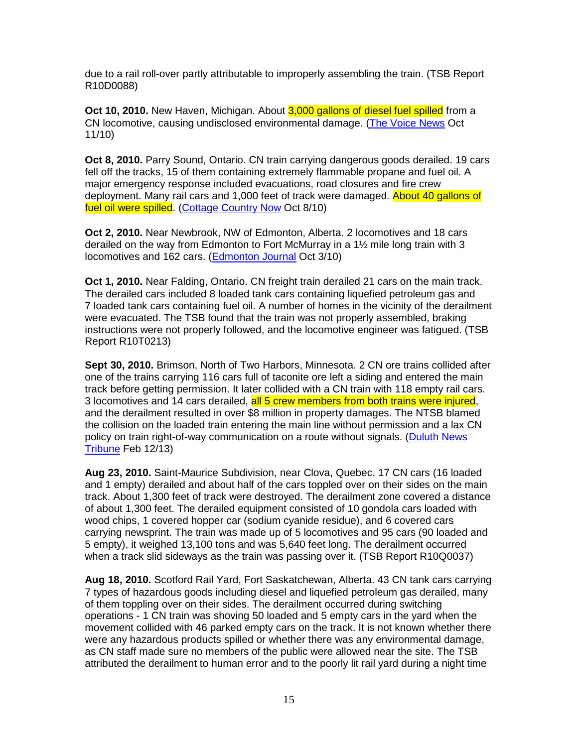due to a rail roll-over partly attributable to improperly assembling the train. (TSB Report R10D0088)

**Oct 10, 2010.** New Haven, Michigan. About 3,000 gallons of diesel fuel spilled from a CN locomotive, causing undisclosed environmental damage. (The Voice News Oct 11/10)

**Oct 8, 2010.** Parry Sound, Ontario. CN train carrying dangerous goods derailed. 19 cars fell off the tracks, 15 of them containing extremely flammable propane and fuel oil. A major emergency response included evacuations, road closures and fire crew deployment. Many rail cars and 1,000 feet of track were damaged. About 40 gallons of fuel oil were spilled. (Cottage Country Now Oct 8/10)

**Oct 2, 2010.** Near Newbrook, NW of Edmonton, Alberta. 2 locomotives and 18 cars derailed on the way from Edmonton to Fort McMurray in a 1½ mile long train with 3 locomotives and 162 cars. (Edmonton Journal Oct 3/10)

**Oct 1, 2010.** Near Falding, Ontario. CN freight train derailed 21 cars on the main track. The derailed cars included 8 loaded tank cars containing liquefied petroleum gas and 7 loaded tank cars containing fuel oil. A number of homes in the vicinity of the derailment were evacuated. The TSB found that the train was not properly assembled, braking instructions were not properly followed, and the locomotive engineer was fatigued. (TSB Report R10T0213)

**Sept 30, 2010.** Brimson, North of Two Harbors, Minnesota. 2 CN ore trains collided after one of the trains carrying 116 cars full of taconite ore left a siding and entered the main track before getting permission. It later collided with a CN train with 118 empty rail cars. 3 locomotives and 14 cars derailed, all 5 crew members from both trains were injured, and the derailment resulted in over $8 million in property damages. The NTSB blamed the collision on the loaded train entering the main line without permission and a lax CN policy on train right-of-way communication on a route without signals. (Duluth News Tribune Feb 12/13)

**Aug 23, 2010.** Saint-Maurice Subdivision, near Clova, Quebec. 17 CN cars (16 loaded and 1 empty) derailed and about half of the cars toppled over on their sides on the main track. About 1,300 feet of track were destroyed. The derailment zone covered a distance of about 1,300 feet. The derailed equipment consisted of 10 gondola cars loaded with wood chips, 1 covered hopper car (sodium cyanide residue), and 6 covered cars carrying newsprint. The train was made up of 5 locomotives and 95 cars (90 loaded and 5 empty), it weighed 13,100 tons and was 5,640 feet long. The derailment occurred when a track slid sideways as the train was passing over it. (TSB Report R10Q0037)

**Aug 18, 2010.** Scotford Rail Yard, Fort Saskatchewan, Alberta. 43 CN tank cars carrying 7 types of hazardous goods including diesel and liquefied petroleum gas derailed, many of them toppling over on their sides. The derailment occurred during switching operations - 1 CN train was shoving 50 loaded and 5 empty cars in the yard when the movement collided with 46 parked empty cars on the track. It is not known whether there were any hazardous products spilled or whether there was any environmental damage, as CN staff made sure no members of the public were allowed near the site. The TSB attributed the derailment to human error and to the poorly lit rail yard during a night time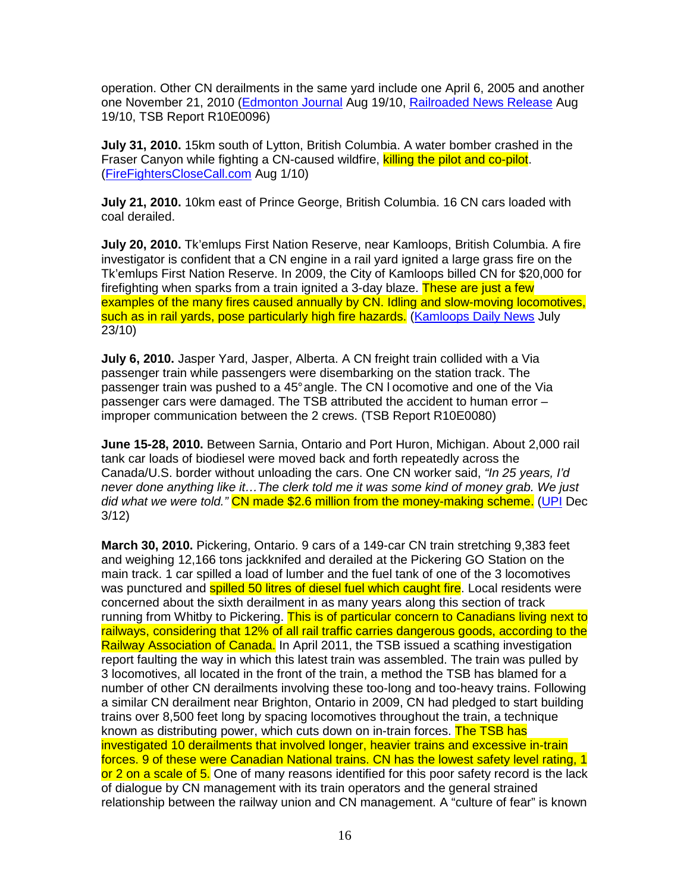operation. Other CN derailments in the same yard include one April 6, 2005 and another one November 21, 2010 (Edmonton Journal Aug 19/10, Railroaded News Release Aug 19/10, TSB Report R10E0096)

**July 31, 2010.** 15km south of Lytton, British Columbia. A water bomber crashed in the Fraser Canyon while fighting a CN-caused wildfire, killing the pilot and co-pilot. (FireFightersCloseCall.com Aug 1/10)

**July 21, 2010.** 10km east of Prince George, British Columbia. 16 CN cars loaded with coal derailed.

**July 20, 2010.** Tk'emlups First Nation Reserve, near Kamloops, British Columbia. A fire investigator is confident that a CN engine in a rail yard ignited a large grass fire on the Tk'emlups First Nation Reserve. In 2009, the City of Kamloops billed CN for $20,000 for firefighting when sparks from a train ignited a 3-day blaze. These are just a few examples of the many fires caused annually by CN. Idling and slow-moving locomotives, such as in rail yards, pose particularly high fire hazards. (Kamloops Daily News July 23/10)

**July 6, 2010.** Jasper Yard, Jasper, Alberta. A CN freight train collided with a Via passenger train while passengers were disembarking on the station track. The passenger train was pushed to a 45° angle. The CN locomotive and one of the Via passenger cars were damaged. The TSB attributed the accident to human error – improper communication between the 2 crews. (TSB Report R10E0080)

**June 15-28, 2010.** Between Sarnia, Ontario and Port Huron, Michigan. About 2,000 rail tank car loads of biodiesel were moved back and forth repeatedly across the Canada/U.S. border without unloading the cars. One CN worker said, *"In 25 years, I'd never done anything like it…The clerk told me it was some kind of money grab. We just did what we were told."* CN made $2.6 million from the money-making scheme. (UPI Dec 3/12)

**March 30, 2010.** Pickering, Ontario. 9 cars of a 149-car CN train stretching 9,383 feet and weighing 12,166 tons jackknifed and derailed at the Pickering GO Station on the main track. 1 car spilled a load of lumber and the fuel tank of one of the 3 locomotives was punctured and spilled 50 litres of diesel fuel which caught fire. Local residents were concerned about the sixth derailment in as many years along this section of track running from Whitby to Pickering. This is of particular concern to Canadians living next to railways, considering that 12% of all rail traffic carries dangerous goods, according to the Railway Association of Canada. In April 2011, the TSB issued a scathing investigation report faulting the way in which this latest train was assembled. The train was pulled by 3 locomotives, all located in the front of the train, a method the TSB has blamed for a number of other CN derailments involving these too-long and too-heavy trains. Following a similar CN derailment near Brighton, Ontario in 2009, CN had pledged to start building trains over 8,500 feet long by spacing locomotives throughout the train, a technique known as distributing power, which cuts down on in-train forces. The TSB has investigated 10 derailments that involved longer, heavier trains and excessive in-train forces. 9 of these were Canadian National trains. CN has the lowest safety level rating, 1 or 2 on a scale of 5. One of many reasons identified for this poor safety record is the lack of dialogue by CN management with its train operators and the general strained relationship between the railway union and CN management. A "culture of fear" is known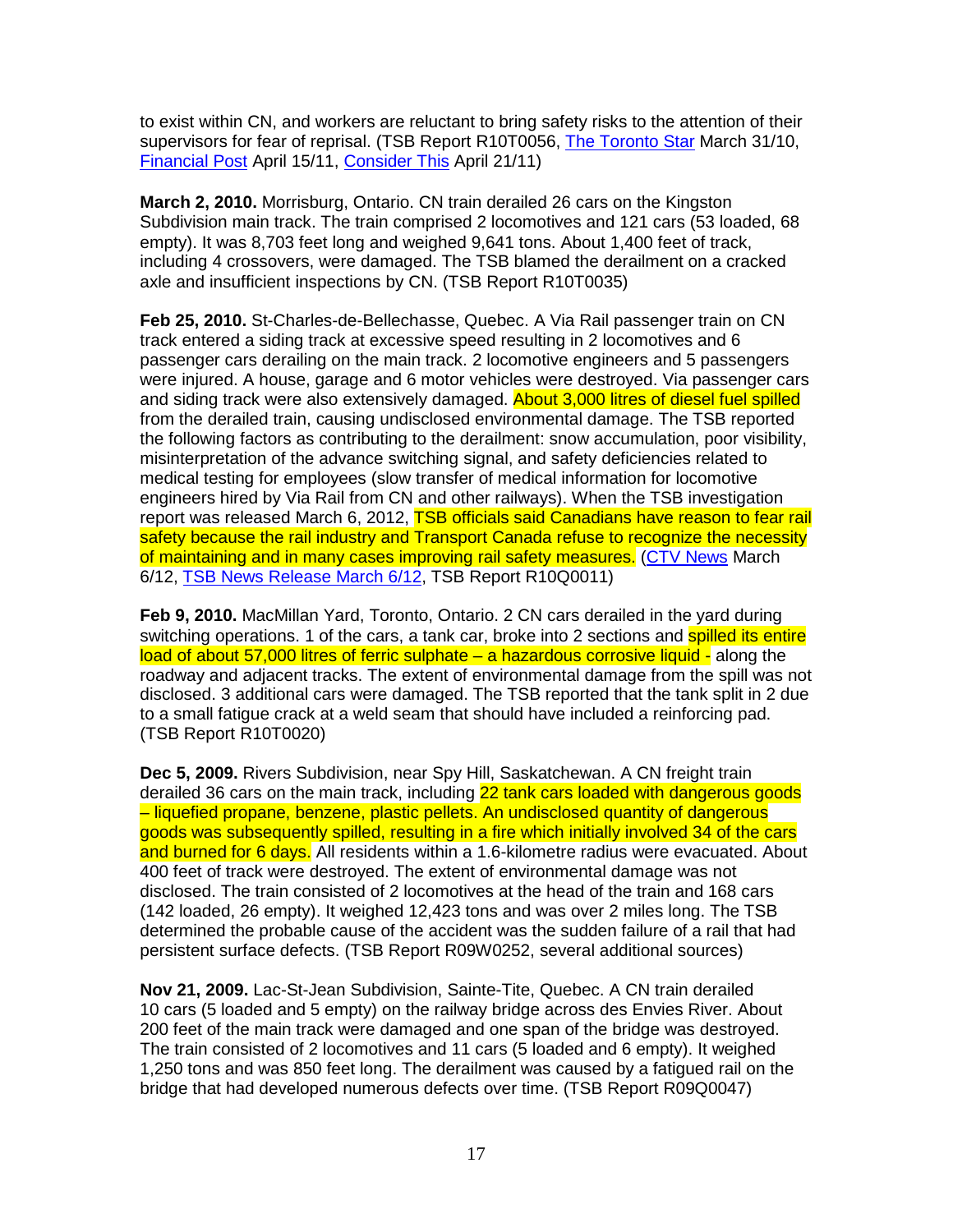to exist within CN, and workers are reluctant to bring safety risks to the attention of their supervisors for fear of reprisal. (TSB Report R10T0056, The Toronto Star March 31/10, Financial Post April 15/11, Consider This April 21/11)

**March 2, 2010.** Morrisburg, Ontario. CN train derailed 26 cars on the Kingston Subdivision main track. The train comprised 2 locomotives and 121 cars (53 loaded, 68 empty). It was 8,703 feet long and weighed 9,641 tons. About 1,400 feet of track, including 4 crossovers, were damaged. The TSB blamed the derailment on a cracked axle and insufficient inspections by CN. (TSB Report R10T0035)

**Feb 25, 2010.** St-Charles-de-Bellechasse, Quebec. A Via Rail passenger train on CN track entered a siding track at excessive speed resulting in 2 locomotives and 6 passenger cars derailing on the main track. 2 locomotive engineers and 5 passengers were injured. A house, garage and 6 motor vehicles were destroyed. Via passenger cars and siding track were also extensively damaged. About 3,000 litres of diesel fuel spilled from the derailed train, causing undisclosed environmental damage. The TSB reported the following factors as contributing to the derailment: snow accumulation, poor visibility, misinterpretation of the advance switching signal, and safety deficiencies related to medical testing for employees (slow transfer of medical information for locomotive engineers hired by Via Rail from CN and other railways). When the TSB investigation report was released March 6, 2012, TSB officials said Canadians have reason to fear rail safety because the rail industry and Transport Canada refuse to recognize the necessity of maintaining and in many cases improving rail safety measures. (CTV News March 6/12, TSB News Release March 6/12, TSB Report R10Q0011)

**Feb 9, 2010.** MacMillan Yard, Toronto, Ontario. 2 CN cars derailed in the yard during switching operations. 1 of the cars, a tank car, broke into 2 sections and spilled its entire load of about 57,000 litres of ferric sulphate – a hazardous corrosive liquid - along the roadway and adjacent tracks. The extent of environmental damage from the spill was not disclosed. 3 additional cars were damaged. The TSB reported that the tank split in 2 due to a small fatigue crack at a weld seam that should have included a reinforcing pad. (TSB Report R10T0020)

**Dec 5, 2009.** Rivers Subdivision, near Spy Hill, Saskatchewan. A CN freight train derailed 36 cars on the main track, including 22 tank cars loaded with dangerous goods – liquefied propane, benzene, plastic pellets. An undisclosed quantity of dangerous goods was subsequently spilled, resulting in a fire which initially involved 34 of the cars and burned for 6 days. All residents within a 1.6-kilometre radius were evacuated. About 400 feet of track were destroyed. The extent of environmental damage was not disclosed. The train consisted of 2 locomotives at the head of the train and 168 cars (142 loaded, 26 empty). It weighed 12,423 tons and was over 2 miles long. The TSB determined the probable cause of the accident was the sudden failure of a rail that had persistent surface defects. (TSB Report R09W0252, several additional sources)

**Nov 21, 2009.** Lac-St-Jean Subdivision, Sainte-Tite, Quebec. A CN train derailed 10 cars (5 loaded and 5 empty) on the railway bridge across des Envies River. About 200 feet of the main track were damaged and one span of the bridge was destroyed. The train consisted of 2 locomotives and 11 cars (5 loaded and 6 empty). It weighed 1,250 tons and was 850 feet long. The derailment was caused by a fatigued rail on the bridge that had developed numerous defects over time. (TSB Report R09Q0047)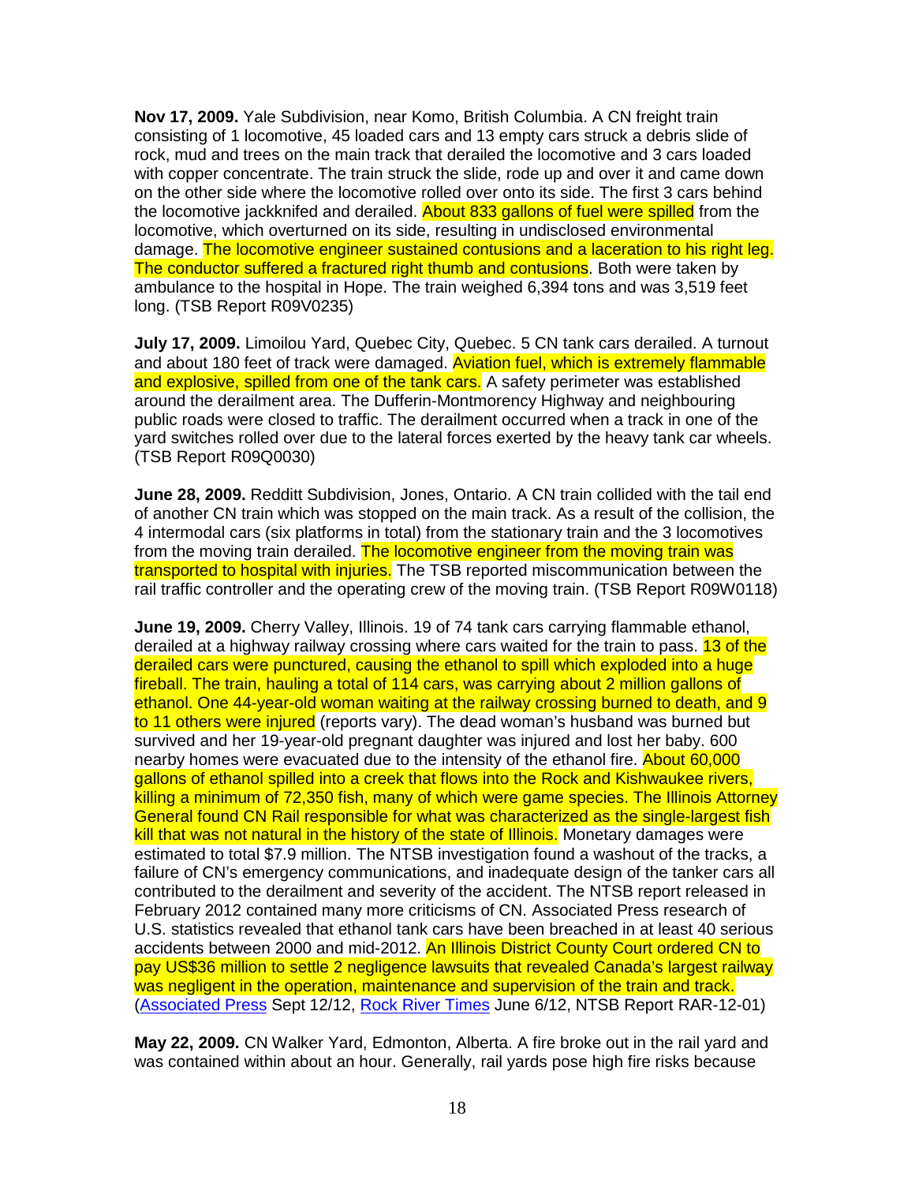**Nov 17, 2009.** Yale Subdivision, near Komo, British Columbia. A CN freight train consisting of 1 locomotive, 45 loaded cars and 13 empty cars struck a debris slide of rock, mud and trees on the main track that derailed the locomotive and 3 cars loaded with copper concentrate. The train struck the slide, rode up and over it and came down on the other side where the locomotive rolled over onto its side. The first 3 cars behind the locomotive jackknifed and derailed. About 833 gallons of fuel were spilled from the locomotive, which overturned on its side, resulting in undisclosed environmental damage. The locomotive engineer sustained contusions and a laceration to his right leg. The conductor suffered a fractured right thumb and contusions. Both were taken by ambulance to the hospital in Hope. The train weighed 6,394 tons and was 3,519 feet long. (TSB Report R09V0235)

**July 17, 2009.** Limoilou Yard, Quebec City, Quebec. 5 CN tank cars derailed. A turnout and about 180 feet of track were damaged. Aviation fuel, which is extremely flammable and explosive, spilled from one of the tank cars. A safety perimeter was established around the derailment area. The Dufferin-Montmorency Highway and neighbouring public roads were closed to traffic. The derailment occurred when a track in one of the yard switches rolled over due to the lateral forces exerted by the heavy tank car wheels. (TSB Report R09Q0030)

**June 28, 2009.** Redditt Subdivision, Jones, Ontario. A CN train collided with the tail end of another CN train which was stopped on the main track. As a result of the collision, the 4 intermodal cars (six platforms in total) from the stationary train and the 3 locomotives from the moving train derailed. The locomotive engineer from the moving train was transported to hospital with injuries. The TSB reported miscommunication between the rail traffic controller and the operating crew of the moving train. (TSB Report R09W0118)

**June 19, 2009.** Cherry Valley, Illinois. 19 of 74 tank cars carrying flammable ethanol, derailed at a highway railway crossing where cars waited for the train to pass. 13 of the derailed cars were punctured, causing the ethanol to spill which exploded into a huge fireball. The train, hauling a total of 114 cars, was carrying about 2 million gallons of ethanol. One 44-year-old woman waiting at the railway crossing burned to death, and 9 to 11 others were injured (reports vary). The dead woman's husband was burned but survived and her 19-year-old pregnant daughter was injured and lost her baby. 600 nearby homes were evacuated due to the intensity of the ethanol fire. About 60,000 gallons of ethanol spilled into a creek that flows into the Rock and Kishwaukee rivers, killing a minimum of 72,350 fish, many of which were game species. The Illinois Attorney General found CN Rail responsible for what was characterized as the single-largest fish kill that was not natural in the history of the state of Illinois. Monetary damages were estimated to total $7.9 million. The NTSB investigation found a washout of the tracks, a failure of CN's emergency communications, and inadequate design of the tanker cars all contributed to the derailment and severity of the accident. The NTSB report released in February 2012 contained many more criticisms of CN. Associated Press research of U.S. statistics revealed that ethanol tank cars have been breached in at least 40 serious accidents between 2000 and mid-2012. An Illinois District County Court ordered CN to pay US$36 million to settle 2 negligence lawsuits that revealed Canada's largest railway was negligent in the operation, maintenance and supervision of the train and track. (Associated Press Sept 12/12, Rock River Times June 6/12, NTSB Report RAR-12-01)

**May 22, 2009.** CN Walker Yard, Edmonton, Alberta. A fire broke out in the rail yard and was contained within about an hour. Generally, rail yards pose high fire risks because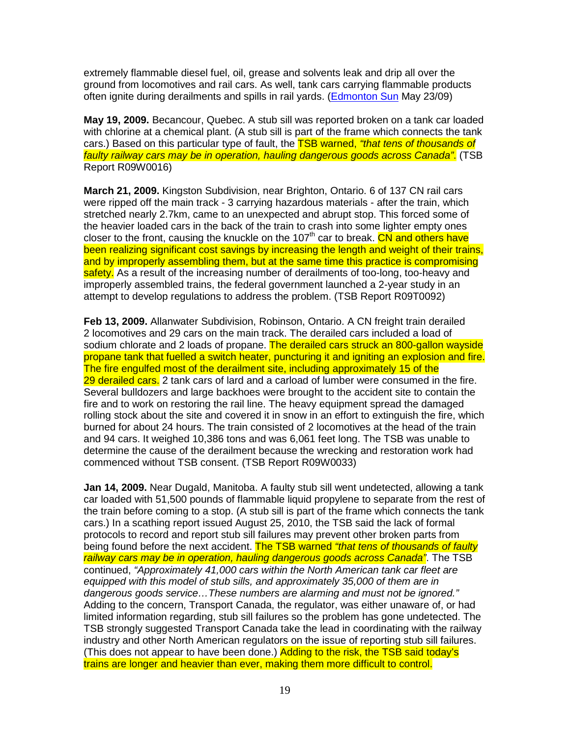extremely flammable diesel fuel, oil, grease and solvents leak and drip all over the ground from locomotives and rail cars. As well, tank cars carrying flammable products often ignite during derailments and spills in rail yards. (Edmonton Sun May 23/09)

**May 19, 2009.** Becancour, Quebec. A stub sill was reported broken on a tank car loaded with chlorine at a chemical plant. (A stub sill is part of the frame which connects the tank cars.) Based on this particular type of fault, the TSB warned, *"that tens of thousands of faulty railway cars may be in operation, hauling dangerous goods across Canada".* (TSB Report R09W0016)

**March 21, 2009.** Kingston Subdivision, near Brighton, Ontario. 6 of 137 CN rail cars were ripped off the main track - 3 carrying hazardous materials - after the train, which stretched nearly 2.7km, came to an unexpected and abrupt stop. This forced some of the heavier loaded cars in the back of the train to crash into some lighter empty ones closer to the front, causing the knuckle on the 107th car to break. CN and others have been realizing significant cost savings by increasing the length and weight of their trains, and by improperly assembling them, but at the same time this practice is compromising safety. As a result of the increasing number of derailments of too-long, too-heavy and improperly assembled trains, the federal government launched a 2-year study in an attempt to develop regulations to address the problem. (TSB Report R09T0092)

**Feb 13, 2009.** Allanwater Subdivision, Robinson, Ontario. A CN freight train derailed 2 locomotives and 29 cars on the main track. The derailed cars included a load of sodium chlorate and 2 loads of propane. The derailed cars struck an 800-gallon wayside propane tank that fuelled a switch heater, puncturing it and igniting an explosion and fire. The fire engulfed most of the derailment site, including approximately 15 of the 29 derailed cars. 2 tank cars of lard and a carload of lumber were consumed in the fire. Several bulldozers and large backhoes were brought to the accident site to contain the fire and to work on restoring the rail line. The heavy equipment spread the damaged rolling stock about the site and covered it in snow in an effort to extinguish the fire, which burned for about 24 hours. The train consisted of 2 locomotives at the head of the train and 94 cars. It weighed 10,386 tons and was 6,061 feet long. The TSB was unable to determine the cause of the derailment because the wrecking and restoration work had commenced without TSB consent. (TSB Report R09W0033)

**Jan 14, 2009.** Near Dugald, Manitoba. A faulty stub sill went undetected, allowing a tank car loaded with 51,500 pounds of flammable liquid propylene to separate from the rest of the train before coming to a stop. (A stub sill is part of the frame which connects the tank cars.) In a scathing report issued August 25, 2010, the TSB said the lack of formal protocols to record and report stub sill failures may prevent other broken parts from being found before the next accident. The TSB warned *"that tens of thousands of faulty railway cars may be in operation, hauling dangerous goods across Canada"*. The TSB continued, *"Approximately 41,000 cars within the North American tank car fleet are equipped with this model of stub sills, and approximately 35,000 of them are in dangerous goods service…These numbers are alarming and must not be ignored."* Adding to the concern, Transport Canada, the regulator, was either unaware of, or had limited information regarding, stub sill failures so the problem has gone undetected. The TSB strongly suggested Transport Canada take the lead in coordinating with the railway industry and other North American regulators on the issue of reporting stub sill failures. (This does not appear to have been done.) Adding to the risk, the TSB said today's trains are longer and heavier than ever, making them more difficult to control.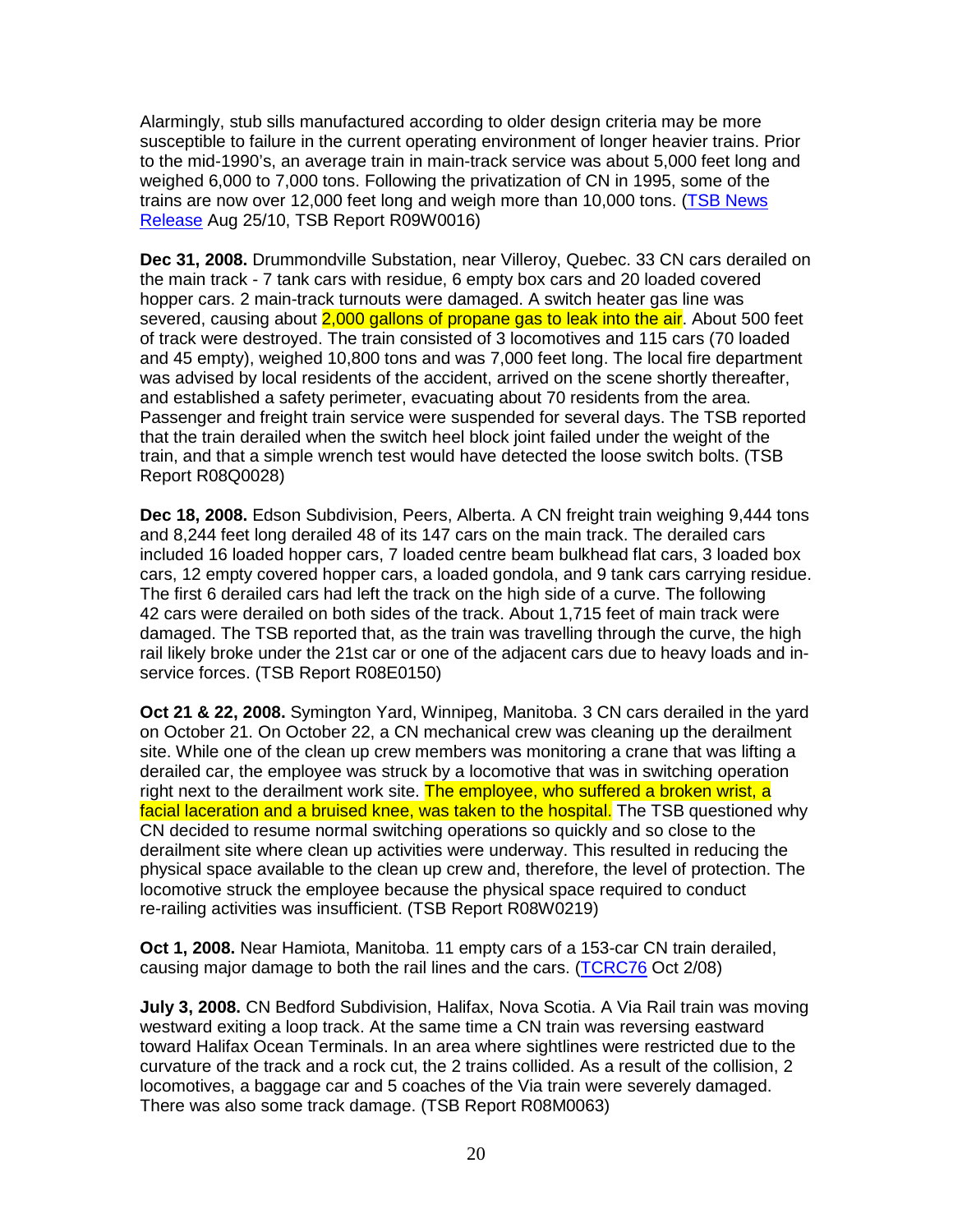Alarmingly, stub sills manufactured according to older design criteria may be more susceptible to failure in the current operating environment of longer heavier trains. Prior to the mid-1990's, an average train in main-track service was about 5,000 feet long and weighed 6,000 to 7,000 tons. Following the privatization of CN in 1995, some of the trains are now over 12,000 feet long and weigh more than 10,000 tons. (TSB News Release Aug 25/10, TSB Report R09W0016)

**Dec 31, 2008.** Drummondville Substation, near Villeroy, Quebec. 33 CN cars derailed on the main track - 7 tank cars with residue, 6 empty box cars and 20 loaded covered hopper cars. 2 main-track turnouts were damaged. A switch heater gas line was severed, causing about 2,000 gallons of propane gas to leak into the air. About 500 feet of track were destroyed. The train consisted of 3 locomotives and 115 cars (70 loaded and 45 empty), weighed 10,800 tons and was 7,000 feet long. The local fire department was advised by local residents of the accident, arrived on the scene shortly thereafter, and established a safety perimeter, evacuating about 70 residents from the area. Passenger and freight train service were suspended for several days. The TSB reported that the train derailed when the switch heel block joint failed under the weight of the train, and that a simple wrench test would have detected the loose switch bolts. (TSB Report R08Q0028)

**Dec 18, 2008.** Edson Subdivision, Peers, Alberta. A CN freight train weighing 9,444 tons and 8,244 feet long derailed 48 of its 147 cars on the main track. The derailed cars included 16 loaded hopper cars, 7 loaded centre beam bulkhead flat cars, 3 loaded box cars, 12 empty covered hopper cars, a loaded gondola, and 9 tank cars carrying residue. The first 6 derailed cars had left the track on the high side of a curve. The following 42 cars were derailed on both sides of the track. About 1,715 feet of main track were damaged. The TSB reported that, as the train was travelling through the curve, the high rail likely broke under the 21st car or one of the adjacent cars due to heavy loads and in-service forces. (TSB Report R08E0150)

**Oct 21 & 22, 2008.** Symington Yard, Winnipeg, Manitoba. 3 CN cars derailed in the yard on October 21. On October 22, a CN mechanical crew was cleaning up the derailment site. While one of the clean up crew members was monitoring a crane that was lifting a derailed car, the employee was struck by a locomotive that was in switching operation right next to the derailment work site. The employee, who suffered a broken wrist, a facial laceration and a bruised knee, was taken to the hospital. The TSB questioned why CN decided to resume normal switching operations so quickly and so close to the derailment site where clean up activities were underway. This resulted in reducing the physical space available to the clean up crew and, therefore, the level of protection. The locomotive struck the employee because the physical space required to conduct re-railing activities was insufficient. (TSB Report R08W0219)

**Oct 1, 2008.** Near Hamiota, Manitoba. 11 empty cars of a 153-car CN train derailed, causing major damage to both the rail lines and the cars. (TCRC76 Oct 2/08)

**July 3, 2008.** CN Bedford Subdivision, Halifax, Nova Scotia. A Via Rail train was moving westward exiting a loop track. At the same time a CN train was reversing eastward toward Halifax Ocean Terminals. In an area where sightlines were restricted due to the curvature of the track and a rock cut, the 2 trains collided. As a result of the collision, 2 locomotives, a baggage car and 5 coaches of the Via train were severely damaged. There was also some track damage. (TSB Report R08M0063)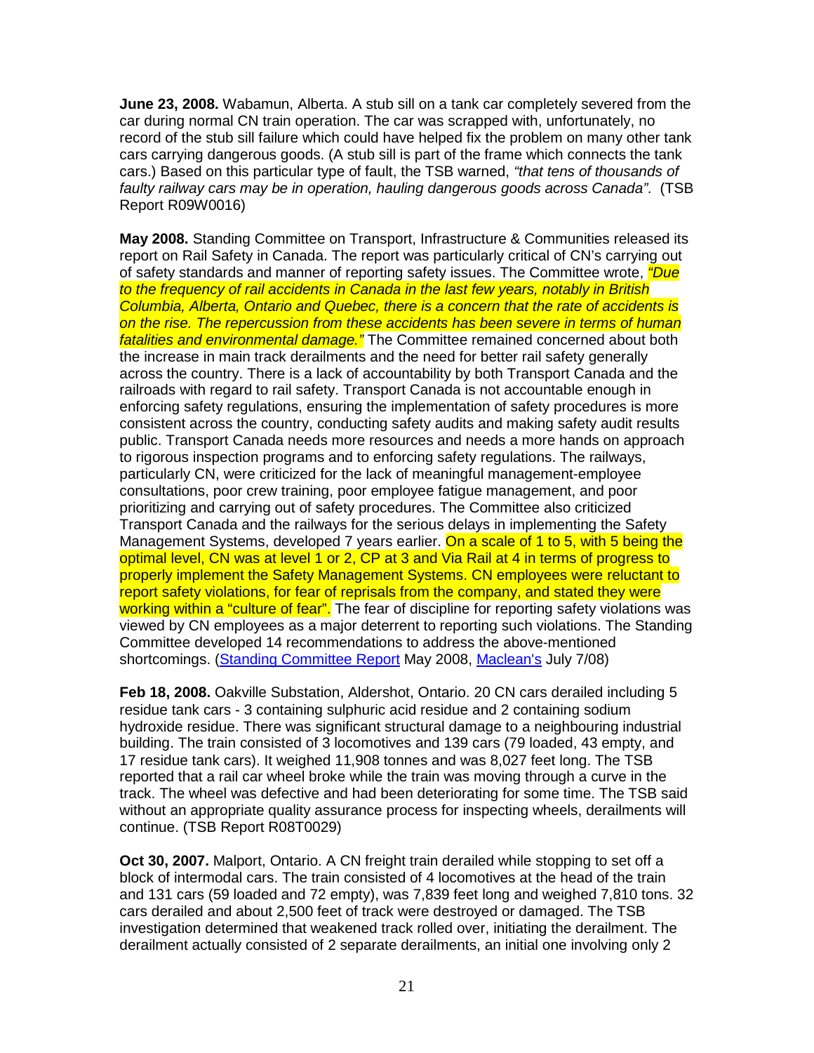**June 23, 2008.** Wabamun, Alberta. A stub sill on a tank car completely severed from the car during normal CN train operation. The car was scrapped with, unfortunately, no record of the stub sill failure which could have helped fix the problem on many other tank cars carrying dangerous goods. (A stub sill is part of the frame which connects the tank cars.) Based on this particular type of fault, the TSB warned, *"that tens of thousands of faulty railway cars may be in operation, hauling dangerous goods across Canada"*. (TSB Report R09W0016)

**May 2008.** Standing Committee on Transport, Infrastructure & Communities released its report on Rail Safety in Canada. The report was particularly critical of CN's carrying out of safety standards and manner of reporting safety issues. The Committee wrote, *"Due to the frequency of rail accidents in Canada in the last few years, notably in British Columbia, Alberta, Ontario and Quebec, there is a concern that the rate of accidents is on the rise. The repercussion from these accidents has been severe in terms of human fatalities and environmental damage."* The Committee remained concerned about both the increase in main track derailments and the need for better rail safety generally across the country. There is a lack of accountability by both Transport Canada and the railroads with regard to rail safety. Transport Canada is not accountable enough in enforcing safety regulations, ensuring the implementation of safety procedures is more consistent across the country, conducting safety audits and making safety audit results public. Transport Canada needs more resources and needs a more hands on approach to rigorous inspection programs and to enforcing safety regulations. The railways, particularly CN, were criticized for the lack of meaningful management-employee consultations, poor crew training, poor employee fatigue management, and poor prioritizing and carrying out of safety procedures. The Committee also criticized Transport Canada and the railways for the serious delays in implementing the Safety Management Systems, developed 7 years earlier. On a scale of 1 to 5, with 5 being the optimal level, CN was at level 1 or 2, CP at 3 and Via Rail at 4 in terms of progress to properly implement the Safety Management Systems. CN employees were reluctant to report safety violations, for fear of reprisals from the company, and stated they were working within a "culture of fear". The fear of discipline for reporting safety violations was viewed by CN employees as a major deterrent to reporting such violations. The Standing Committee developed 14 recommendations to address the above-mentioned shortcomings. (Standing Committee Report May 2008, Maclean's July 7/08)

**Feb 18, 2008.** Oakville Substation, Aldershot, Ontario. 20 CN cars derailed including 5 residue tank cars - 3 containing sulphuric acid residue and 2 containing sodium hydroxide residue. There was significant structural damage to a neighbouring industrial building. The train consisted of 3 locomotives and 139 cars (79 loaded, 43 empty, and 17 residue tank cars). It weighed 11,908 tonnes and was 8,027 feet long. The TSB reported that a rail car wheel broke while the train was moving through a curve in the track. The wheel was defective and had been deteriorating for some time. The TSB said without an appropriate quality assurance process for inspecting wheels, derailments will continue. (TSB Report R08T0029)

**Oct 30, 2007.** Malport, Ontario. A CN freight train derailed while stopping to set off a block of intermodal cars. The train consisted of 4 locomotives at the head of the train and 131 cars (59 loaded and 72 empty), was 7,839 feet long and weighed 7,810 tons. 32 cars derailed and about 2,500 feet of track were destroyed or damaged. The TSB investigation determined that weakened track rolled over, initiating the derailment. The derailment actually consisted of 2 separate derailments, an initial one involving only 2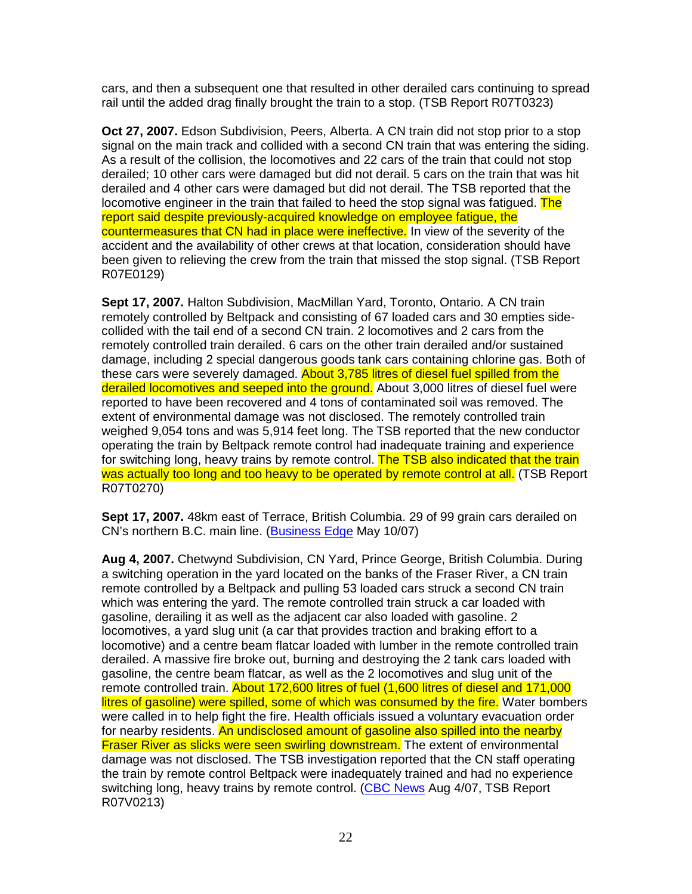cars, and then a subsequent one that resulted in other derailed cars continuing to spread rail until the added drag finally brought the train to a stop. (TSB Report R07T0323)

**Oct 27, 2007.** Edson Subdivision, Peers, Alberta. A CN train did not stop prior to a stop signal on the main track and collided with a second CN train that was entering the siding. As a result of the collision, the locomotives and 22 cars of the train that could not stop derailed; 10 other cars were damaged but did not derail. 5 cars on the train that was hit derailed and 4 other cars were damaged but did not derail. The TSB reported that the locomotive engineer in the train that failed to heed the stop signal was fatigued. The report said despite previously-acquired knowledge on employee fatigue, the countermeasures that CN had in place were ineffective. In view of the severity of the accident and the availability of other crews at that location, consideration should have been given to relieving the crew from the train that missed the stop signal. (TSB Report R07E0129)

**Sept 17, 2007.** Halton Subdivision, MacMillan Yard, Toronto, Ontario. A CN train remotely controlled by Beltpack and consisting of 67 loaded cars and 30 empties side-collided with the tail end of a second CN train. 2 locomotives and 2 cars from the remotely controlled train derailed. 6 cars on the other train derailed and/or sustained damage, including 2 special dangerous goods tank cars containing chlorine gas. Both of these cars were severely damaged. About 3,785 litres of diesel fuel spilled from the derailed locomotives and seeped into the ground. About 3,000 litres of diesel fuel were reported to have been recovered and 4 tons of contaminated soil was removed. The extent of environmental damage was not disclosed. The remotely controlled train weighed 9,054 tons and was 5,914 feet long. The TSB reported that the new conductor operating the train by Beltpack remote control had inadequate training and experience for switching long, heavy trains by remote control. The TSB also indicated that the train was actually too long and too heavy to be operated by remote control at all. (TSB Report R07T0270)

**Sept 17, 2007.** 48km east of Terrace, British Columbia. 29 of 99 grain cars derailed on CN's northern B.C. main line. (Business Edge May 10/07)

**Aug 4, 2007.** Chetwynd Subdivision, CN Yard, Prince George, British Columbia. During a switching operation in the yard located on the banks of the Fraser River, a CN train remote controlled by a Beltpack and pulling 53 loaded cars struck a second CN train which was entering the yard. The remote controlled train struck a car loaded with gasoline, derailing it as well as the adjacent car also loaded with gasoline. 2 locomotives, a yard slug unit (a car that provides traction and braking effort to a locomotive) and a centre beam flatcar loaded with lumber in the remote controlled train derailed. A massive fire broke out, burning and destroying the 2 tank cars loaded with gasoline, the centre beam flatcar, as well as the 2 locomotives and slug unit of the remote controlled train. About 172,600 litres of fuel (1,600 litres of diesel and 171,000 litres of gasoline) were spilled, some of which was consumed by the fire. Water bombers were called in to help fight the fire. Health officials issued a voluntary evacuation order for nearby residents. An undisclosed amount of gasoline also spilled into the nearby Fraser River as slicks were seen swirling downstream. The extent of environmental damage was not disclosed. The TSB investigation reported that the CN staff operating the train by remote control Beltpack were inadequately trained and had no experience switching long, heavy trains by remote control. (CBC News Aug 4/07, TSB Report R07V0213)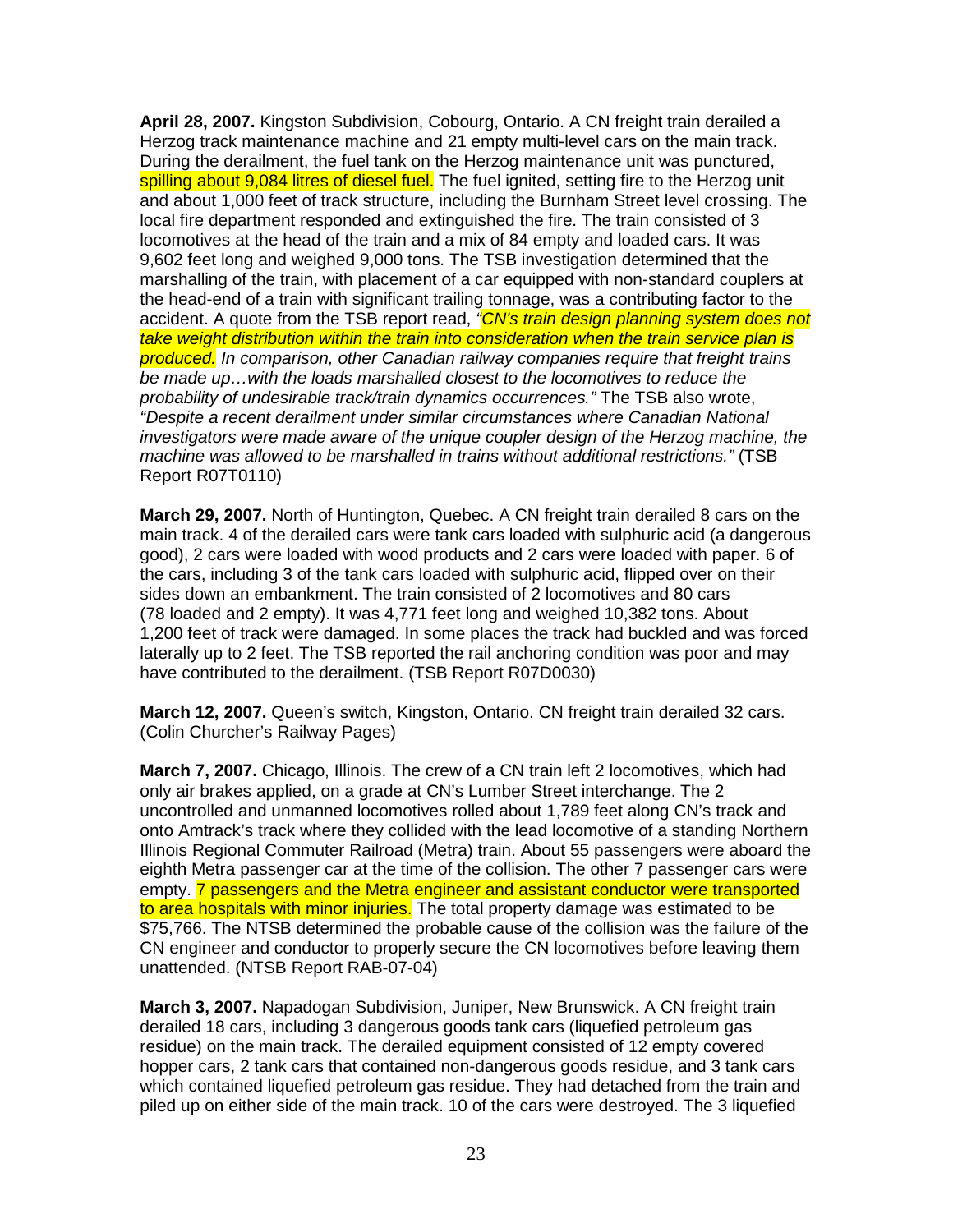**April 28, 2007.** Kingston Subdivision, Cobourg, Ontario. A CN freight train derailed a Herzog track maintenance machine and 21 empty multi-level cars on the main track. During the derailment, the fuel tank on the Herzog maintenance unit was punctured, spilling about 9,084 litres of diesel fuel. The fuel ignited, setting fire to the Herzog unit and about 1,000 feet of track structure, including the Burnham Street level crossing. The local fire department responded and extinguished the fire. The train consisted of 3 locomotives at the head of the train and a mix of 84 empty and loaded cars. It was 9,602 feet long and weighed 9,000 tons. The TSB investigation determined that the marshalling of the train, with placement of a car equipped with non-standard couplers at the head-end of a train with significant trailing tonnage, was a contributing factor to the accident. A quote from the TSB report read, *"CN's train design planning system does not take weight distribution within the train into consideration when the train service plan is produced. In comparison, other Canadian railway companies require that freight trains be made up…with the loads marshalled closest to the locomotives to reduce the probability of undesirable track/train dynamics occurrences."* The TSB also wrote, *"Despite a recent derailment under similar circumstances where Canadian National investigators were made aware of the unique coupler design of the Herzog machine, the machine was allowed to be marshalled in trains without additional restrictions."* (TSB Report R07T0110)

**March 29, 2007.** North of Huntington, Quebec. A CN freight train derailed 8 cars on the main track. 4 of the derailed cars were tank cars loaded with sulphuric acid (a dangerous good), 2 cars were loaded with wood products and 2 cars were loaded with paper. 6 of the cars, including 3 of the tank cars loaded with sulphuric acid, flipped over on their sides down an embankment. The train consisted of 2 locomotives and 80 cars (78 loaded and 2 empty). It was 4,771 feet long and weighed 10,382 tons. About 1,200 feet of track were damaged. In some places the track had buckled and was forced laterally up to 2 feet. The TSB reported the rail anchoring condition was poor and may have contributed to the derailment. (TSB Report R07D0030)

**March 12, 2007.** Queen's switch, Kingston, Ontario. CN freight train derailed 32 cars. (Colin Churcher's Railway Pages)

**March 7, 2007.** Chicago, Illinois. The crew of a CN train left 2 locomotives, which had only air brakes applied, on a grade at CN's Lumber Street interchange. The 2 uncontrolled and unmanned locomotives rolled about 1,789 feet along CN's track and onto Amtrack's track where they collided with the lead locomotive of a standing Northern Illinois Regional Commuter Railroad (Metra) train. About 55 passengers were aboard the eighth Metra passenger car at the time of the collision. The other 7 passenger cars were empty. 7 passengers and the Metra engineer and assistant conductor were transported to area hospitals with minor injuries. The total property damage was estimated to be $75,766. The NTSB determined the probable cause of the collision was the failure of the CN engineer and conductor to properly secure the CN locomotives before leaving them unattended. (NTSB Report RAB-07-04)

**March 3, 2007.** Napadogan Subdivision, Juniper, New Brunswick. A CN freight train derailed 18 cars, including 3 dangerous goods tank cars (liquefied petroleum gas residue) on the main track. The derailed equipment consisted of 12 empty covered hopper cars, 2 tank cars that contained non-dangerous goods residue, and 3 tank cars which contained liquefied petroleum gas residue. They had detached from the train and piled up on either side of the main track. 10 of the cars were destroyed. The 3 liquefied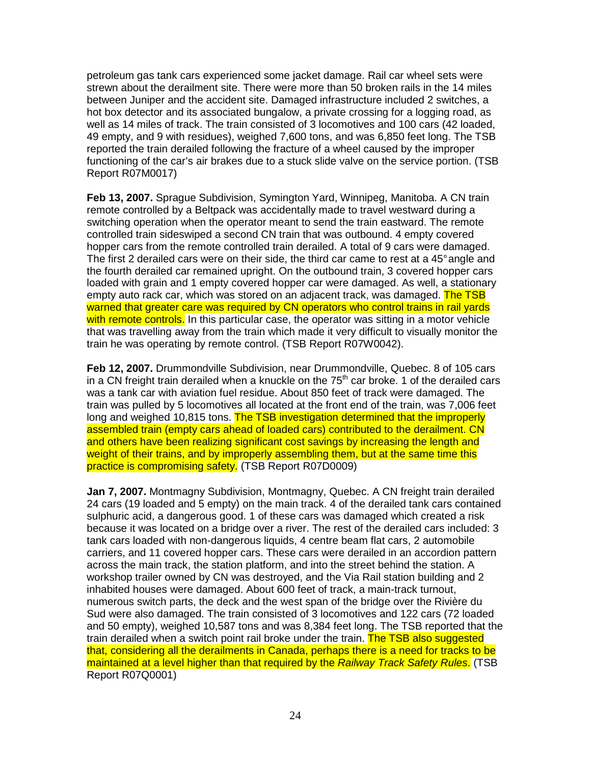petroleum gas tank cars experienced some jacket damage. Rail car wheel sets were strewn about the derailment site. There were more than 50 broken rails in the 14 miles between Juniper and the accident site. Damaged infrastructure included 2 switches, a hot box detector and its associated bungalow, a private crossing for a logging road, as well as 14 miles of track. The train consisted of 3 locomotives and 100 cars (42 loaded, 49 empty, and 9 with residues), weighed 7,600 tons, and was 6,850 feet long. The TSB reported the train derailed following the fracture of a wheel caused by the improper functioning of the car's air brakes due to a stuck slide valve on the service portion. (TSB Report R07M0017)

**Feb 13, 2007.** Sprague Subdivision, Symington Yard, Winnipeg, Manitoba. A CN train remote controlled by a Beltpack was accidentally made to travel westward during a switching operation when the operator meant to send the train eastward. The remote controlled train sideswiped a second CN train that was outbound. 4 empty covered hopper cars from the remote controlled train derailed. A total of 9 cars were damaged. The first 2 derailed cars were on their side, the third car came to rest at a 45° angle and the fourth derailed car remained upright. On the outbound train, 3 covered hopper cars loaded with grain and 1 empty covered hopper car were damaged. As well, a stationary empty auto rack car, which was stored on an adjacent track, was damaged. The TSB warned that greater care was required by CN operators who control trains in rail yards with remote controls. In this particular case, the operator was sitting in a motor vehicle that was travelling away from the train which made it very difficult to visually monitor the train he was operating by remote control. (TSB Report R07W0042).

**Feb 12, 2007.** Drummondville Subdivision, near Drummondville, Quebec. 8 of 105 cars in a CN freight train derailed when a knuckle on the 75th car broke. 1 of the derailed cars was a tank car with aviation fuel residue. About 850 feet of track were damaged. The train was pulled by 5 locomotives all located at the front end of the train, was 7,006 feet long and weighed 10,815 tons. The TSB investigation determined that the improperly assembled train (empty cars ahead of loaded cars) contributed to the derailment. CN and others have been realizing significant cost savings by increasing the length and weight of their trains, and by improperly assembling them, but at the same time this practice is compromising safety. (TSB Report R07D0009)

**Jan 7, 2007.** Montmagny Subdivision, Montmagny, Quebec. A CN freight train derailed 24 cars (19 loaded and 5 empty) on the main track. 4 of the derailed tank cars contained sulphuric acid, a dangerous good. 1 of these cars was damaged which created a risk because it was located on a bridge over a river. The rest of the derailed cars included: 3 tank cars loaded with non-dangerous liquids, 4 centre beam flat cars, 2 automobile carriers, and 11 covered hopper cars. These cars were derailed in an accordion pattern across the main track, the station platform, and into the street behind the station. A workshop trailer owned by CN was destroyed, and the Via Rail station building and 2 inhabited houses were damaged. About 600 feet of track, a main-track turnout, numerous switch parts, the deck and the west span of the bridge over the Rivière du Sud were also damaged. The train consisted of 3 locomotives and 122 cars (72 loaded and 50 empty), weighed 10,587 tons and was 8,384 feet long. The TSB reported that the train derailed when a switch point rail broke under the train. The TSB also suggested that, considering all the derailments in Canada, perhaps there is a need for tracks to be maintained at a level higher than that required by the *Railway Track Safety Rules*. (TSB Report R07Q0001)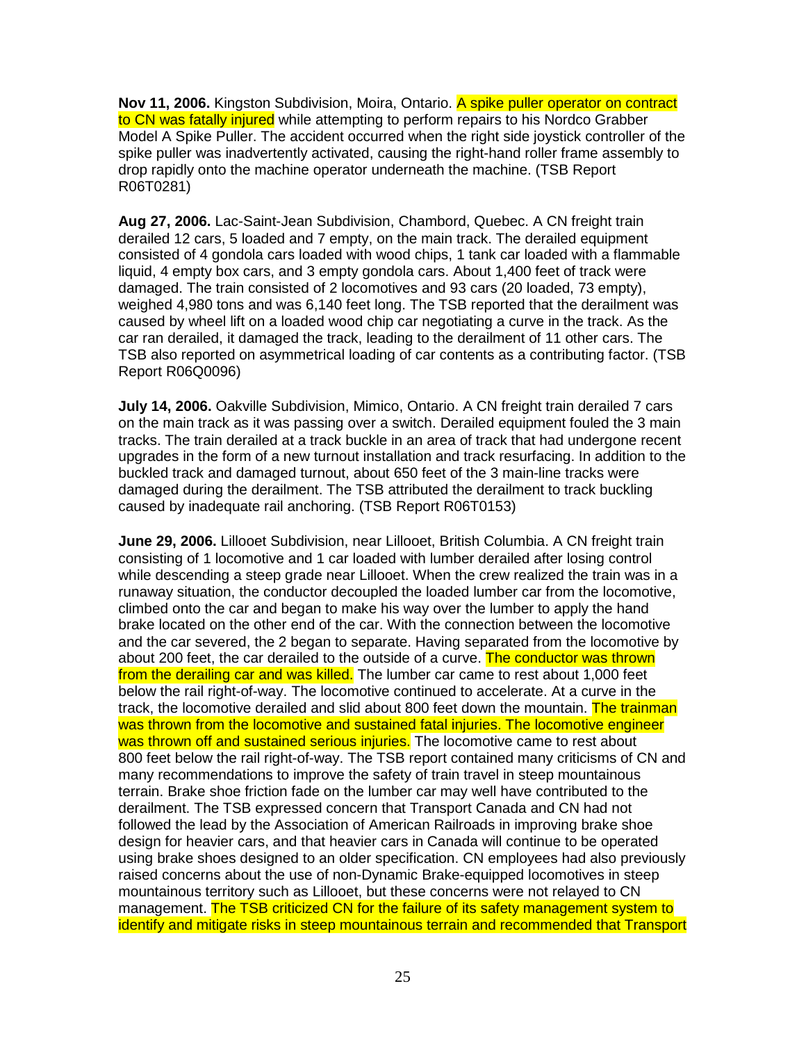**Nov 11, 2006.** Kingston Subdivision, Moira, Ontario. A spike puller operator on contract to CN was fatally injured while attempting to perform repairs to his Nordco Grabber Model A Spike Puller. The accident occurred when the right side joystick controller of the spike puller was inadvertently activated, causing the right-hand roller frame assembly to drop rapidly onto the machine operator underneath the machine. (TSB Report R06T0281)

**Aug 27, 2006.** Lac-Saint-Jean Subdivision, Chambord, Quebec. A CN freight train derailed 12 cars, 5 loaded and 7 empty, on the main track. The derailed equipment consisted of 4 gondola cars loaded with wood chips, 1 tank car loaded with a flammable liquid, 4 empty box cars, and 3 empty gondola cars. About 1,400 feet of track were damaged. The train consisted of 2 locomotives and 93 cars (20 loaded, 73 empty), weighed 4,980 tons and was 6,140 feet long. The TSB reported that the derailment was caused by wheel lift on a loaded wood chip car negotiating a curve in the track. As the car ran derailed, it damaged the track, leading to the derailment of 11 other cars. The TSB also reported on asymmetrical loading of car contents as a contributing factor. (TSB Report R06Q0096)

**July 14, 2006.** Oakville Subdivision, Mimico, Ontario. A CN freight train derailed 7 cars on the main track as it was passing over a switch. Derailed equipment fouled the 3 main tracks. The train derailed at a track buckle in an area of track that had undergone recent upgrades in the form of a new turnout installation and track resurfacing. In addition to the buckled track and damaged turnout, about 650 feet of the 3 main-line tracks were damaged during the derailment. The TSB attributed the derailment to track buckling caused by inadequate rail anchoring. (TSB Report R06T0153)

**June 29, 2006.** Lillooet Subdivision, near Lillooet, British Columbia. A CN freight train consisting of 1 locomotive and 1 car loaded with lumber derailed after losing control while descending a steep grade near Lillooet. When the crew realized the train was in a runaway situation, the conductor decoupled the loaded lumber car from the locomotive, climbed onto the car and began to make his way over the lumber to apply the hand brake located on the other end of the car. With the connection between the locomotive and the car severed, the 2 began to separate. Having separated from the locomotive by about 200 feet, the car derailed to the outside of a curve. The conductor was thrown from the derailing car and was killed. The lumber car came to rest about 1,000 feet below the rail right-of-way. The locomotive continued to accelerate. At a curve in the track, the locomotive derailed and slid about 800 feet down the mountain. The trainman was thrown from the locomotive and sustained fatal injuries. The locomotive engineer was thrown off and sustained serious injuries. The locomotive came to rest about 800 feet below the rail right-of-way. The TSB report contained many criticisms of CN and many recommendations to improve the safety of train travel in steep mountainous terrain. Brake shoe friction fade on the lumber car may well have contributed to the derailment. The TSB expressed concern that Transport Canada and CN had not followed the lead by the Association of American Railroads in improving brake shoe design for heavier cars, and that heavier cars in Canada will continue to be operated using brake shoes designed to an older specification. CN employees had also previously raised concerns about the use of non-Dynamic Brake-equipped locomotives in steep mountainous territory such as Lillooet, but these concerns were not relayed to CN management. The TSB criticized CN for the failure of its safety management system to identify and mitigate risks in steep mountainous terrain and recommended that Transport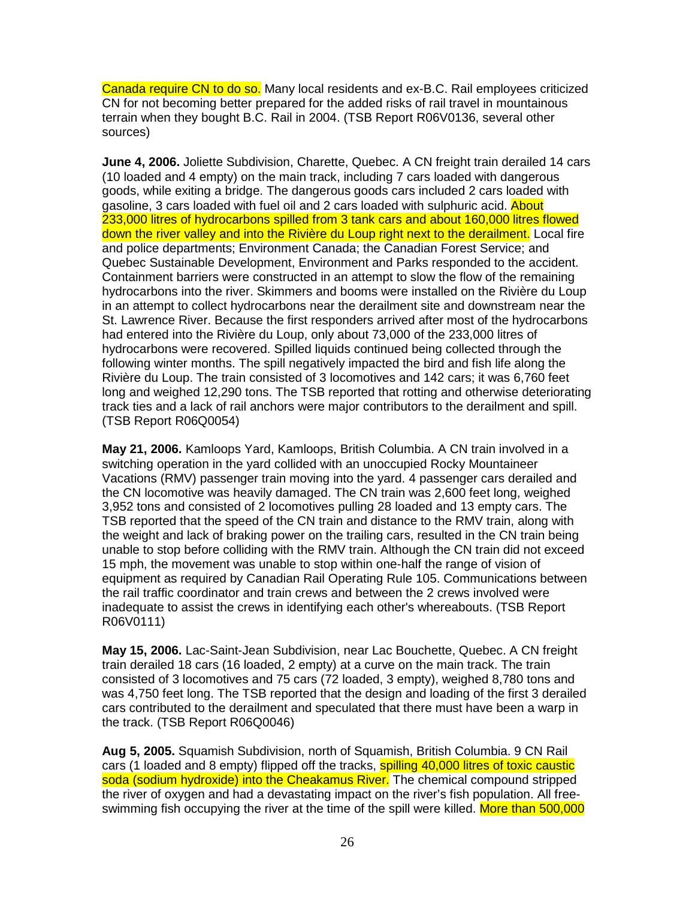Canada require CN to do so. Many local residents and ex-B.C. Rail employees criticized CN for not becoming better prepared for the added risks of rail travel in mountainous terrain when they bought B.C. Rail in 2004. (TSB Report R06V0136, several other sources)

**June 4, 2006.** Joliette Subdivision, Charette, Quebec. A CN freight train derailed 14 cars (10 loaded and 4 empty) on the main track, including 7 cars loaded with dangerous goods, while exiting a bridge. The dangerous goods cars included 2 cars loaded with gasoline, 3 cars loaded with fuel oil and 2 cars loaded with sulphuric acid. About 233,000 litres of hydrocarbons spilled from 3 tank cars and about 160,000 litres flowed down the river valley and into the Rivière du Loup right next to the derailment. Local fire and police departments; Environment Canada; the Canadian Forest Service; and Quebec Sustainable Development, Environment and Parks responded to the accident. Containment barriers were constructed in an attempt to slow the flow of the remaining hydrocarbons into the river. Skimmers and booms were installed on the Rivière du Loup in an attempt to collect hydrocarbons near the derailment site and downstream near the St. Lawrence River. Because the first responders arrived after most of the hydrocarbons had entered into the Rivière du Loup, only about 73,000 of the 233,000 litres of hydrocarbons were recovered. Spilled liquids continued being collected through the following winter months. The spill negatively impacted the bird and fish life along the Rivière du Loup. The train consisted of 3 locomotives and 142 cars; it was 6,760 feet long and weighed 12,290 tons. The TSB reported that rotting and otherwise deteriorating track ties and a lack of rail anchors were major contributors to the derailment and spill. (TSB Report R06Q0054)

**May 21, 2006.** Kamloops Yard, Kamloops, British Columbia. A CN train involved in a switching operation in the yard collided with an unoccupied Rocky Mountaineer Vacations (RMV) passenger train moving into the yard. 4 passenger cars derailed and the CN locomotive was heavily damaged. The CN train was 2,600 feet long, weighed 3,952 tons and consisted of 2 locomotives pulling 28 loaded and 13 empty cars. The TSB reported that the speed of the CN train and distance to the RMV train, along with the weight and lack of braking power on the trailing cars, resulted in the CN train being unable to stop before colliding with the RMV train. Although the CN train did not exceed 15 mph, the movement was unable to stop within one-half the range of vision of equipment as required by Canadian Rail Operating Rule 105. Communications between the rail traffic coordinator and train crews and between the 2 crews involved were inadequate to assist the crews in identifying each other's whereabouts. (TSB Report R06V0111)

**May 15, 2006.** Lac-Saint-Jean Subdivision, near Lac Bouchette, Quebec. A CN freight train derailed 18 cars (16 loaded, 2 empty) at a curve on the main track. The train consisted of 3 locomotives and 75 cars (72 loaded, 3 empty), weighed 8,780 tons and was 4,750 feet long. The TSB reported that the design and loading of the first 3 derailed cars contributed to the derailment and speculated that there must have been a warp in the track. (TSB Report R06Q0046)

**Aug 5, 2005.** Squamish Subdivision, north of Squamish, British Columbia. 9 CN Rail cars (1 loaded and 8 empty) flipped off the tracks, spilling 40,000 litres of toxic caustic soda (sodium hydroxide) into the Cheakamus River. The chemical compound stripped the river of oxygen and had a devastating impact on the river's fish population. All free-swimming fish occupying the river at the time of the spill were killed. More than 500,000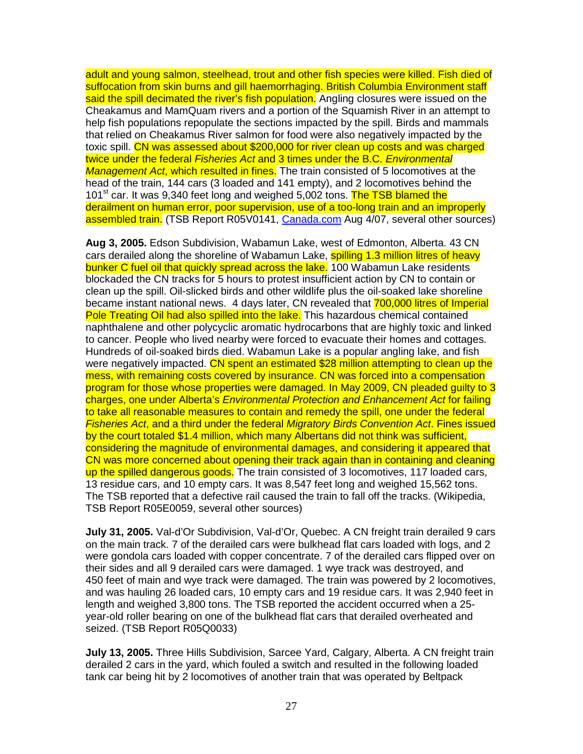adult and young salmon, steelhead, trout and other fish species were killed. Fish died of suffocation from skin burns and gill haemorrhaging. British Columbia Environment staff said the spill decimated the river's fish population. Angling closures were issued on the Cheakamus and MamQuam rivers and a portion of the Squamish River in an attempt to help fish populations repopulate the sections impacted by the spill. Birds and mammals that relied on Cheakamus River salmon for food were also negatively impacted by the toxic spill. CN was assessed about $200,000 for river clean up costs and was charged twice under the federal *Fisheries Act* and 3 times under the B.C. *Environmental Management Act*, which resulted in fines. The train consisted of 5 locomotives at the head of the train, 144 cars (3 loaded and 141 empty), and 2 locomotives behind the 101st car. It was 9,340 feet long and weighed 5,002 tons. The TSB blamed the derailment on human error, poor supervision, use of a too-long train and an improperly assembled train. (TSB Report R05V0141, Canada.com Aug 4/07, several other sources)

**Aug 3, 2005.** Edson Subdivision, Wabamun Lake, west of Edmonton, Alberta. 43 CN cars derailed along the shoreline of Wabamun Lake, spilling 1.3 million litres of heavy bunker C fuel oil that quickly spread across the lake. 100 Wabamun Lake residents blockaded the CN tracks for 5 hours to protest insufficient action by CN to contain or clean up the spill. Oil-slicked birds and other wildlife plus the oil-soaked lake shoreline became instant national news. 4 days later, CN revealed that 700,000 litres of Imperial Pole Treating Oil had also spilled into the lake. This hazardous chemical contained naphthalene and other polycyclic aromatic hydrocarbons that are highly toxic and linked to cancer. People who lived nearby were forced to evacuate their homes and cottages. Hundreds of oil-soaked birds died. Wabamun Lake is a popular angling lake, and fish were negatively impacted. CN spent an estimated $28 million attempting to clean up the mess, with remaining costs covered by insurance. CN was forced into a compensation program for those whose properties were damaged. In May 2009, CN pleaded guilty to 3 charges, one under Alberta's *Environmental Protection and Enhancement Act* for failing to take all reasonable measures to contain and remedy the spill, one under the federal *Fisheries Act*, and a third under the federal *Migratory Birds Convention Act*. Fines issued by the court totaled $1.4 million, which many Albertans did not think was sufficient, considering the magnitude of environmental damages, and considering it appeared that CN was more concerned about opening their track again than in containing and cleaning up the spilled dangerous goods. The train consisted of 3 locomotives, 117 loaded cars, 13 residue cars, and 10 empty cars. It was 8,547 feet long and weighed 15,562 tons. The TSB reported that a defective rail caused the train to fall off the tracks. (Wikipedia, TSB Report R05E0059, several other sources)

**July 31, 2005.** Val-d'Or Subdivision, Val-d'Or, Quebec. A CN freight train derailed 9 cars on the main track. 7 of the derailed cars were bulkhead flat cars loaded with logs, and 2 were gondola cars loaded with copper concentrate. 7 of the derailed cars flipped over on their sides and all 9 derailed cars were damaged. 1 wye track was destroyed, and 450 feet of main and wye track were damaged. The train was powered by 2 locomotives, and was hauling 26 loaded cars, 10 empty cars and 19 residue cars. It was 2,940 feet in length and weighed 3,800 tons. The TSB reported the accident occurred when a 25-year-old roller bearing on one of the bulkhead flat cars that derailed overheated and seized. (TSB Report R05Q0033)

**July 13, 2005.** Three Hills Subdivision, Sarcee Yard, Calgary, Alberta. A CN freight train derailed 2 cars in the yard, which fouled a switch and resulted in the following loaded tank car being hit by 2 locomotives of another train that was operated by Beltpack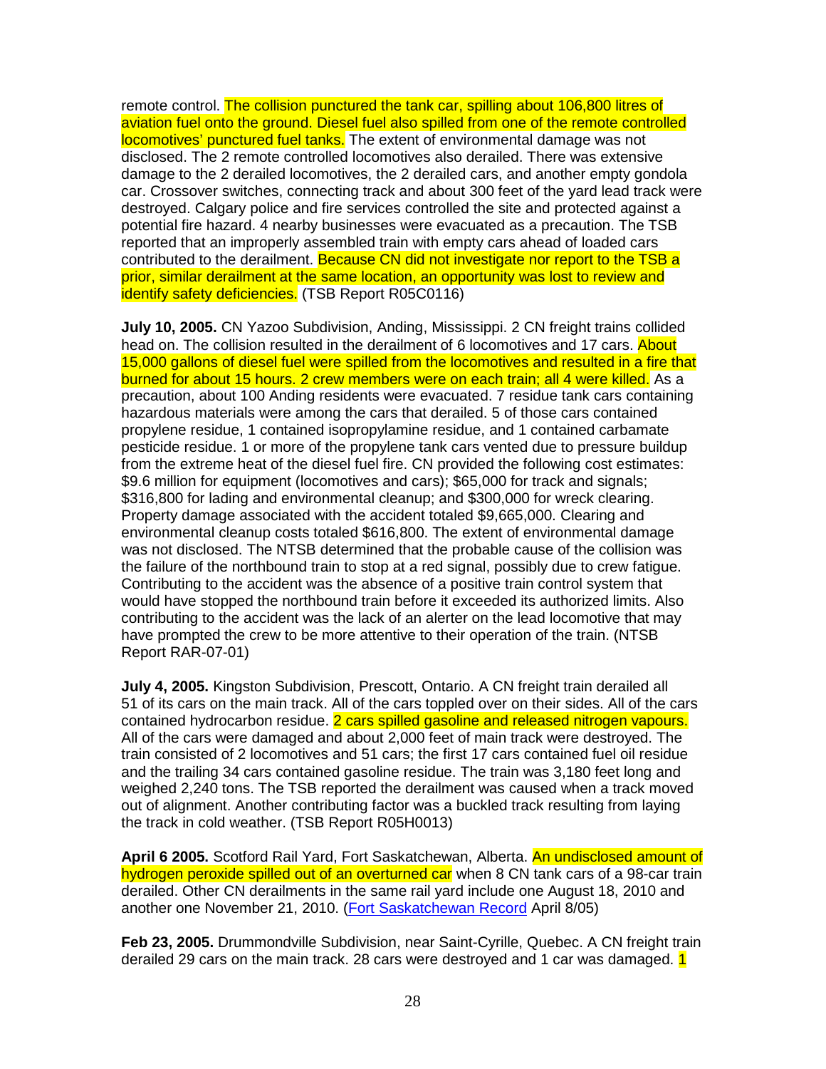remote control. The collision punctured the tank car, spilling about 106,800 litres of aviation fuel onto the ground. Diesel fuel also spilled from one of the remote controlled locomotives' punctured fuel tanks. The extent of environmental damage was not disclosed. The 2 remote controlled locomotives also derailed. There was extensive damage to the 2 derailed locomotives, the 2 derailed cars, and another empty gondola car. Crossover switches, connecting track and about 300 feet of the yard lead track were destroyed. Calgary police and fire services controlled the site and protected against a potential fire hazard. 4 nearby businesses were evacuated as a precaution. The TSB reported that an improperly assembled train with empty cars ahead of loaded cars contributed to the derailment. Because CN did not investigate nor report to the TSB a prior, similar derailment at the same location, an opportunity was lost to review and identify safety deficiencies. (TSB Report R05C0116)

**July 10, 2005.** CN Yazoo Subdivision, Anding, Mississippi. 2 CN freight trains collided head on. The collision resulted in the derailment of 6 locomotives and 17 cars. About 15,000 gallons of diesel fuel were spilled from the locomotives and resulted in a fire that burned for about 15 hours. 2 crew members were on each train; all 4 were killed. As a precaution, about 100 Anding residents were evacuated. 7 residue tank cars containing hazardous materials were among the cars that derailed. 5 of those cars contained propylene residue, 1 contained isopropylamine residue, and 1 contained carbamate pesticide residue. 1 or more of the propylene tank cars vented due to pressure buildup from the extreme heat of the diesel fuel fire. CN provided the following cost estimates: $9.6 million for equipment (locomotives and cars); $65,000 for track and signals; $316,800 for lading and environmental cleanup; and $300,000 for wreck clearing. Property damage associated with the accident totaled $9,665,000. Clearing and environmental cleanup costs totaled $616,800. The extent of environmental damage was not disclosed. The NTSB determined that the probable cause of the collision was the failure of the northbound train to stop at a red signal, possibly due to crew fatigue. Contributing to the accident was the absence of a positive train control system that would have stopped the northbound train before it exceeded its authorized limits. Also contributing to the accident was the lack of an alerter on the lead locomotive that may have prompted the crew to be more attentive to their operation of the train. (NTSB Report RAR-07-01)

**July 4, 2005.** Kingston Subdivision, Prescott, Ontario. A CN freight train derailed all 51 of its cars on the main track. All of the cars toppled over on their sides. All of the cars contained hydrocarbon residue. 2 cars spilled gasoline and released nitrogen vapours. All of the cars were damaged and about 2,000 feet of main track were destroyed. The train consisted of 2 locomotives and 51 cars; the first 17 cars contained fuel oil residue and the trailing 34 cars contained gasoline residue. The train was 3,180 feet long and weighed 2,240 tons. The TSB reported the derailment was caused when a track moved out of alignment. Another contributing factor was a buckled track resulting from laying the track in cold weather. (TSB Report R05H0013)

**April 6 2005.** Scotford Rail Yard, Fort Saskatchewan, Alberta. An undisclosed amount of hydrogen peroxide spilled out of an overturned car when 8 CN tank cars of a 98-car train derailed. Other CN derailments in the same rail yard include one August 18, 2010 and another one November 21, 2010. (Fort Saskatchewan Record April 8/05)

**Feb 23, 2005.** Drummondville Subdivision, near Saint-Cyrille, Quebec. A CN freight train derailed 29 cars on the main track. 28 cars were destroyed and 1 car was damaged. 1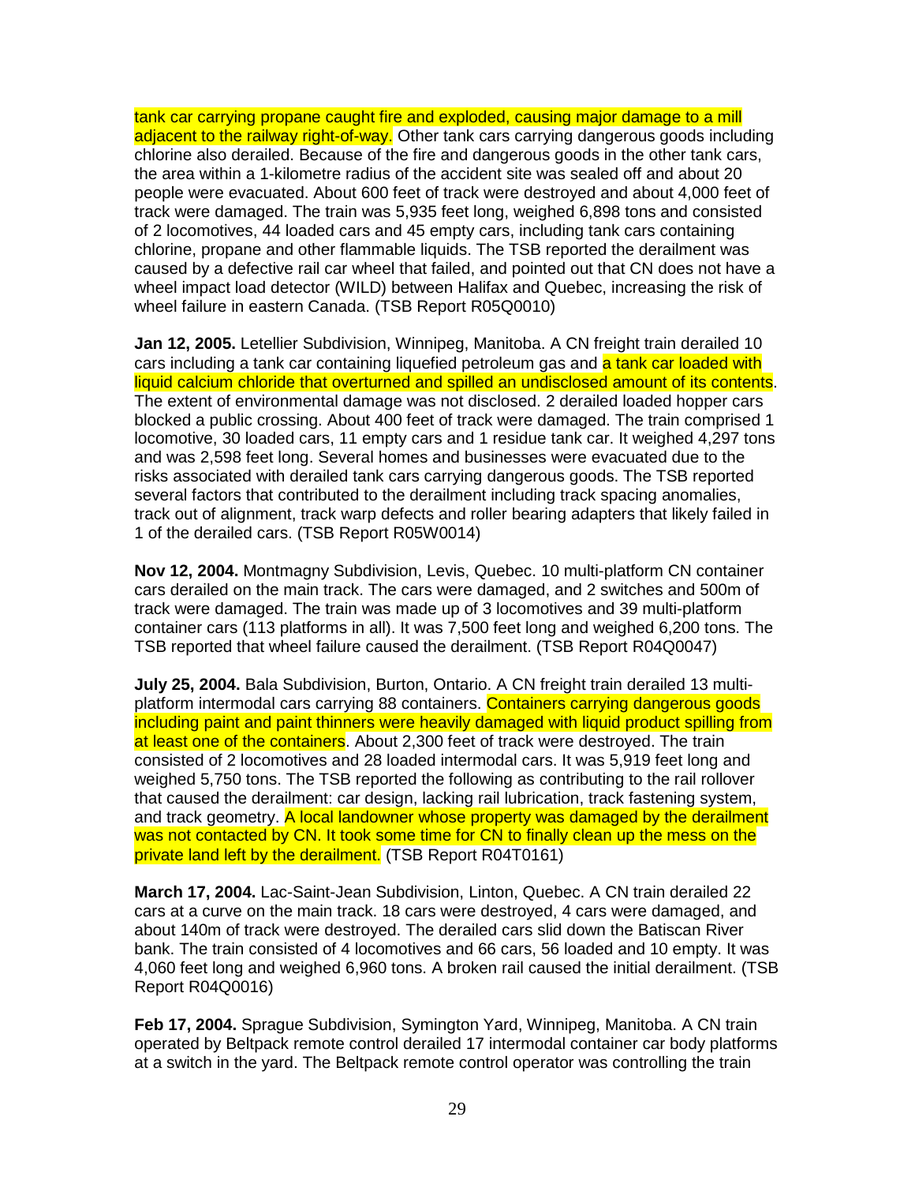tank car carrying propane caught fire and exploded, causing major damage to a mill adjacent to the railway right-of-way. Other tank cars carrying dangerous goods including chlorine also derailed. Because of the fire and dangerous goods in the other tank cars, the area within a 1-kilometre radius of the accident site was sealed off and about 20 people were evacuated. About 600 feet of track were destroyed and about 4,000 feet of track were damaged. The train was 5,935 feet long, weighed 6,898 tons and consisted of 2 locomotives, 44 loaded cars and 45 empty cars, including tank cars containing chlorine, propane and other flammable liquids. The TSB reported the derailment was caused by a defective rail car wheel that failed, and pointed out that CN does not have a wheel impact load detector (WILD) between Halifax and Quebec, increasing the risk of wheel failure in eastern Canada. (TSB Report R05Q0010)

**Jan 12, 2005.** Letellier Subdivision, Winnipeg, Manitoba. A CN freight train derailed 10 cars including a tank car containing liquefied petroleum gas and a tank car loaded with liquid calcium chloride that overturned and spilled an undisclosed amount of its contents. The extent of environmental damage was not disclosed. 2 derailed loaded hopper cars blocked a public crossing. About 400 feet of track were damaged. The train comprised 1 locomotive, 30 loaded cars, 11 empty cars and 1 residue tank car. It weighed 4,297 tons and was 2,598 feet long. Several homes and businesses were evacuated due to the risks associated with derailed tank cars carrying dangerous goods. The TSB reported several factors that contributed to the derailment including track spacing anomalies, track out of alignment, track warp defects and roller bearing adapters that likely failed in 1 of the derailed cars. (TSB Report R05W0014)

**Nov 12, 2004.** Montmagny Subdivision, Levis, Quebec. 10 multi-platform CN container cars derailed on the main track. The cars were damaged, and 2 switches and 500m of track were damaged. The train was made up of 3 locomotives and 39 multi-platform container cars (113 platforms in all). It was 7,500 feet long and weighed 6,200 tons. The TSB reported that wheel failure caused the derailment. (TSB Report R04Q0047)

**July 25, 2004.** Bala Subdivision, Burton, Ontario. A CN freight train derailed 13 multi-platform intermodal cars carrying 88 containers. Containers carrying dangerous goods including paint and paint thinners were heavily damaged with liquid product spilling from at least one of the containers. About 2,300 feet of track were destroyed. The train consisted of 2 locomotives and 28 loaded intermodal cars. It was 5,919 feet long and weighed 5,750 tons. The TSB reported the following as contributing to the rail rollover that caused the derailment: car design, lacking rail lubrication, track fastening system, and track geometry. A local landowner whose property was damaged by the derailment was not contacted by CN. It took some time for CN to finally clean up the mess on the private land left by the derailment. (TSB Report R04T0161)

**March 17, 2004.** Lac-Saint-Jean Subdivision, Linton, Quebec. A CN train derailed 22 cars at a curve on the main track. 18 cars were destroyed, 4 cars were damaged, and about 140m of track were destroyed. The derailed cars slid down the Batiscan River bank. The train consisted of 4 locomotives and 66 cars, 56 loaded and 10 empty. It was 4,060 feet long and weighed 6,960 tons. A broken rail caused the initial derailment. (TSB Report R04Q0016)

**Feb 17, 2004.** Sprague Subdivision, Symington Yard, Winnipeg, Manitoba. A CN train operated by Beltpack remote control derailed 17 intermodal container car body platforms at a switch in the yard. The Beltpack remote control operator was controlling the train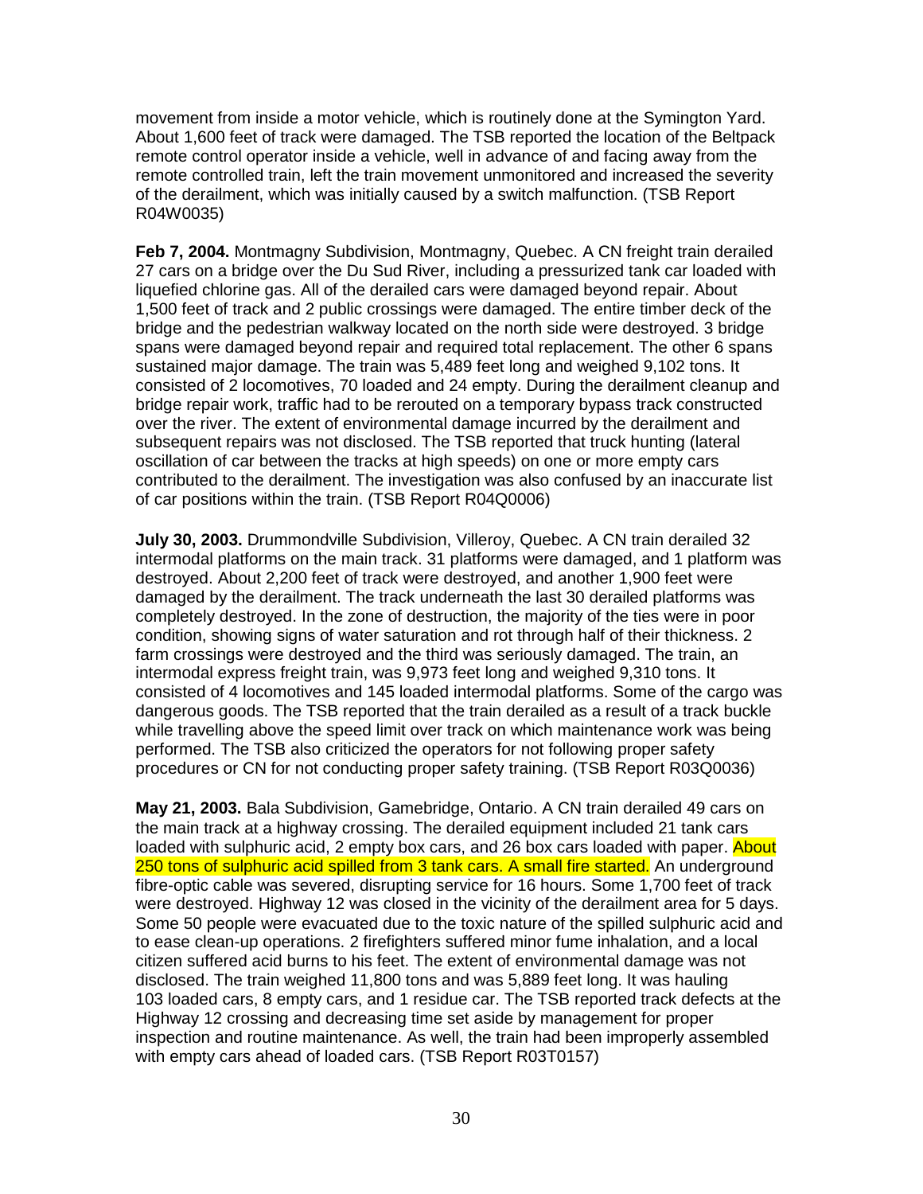movement from inside a motor vehicle, which is routinely done at the Symington Yard. About 1,600 feet of track were damaged. The TSB reported the location of the Beltpack remote control operator inside a vehicle, well in advance of and facing away from the remote controlled train, left the train movement unmonitored and increased the severity of the derailment, which was initially caused by a switch malfunction. (TSB Report R04W0035)

**Feb 7, 2004.** Montmagny Subdivision, Montmagny, Quebec. A CN freight train derailed 27 cars on a bridge over the Du Sud River, including a pressurized tank car loaded with liquefied chlorine gas. All of the derailed cars were damaged beyond repair. About 1,500 feet of track and 2 public crossings were damaged. The entire timber deck of the bridge and the pedestrian walkway located on the north side were destroyed. 3 bridge spans were damaged beyond repair and required total replacement. The other 6 spans sustained major damage. The train was 5,489 feet long and weighed 9,102 tons. It consisted of 2 locomotives, 70 loaded and 24 empty. During the derailment cleanup and bridge repair work, traffic had to be rerouted on a temporary bypass track constructed over the river. The extent of environmental damage incurred by the derailment and subsequent repairs was not disclosed. The TSB reported that truck hunting (lateral oscillation of car between the tracks at high speeds) on one or more empty cars contributed to the derailment. The investigation was also confused by an inaccurate list of car positions within the train. (TSB Report R04Q0006)

**July 30, 2003.** Drummondville Subdivision, Villeroy, Quebec. A CN train derailed 32 intermodal platforms on the main track. 31 platforms were damaged, and 1 platform was destroyed. About 2,200 feet of track were destroyed, and another 1,900 feet were damaged by the derailment. The track underneath the last 30 derailed platforms was completely destroyed. In the zone of destruction, the majority of the ties were in poor condition, showing signs of water saturation and rot through half of their thickness. 2 farm crossings were destroyed and the third was seriously damaged. The train, an intermodal express freight train, was 9,973 feet long and weighed 9,310 tons. It consisted of 4 locomotives and 145 loaded intermodal platforms. Some of the cargo was dangerous goods. The TSB reported that the train derailed as a result of a track buckle while travelling above the speed limit over track on which maintenance work was being performed. The TSB also criticized the operators for not following proper safety procedures or CN for not conducting proper safety training. (TSB Report R03Q0036)

**May 21, 2003.** Bala Subdivision, Gamebridge, Ontario. A CN train derailed 49 cars on the main track at a highway crossing. The derailed equipment included 21 tank cars loaded with sulphuric acid, 2 empty box cars, and 26 box cars loaded with paper. About 250 tons of sulphuric acid spilled from 3 tank cars. A small fire started. An underground fibre-optic cable was severed, disrupting service for 16 hours. Some 1,700 feet of track were destroyed. Highway 12 was closed in the vicinity of the derailment area for 5 days. Some 50 people were evacuated due to the toxic nature of the spilled sulphuric acid and to ease clean-up operations. 2 firefighters suffered minor fume inhalation, and a local citizen suffered acid burns to his feet. The extent of environmental damage was not disclosed. The train weighed 11,800 tons and was 5,889 feet long. It was hauling 103 loaded cars, 8 empty cars, and 1 residue car. The TSB reported track defects at the Highway 12 crossing and decreasing time set aside by management for proper inspection and routine maintenance. As well, the train had been improperly assembled with empty cars ahead of loaded cars. (TSB Report R03T0157)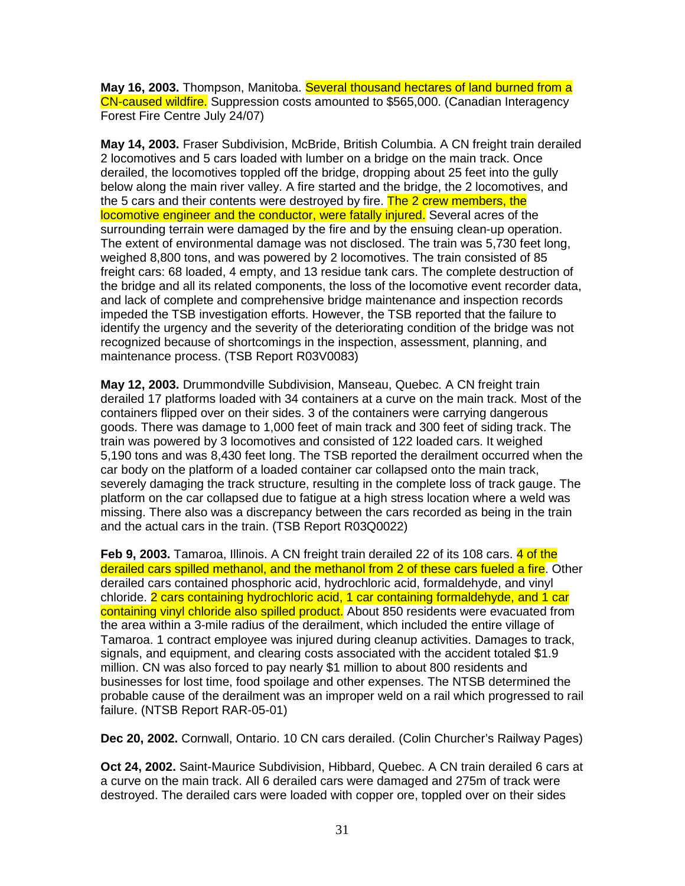**May 16, 2003.** Thompson, Manitoba. Several thousand hectares of land burned from a CN-caused wildfire. Suppression costs amounted to $565,000. (Canadian Interagency Forest Fire Centre July 24/07)

**May 14, 2003.** Fraser Subdivision, McBride, British Columbia. A CN freight train derailed 2 locomotives and 5 cars loaded with lumber on a bridge on the main track. Once derailed, the locomotives toppled off the bridge, dropping about 25 feet into the gully below along the main river valley. A fire started and the bridge, the 2 locomotives, and the 5 cars and their contents were destroyed by fire. The 2 crew members, the locomotive engineer and the conductor, were fatally injured. Several acres of the surrounding terrain were damaged by the fire and by the ensuing clean-up operation. The extent of environmental damage was not disclosed. The train was 5,730 feet long, weighed 8,800 tons, and was powered by 2 locomotives. The train consisted of 85 freight cars: 68 loaded, 4 empty, and 13 residue tank cars. The complete destruction of the bridge and all its related components, the loss of the locomotive event recorder data, and lack of complete and comprehensive bridge maintenance and inspection records impeded the TSB investigation efforts. However, the TSB reported that the failure to identify the urgency and the severity of the deteriorating condition of the bridge was not recognized because of shortcomings in the inspection, assessment, planning, and maintenance process. (TSB Report R03V0083)

**May 12, 2003.** Drummondville Subdivision, Manseau, Quebec. A CN freight train derailed 17 platforms loaded with 34 containers at a curve on the main track. Most of the containers flipped over on their sides. 3 of the containers were carrying dangerous goods. There was damage to 1,000 feet of main track and 300 feet of siding track. The train was powered by 3 locomotives and consisted of 122 loaded cars. It weighed 5,190 tons and was 8,430 feet long. The TSB reported the derailment occurred when the car body on the platform of a loaded container car collapsed onto the main track, severely damaging the track structure, resulting in the complete loss of track gauge. The platform on the car collapsed due to fatigue at a high stress location where a weld was missing. There also was a discrepancy between the cars recorded as being in the train and the actual cars in the train. (TSB Report R03Q0022)

**Feb 9, 2003.** Tamaroa, Illinois. A CN freight train derailed 22 of its 108 cars. 4 of the derailed cars spilled methanol, and the methanol from 2 of these cars fueled a fire. Other derailed cars contained phosphoric acid, hydrochloric acid, formaldehyde, and vinyl chloride. 2 cars containing hydrochloric acid, 1 car containing formaldehyde, and 1 car containing vinyl chloride also spilled product. About 850 residents were evacuated from the area within a 3-mile radius of the derailment, which included the entire village of Tamaroa. 1 contract employee was injured during cleanup activities. Damages to track, signals, and equipment, and clearing costs associated with the accident totaled $1.9 million. CN was also forced to pay nearly $1 million to about 800 residents and businesses for lost time, food spoilage and other expenses. The NTSB determined the probable cause of the derailment was an improper weld on a rail which progressed to rail failure. (NTSB Report RAR-05-01)

**Dec 20, 2002.** Cornwall, Ontario. 10 CN cars derailed. (Colin Churcher's Railway Pages)

**Oct 24, 2002.** Saint-Maurice Subdivision, Hibbard, Quebec. A CN train derailed 6 cars at a curve on the main track. All 6 derailed cars were damaged and 275m of track were destroyed. The derailed cars were loaded with copper ore, toppled over on their sides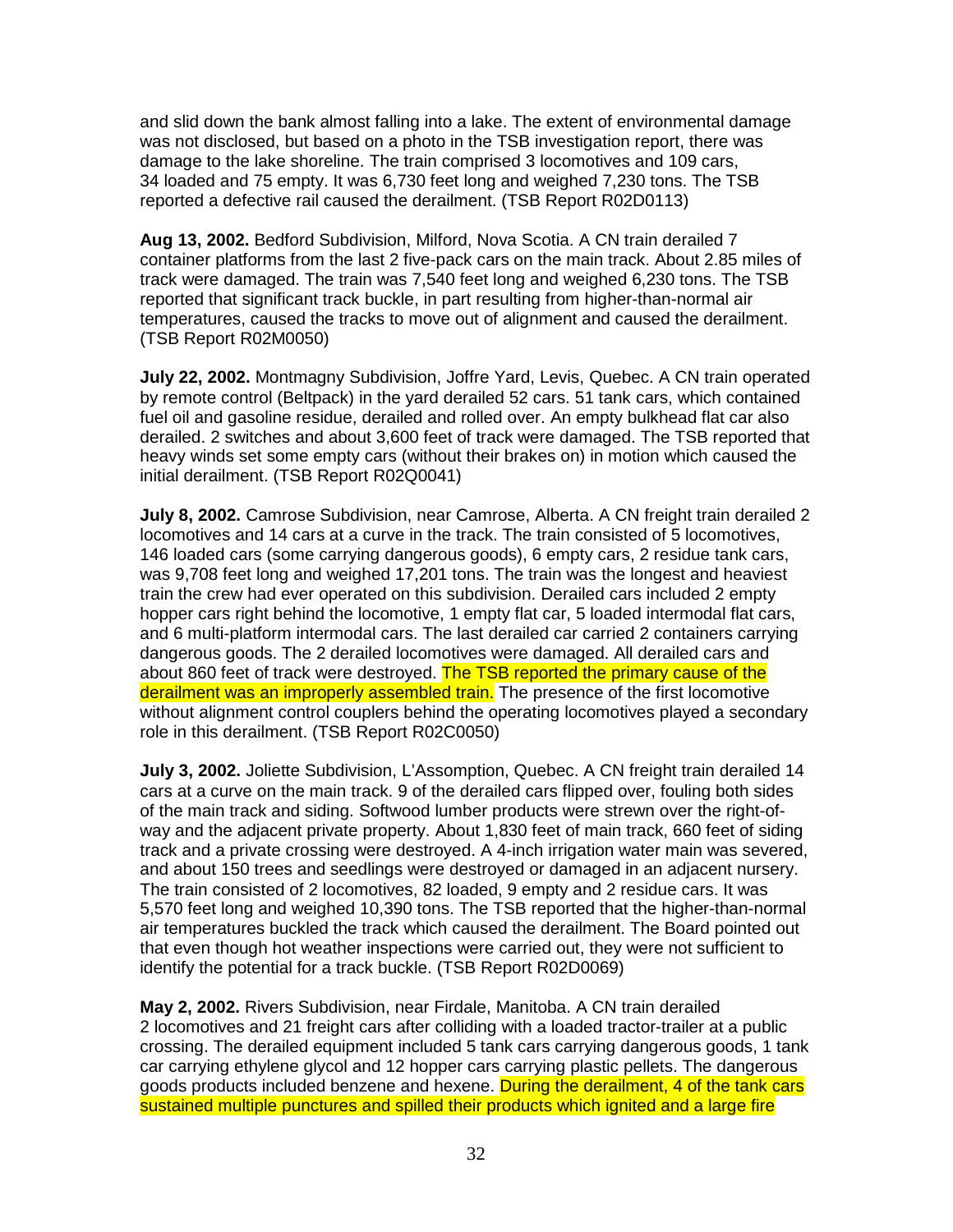and slid down the bank almost falling into a lake. The extent of environmental damage was not disclosed, but based on a photo in the TSB investigation report, there was damage to the lake shoreline. The train comprised 3 locomotives and 109 cars, 34 loaded and 75 empty. It was 6,730 feet long and weighed 7,230 tons. The TSB reported a defective rail caused the derailment. (TSB Report R02D0113)

**Aug 13, 2002.** Bedford Subdivision, Milford, Nova Scotia. A CN train derailed 7 container platforms from the last 2 five-pack cars on the main track. About 2.85 miles of track were damaged. The train was 7,540 feet long and weighed 6,230 tons. The TSB reported that significant track buckle, in part resulting from higher-than-normal air temperatures, caused the tracks to move out of alignment and caused the derailment. (TSB Report R02M0050)

**July 22, 2002.** Montmagny Subdivision, Joffre Yard, Levis, Quebec. A CN train operated by remote control (Beltpack) in the yard derailed 52 cars. 51 tank cars, which contained fuel oil and gasoline residue, derailed and rolled over. An empty bulkhead flat car also derailed. 2 switches and about 3,600 feet of track were damaged. The TSB reported that heavy winds set some empty cars (without their brakes on) in motion which caused the initial derailment. (TSB Report R02Q0041)

**July 8, 2002.** Camrose Subdivision, near Camrose, Alberta. A CN freight train derailed 2 locomotives and 14 cars at a curve in the track. The train consisted of 5 locomotives, 146 loaded cars (some carrying dangerous goods), 6 empty cars, 2 residue tank cars, was 9,708 feet long and weighed 17,201 tons. The train was the longest and heaviest train the crew had ever operated on this subdivision. Derailed cars included 2 empty hopper cars right behind the locomotive, 1 empty flat car, 5 loaded intermodal flat cars, and 6 multi-platform intermodal cars. The last derailed car carried 2 containers carrying dangerous goods. The 2 derailed locomotives were damaged. All derailed cars and about 860 feet of track were destroyed. The TSB reported the primary cause of the derailment was an improperly assembled train. The presence of the first locomotive without alignment control couplers behind the operating locomotives played a secondary role in this derailment. (TSB Report R02C0050)

**July 3, 2002.** Joliette Subdivision, L'Assomption, Quebec. A CN freight train derailed 14 cars at a curve on the main track. 9 of the derailed cars flipped over, fouling both sides of the main track and siding. Softwood lumber products were strewn over the right-of-way and the adjacent private property. About 1,830 feet of main track, 660 feet of siding track and a private crossing were destroyed. A 4-inch irrigation water main was severed, and about 150 trees and seedlings were destroyed or damaged in an adjacent nursery. The train consisted of 2 locomotives, 82 loaded, 9 empty and 2 residue cars. It was 5,570 feet long and weighed 10,390 tons. The TSB reported that the higher-than-normal air temperatures buckled the track which caused the derailment. The Board pointed out that even though hot weather inspections were carried out, they were not sufficient to identify the potential for a track buckle. (TSB Report R02D0069)

**May 2, 2002.** Rivers Subdivision, near Firdale, Manitoba. A CN train derailed 2 locomotives and 21 freight cars after colliding with a loaded tractor-trailer at a public crossing. The derailed equipment included 5 tank cars carrying dangerous goods, 1 tank car carrying ethylene glycol and 12 hopper cars carrying plastic pellets. The dangerous goods products included benzene and hexene. During the derailment, 4 of the tank cars sustained multiple punctures and spilled their products which ignited and a large fire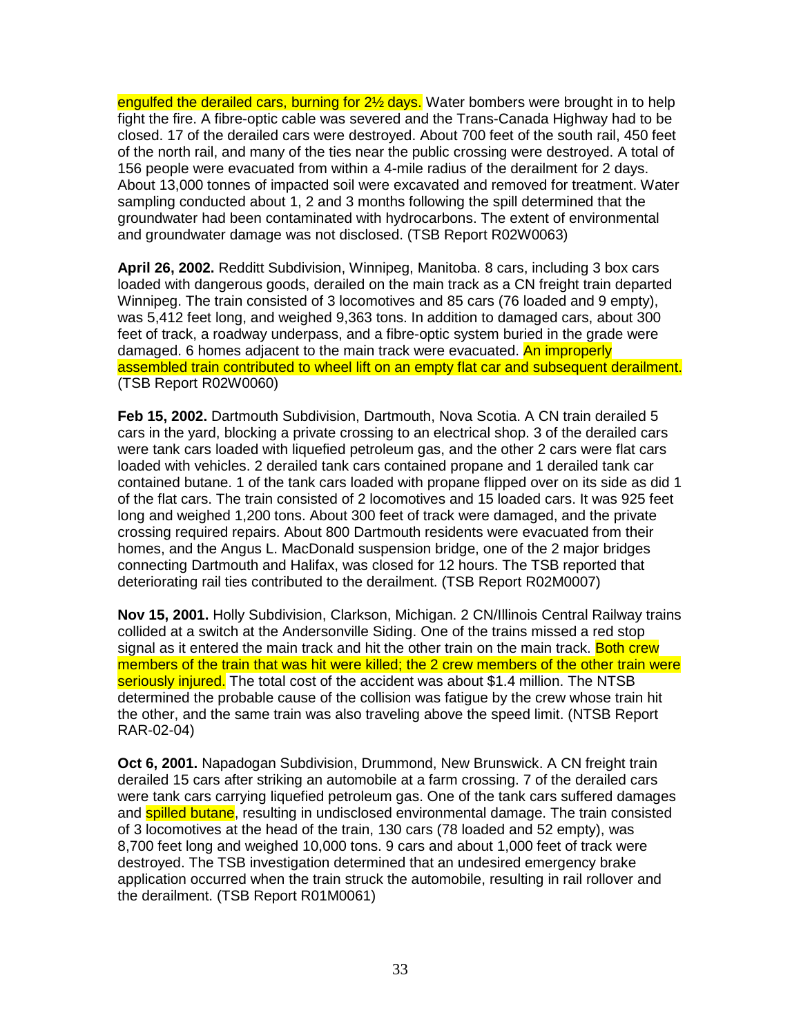engulfed the derailed cars, burning for 2½ days. Water bombers were brought in to help fight the fire. A fibre-optic cable was severed and the Trans-Canada Highway had to be closed. 17 of the derailed cars were destroyed. About 700 feet of the south rail, 450 feet of the north rail, and many of the ties near the public crossing were destroyed. A total of 156 people were evacuated from within a 4-mile radius of the derailment for 2 days. About 13,000 tonnes of impacted soil were excavated and removed for treatment. Water sampling conducted about 1, 2 and 3 months following the spill determined that the groundwater had been contaminated with hydrocarbons. The extent of environmental and groundwater damage was not disclosed. (TSB Report R02W0063)

**April 26, 2002.** Redditt Subdivision, Winnipeg, Manitoba. 8 cars, including 3 box cars loaded with dangerous goods, derailed on the main track as a CN freight train departed Winnipeg. The train consisted of 3 locomotives and 85 cars (76 loaded and 9 empty), was 5,412 feet long, and weighed 9,363 tons. In addition to damaged cars, about 300 feet of track, a roadway underpass, and a fibre-optic system buried in the grade were damaged. 6 homes adjacent to the main track were evacuated. An improperly assembled train contributed to wheel lift on an empty flat car and subsequent derailment. (TSB Report R02W0060)

**Feb 15, 2002.** Dartmouth Subdivision, Dartmouth, Nova Scotia. A CN train derailed 5 cars in the yard, blocking a private crossing to an electrical shop. 3 of the derailed cars were tank cars loaded with liquefied petroleum gas, and the other 2 cars were flat cars loaded with vehicles. 2 derailed tank cars contained propane and 1 derailed tank car contained butane. 1 of the tank cars loaded with propane flipped over on its side as did 1 of the flat cars. The train consisted of 2 locomotives and 15 loaded cars. It was 925 feet long and weighed 1,200 tons. About 300 feet of track were damaged, and the private crossing required repairs. About 800 Dartmouth residents were evacuated from their homes, and the Angus L. MacDonald suspension bridge, one of the 2 major bridges connecting Dartmouth and Halifax, was closed for 12 hours. The TSB reported that deteriorating rail ties contributed to the derailment. (TSB Report R02M0007)

**Nov 15, 2001.** Holly Subdivision, Clarkson, Michigan. 2 CN/Illinois Central Railway trains collided at a switch at the Andersonville Siding. One of the trains missed a red stop signal as it entered the main track and hit the other train on the main track. Both crew members of the train that was hit were killed; the 2 crew members of the other train were seriously injured. The total cost of the accident was about $1.4 million. The NTSB determined the probable cause of the collision was fatigue by the crew whose train hit the other, and the same train was also traveling above the speed limit. (NTSB Report RAR-02-04)

**Oct 6, 2001.** Napadogan Subdivision, Drummond, New Brunswick. A CN freight train derailed 15 cars after striking an automobile at a farm crossing. 7 of the derailed cars were tank cars carrying liquefied petroleum gas. One of the tank cars suffered damages and spilled butane, resulting in undisclosed environmental damage. The train consisted of 3 locomotives at the head of the train, 130 cars (78 loaded and 52 empty), was 8,700 feet long and weighed 10,000 tons. 9 cars and about 1,000 feet of track were destroyed. The TSB investigation determined that an undesired emergency brake application occurred when the train struck the automobile, resulting in rail rollover and the derailment. (TSB Report R01M0061)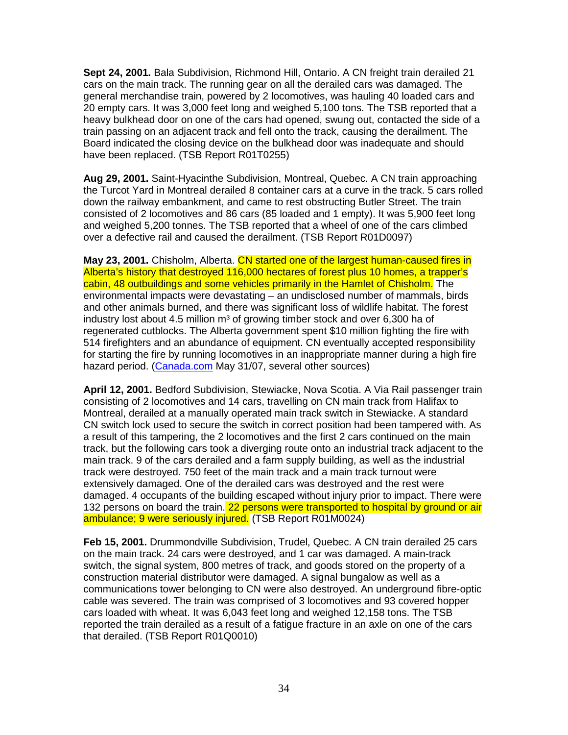**Sept 24, 2001.** Bala Subdivision, Richmond Hill, Ontario. A CN freight train derailed 21 cars on the main track. The running gear on all the derailed cars was damaged. The general merchandise train, powered by 2 locomotives, was hauling 40 loaded cars and 20 empty cars. It was 3,000 feet long and weighed 5,100 tons. The TSB reported that a heavy bulkhead door on one of the cars had opened, swung out, contacted the side of a train passing on an adjacent track and fell onto the track, causing the derailment. The Board indicated the closing device on the bulkhead door was inadequate and should have been replaced. (TSB Report R01T0255)

**Aug 29, 2001.** Saint-Hyacinthe Subdivision, Montreal, Quebec. A CN train approaching the Turcot Yard in Montreal derailed 8 container cars at a curve in the track. 5 cars rolled down the railway embankment, and came to rest obstructing Butler Street. The train consisted of 2 locomotives and 86 cars (85 loaded and 1 empty). It was 5,900 feet long and weighed 5,200 tonnes. The TSB reported that a wheel of one of the cars climbed over a defective rail and caused the derailment. (TSB Report R01D0097)

**May 23, 2001.** Chisholm, Alberta. CN started one of the largest human-caused fires in Alberta's history that destroyed 116,000 hectares of forest plus 10 homes, a trapper's cabin, 48 outbuildings and some vehicles primarily in the Hamlet of Chisholm. The environmental impacts were devastating – an undisclosed number of mammals, birds and other animals burned, and there was significant loss of wildlife habitat. The forest industry lost about 4.5 million m³ of growing timber stock and over 6,300 ha of regenerated cutblocks. The Alberta government spent $10 million fighting the fire with 514 firefighters and an abundance of equipment. CN eventually accepted responsibility for starting the fire by running locomotives in an inappropriate manner during a high fire hazard period. (Canada.com May 31/07, several other sources)

**April 12, 2001.** Bedford Subdivision, Stewiacke, Nova Scotia. A Via Rail passenger train consisting of 2 locomotives and 14 cars, travelling on CN main track from Halifax to Montreal, derailed at a manually operated main track switch in Stewiacke. A standard CN switch lock used to secure the switch in correct position had been tampered with. As a result of this tampering, the 2 locomotives and the first 2 cars continued on the main track, but the following cars took a diverging route onto an industrial track adjacent to the main track. 9 of the cars derailed and a farm supply building, as well as the industrial track were destroyed. 750 feet of the main track and a main track turnout were extensively damaged. One of the derailed cars was destroyed and the rest were damaged. 4 occupants of the building escaped without injury prior to impact. There were 132 persons on board the train. 22 persons were transported to hospital by ground or air ambulance; 9 were seriously injured. (TSB Report R01M0024)

**Feb 15, 2001.** Drummondville Subdivision, Trudel, Quebec. A CN train derailed 25 cars on the main track. 24 cars were destroyed, and 1 car was damaged. A main-track switch, the signal system, 800 metres of track, and goods stored on the property of a construction material distributor were damaged. A signal bungalow as well as a communications tower belonging to CN were also destroyed. An underground fibre-optic cable was severed. The train was comprised of 3 locomotives and 93 covered hopper cars loaded with wheat. It was 6,043 feet long and weighed 12,158 tons. The TSB reported the train derailed as a result of a fatigue fracture in an axle on one of the cars that derailed. (TSB Report R01Q0010)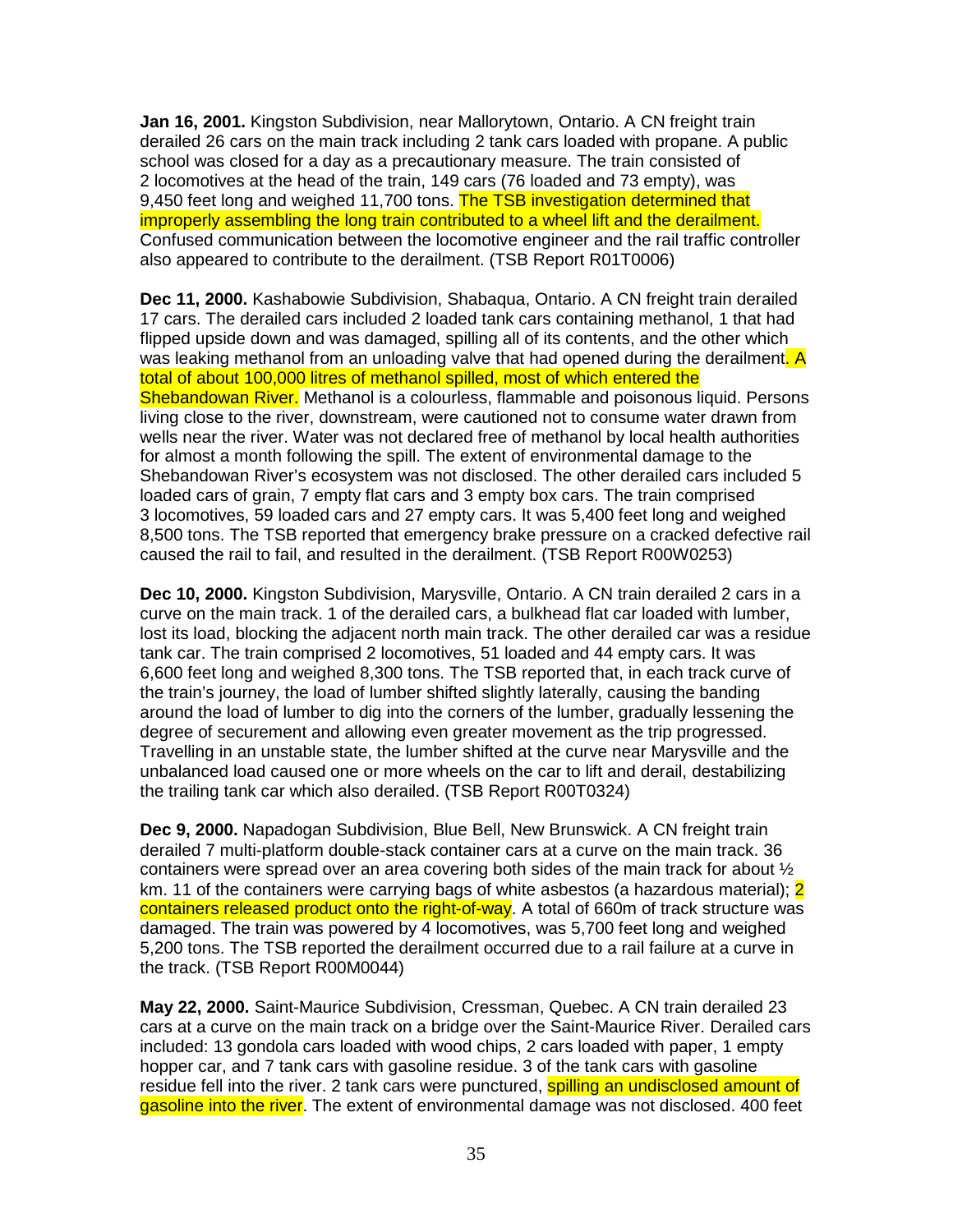**Jan 16, 2001.** Kingston Subdivision, near Mallorytown, Ontario. A CN freight train derailed 26 cars on the main track including 2 tank cars loaded with propane. A public school was closed for a day as a precautionary measure. The train consisted of 2 locomotives at the head of the train, 149 cars (76 loaded and 73 empty), was 9,450 feet long and weighed 11,700 tons. The TSB investigation determined that improperly assembling the long train contributed to a wheel lift and the derailment. Confused communication between the locomotive engineer and the rail traffic controller also appeared to contribute to the derailment. (TSB Report R01T0006)

**Dec 11, 2000.** Kashabowie Subdivision, Shabaqua, Ontario. A CN freight train derailed 17 cars. The derailed cars included 2 loaded tank cars containing methanol, 1 that had flipped upside down and was damaged, spilling all of its contents, and the other which was leaking methanol from an unloading valve that had opened during the derailment. A total of about 100,000 litres of methanol spilled, most of which entered the Shebandowan River. Methanol is a colourless, flammable and poisonous liquid. Persons living close to the river, downstream, were cautioned not to consume water drawn from wells near the river. Water was not declared free of methanol by local health authorities for almost a month following the spill. The extent of environmental damage to the Shebandowan River's ecosystem was not disclosed. The other derailed cars included 5 loaded cars of grain, 7 empty flat cars and 3 empty box cars. The train comprised 3 locomotives, 59 loaded cars and 27 empty cars. It was 5,400 feet long and weighed 8,500 tons. The TSB reported that emergency brake pressure on a cracked defective rail caused the rail to fail, and resulted in the derailment. (TSB Report R00W0253)

**Dec 10, 2000.** Kingston Subdivision, Marysville, Ontario. A CN train derailed 2 cars in a curve on the main track. 1 of the derailed cars, a bulkhead flat car loaded with lumber, lost its load, blocking the adjacent north main track. The other derailed car was a residue tank car. The train comprised 2 locomotives, 51 loaded and 44 empty cars. It was 6,600 feet long and weighed 8,300 tons. The TSB reported that, in each track curve of the train's journey, the load of lumber shifted slightly laterally, causing the banding around the load of lumber to dig into the corners of the lumber, gradually lessening the degree of securement and allowing even greater movement as the trip progressed. Travelling in an unstable state, the lumber shifted at the curve near Marysville and the unbalanced load caused one or more wheels on the car to lift and derail, destabilizing the trailing tank car which also derailed. (TSB Report R00T0324)

**Dec 9, 2000.** Napadogan Subdivision, Blue Bell, New Brunswick. A CN freight train derailed 7 multi-platform double-stack container cars at a curve on the main track. 36 containers were spread over an area covering both sides of the main track for about ½ km. 11 of the containers were carrying bags of white asbestos (a hazardous material); 2 containers released product onto the right-of-way. A total of 660m of track structure was damaged. The train was powered by 4 locomotives, was 5,700 feet long and weighed 5,200 tons. The TSB reported the derailment occurred due to a rail failure at a curve in the track. (TSB Report R00M0044)

**May 22, 2000.** Saint-Maurice Subdivision, Cressman, Quebec. A CN train derailed 23 cars at a curve on the main track on a bridge over the Saint-Maurice River. Derailed cars included: 13 gondola cars loaded with wood chips, 2 cars loaded with paper, 1 empty hopper car, and 7 tank cars with gasoline residue. 3 of the tank cars with gasoline residue fell into the river. 2 tank cars were punctured, spilling an undisclosed amount of gasoline into the river. The extent of environmental damage was not disclosed. 400 feet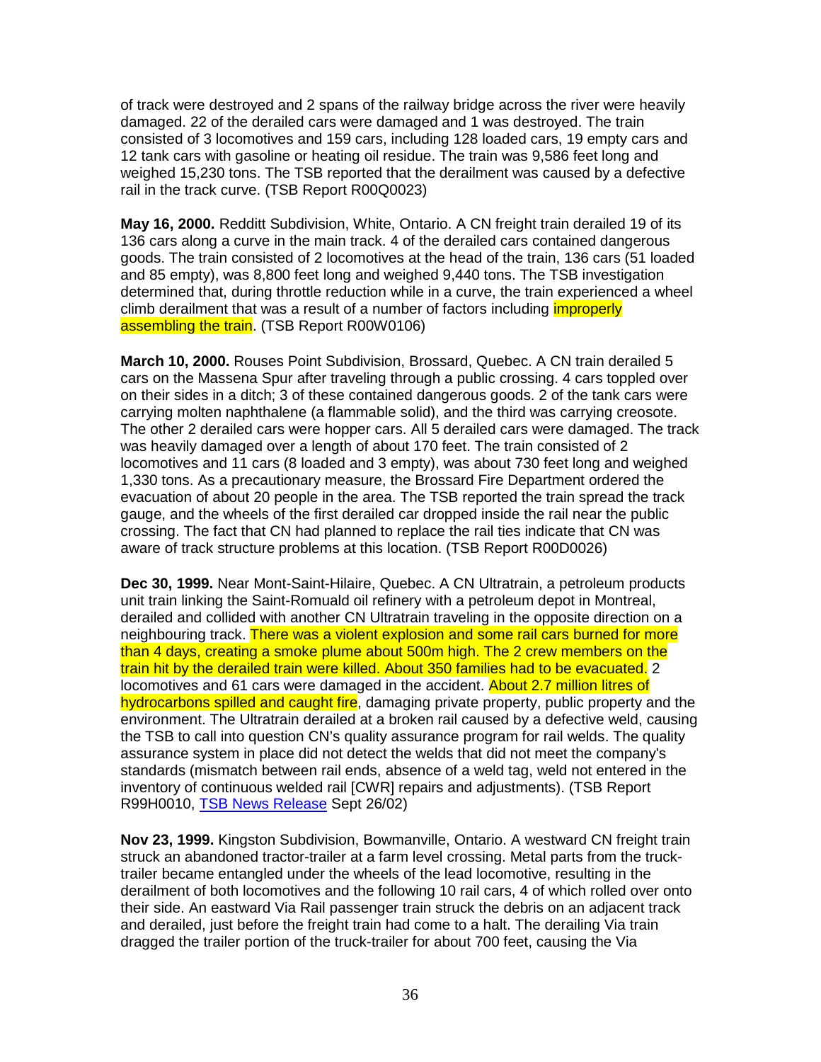of track were destroyed and 2 spans of the railway bridge across the river were heavily damaged. 22 of the derailed cars were damaged and 1 was destroyed. The train consisted of 3 locomotives and 159 cars, including 128 loaded cars, 19 empty cars and 12 tank cars with gasoline or heating oil residue. The train was 9,586 feet long and weighed 15,230 tons. The TSB reported that the derailment was caused by a defective rail in the track curve. (TSB Report R00Q0023)

**May 16, 2000.** Redditt Subdivision, White, Ontario. A CN freight train derailed 19 of its 136 cars along a curve in the main track. 4 of the derailed cars contained dangerous goods. The train consisted of 2 locomotives at the head of the train, 136 cars (51 loaded and 85 empty), was 8,800 feet long and weighed 9,440 tons. The TSB investigation determined that, during throttle reduction while in a curve, the train experienced a wheel climb derailment that was a result of a number of factors including improperly assembling the train. (TSB Report R00W0106)

**March 10, 2000.** Rouses Point Subdivision, Brossard, Quebec. A CN train derailed 5 cars on the Massena Spur after traveling through a public crossing. 4 cars toppled over on their sides in a ditch; 3 of these contained dangerous goods. 2 of the tank cars were carrying molten naphthalene (a flammable solid), and the third was carrying creosote. The other 2 derailed cars were hopper cars. All 5 derailed cars were damaged. The track was heavily damaged over a length of about 170 feet. The train consisted of 2 locomotives and 11 cars (8 loaded and 3 empty), was about 730 feet long and weighed 1,330 tons. As a precautionary measure, the Brossard Fire Department ordered the evacuation of about 20 people in the area. The TSB reported the train spread the track gauge, and the wheels of the first derailed car dropped inside the rail near the public crossing. The fact that CN had planned to replace the rail ties indicate that CN was aware of track structure problems at this location. (TSB Report R00D0026)

**Dec 30, 1999.** Near Mont-Saint-Hilaire, Quebec. A CN Ultratrain, a petroleum products unit train linking the Saint-Romuald oil refinery with a petroleum depot in Montreal, derailed and collided with another CN Ultratrain traveling in the opposite direction on a neighbouring track. There was a violent explosion and some rail cars burned for more than 4 days, creating a smoke plume about 500m high. The 2 crew members on the train hit by the derailed train were killed. About 350 families had to be evacuated. 2 locomotives and 61 cars were damaged in the accident. About 2.7 million litres of hydrocarbons spilled and caught fire, damaging private property, public property and the environment. The Ultratrain derailed at a broken rail caused by a defective weld, causing the TSB to call into question CN's quality assurance program for rail welds. The quality assurance system in place did not detect the welds that did not meet the company's standards (mismatch between rail ends, absence of a weld tag, weld not entered in the inventory of continuous welded rail [CWR] repairs and adjustments). (TSB Report R99H0010, TSB News Release Sept 26/02)

**Nov 23, 1999.** Kingston Subdivision, Bowmanville, Ontario. A westward CN freight train struck an abandoned tractor-trailer at a farm level crossing. Metal parts from the truck-trailer became entangled under the wheels of the lead locomotive, resulting in the derailment of both locomotives and the following 10 rail cars, 4 of which rolled over onto their side. An eastward Via Rail passenger train struck the debris on an adjacent track and derailed, just before the freight train had come to a halt. The derailing Via train dragged the trailer portion of the truck-trailer for about 700 feet, causing the Via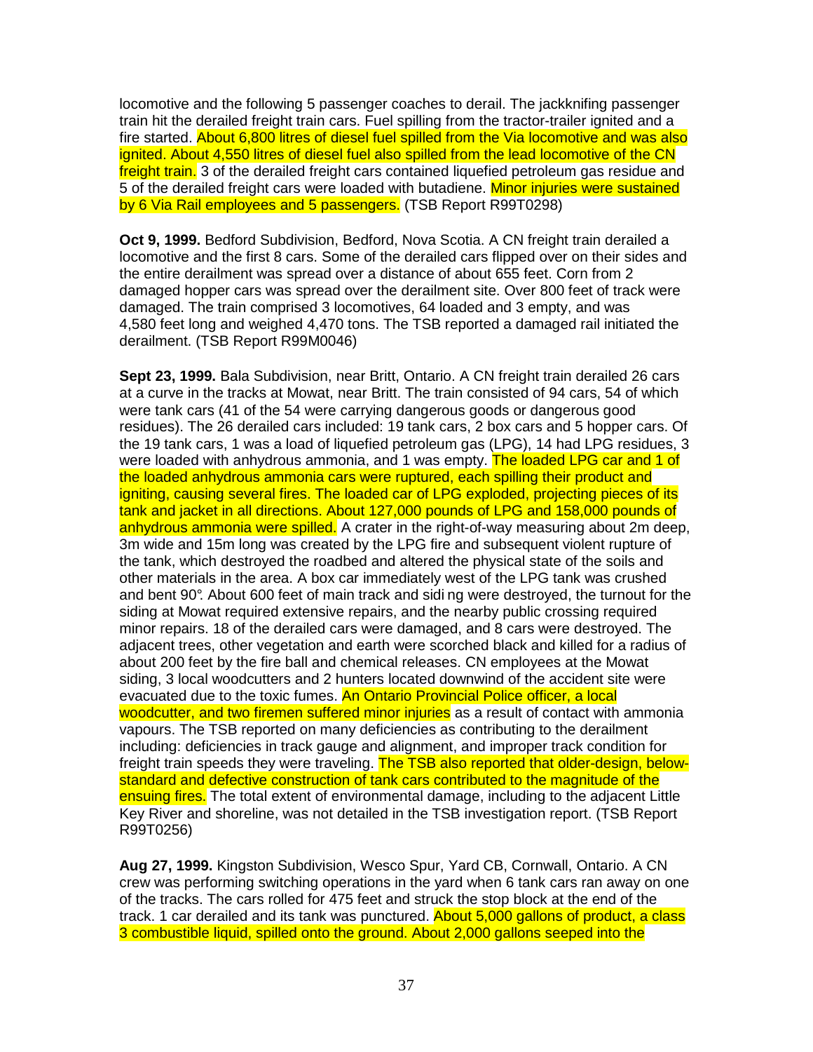locomotive and the following 5 passenger coaches to derail. The jackknifing passenger train hit the derailed freight train cars. Fuel spilling from the tractor-trailer ignited and a fire started. About 6,800 litres of diesel fuel spilled from the Via locomotive and was also ignited. About 4,550 litres of diesel fuel also spilled from the lead locomotive of the CN freight train. 3 of the derailed freight cars contained liquefied petroleum gas residue and 5 of the derailed freight cars were loaded with butadiene. Minor injuries were sustained by 6 Via Rail employees and 5 passengers. (TSB Report R99T0298)

**Oct 9, 1999.** Bedford Subdivision, Bedford, Nova Scotia. A CN freight train derailed a locomotive and the first 8 cars. Some of the derailed cars flipped over on their sides and the entire derailment was spread over a distance of about 655 feet. Corn from 2 damaged hopper cars was spread over the derailment site. Over 800 feet of track were damaged. The train comprised 3 locomotives, 64 loaded and 3 empty, and was 4,580 feet long and weighed 4,470 tons. The TSB reported a damaged rail initiated the derailment. (TSB Report R99M0046)

**Sept 23, 1999.** Bala Subdivision, near Britt, Ontario. A CN freight train derailed 26 cars at a curve in the tracks at Mowat, near Britt. The train consisted of 94 cars, 54 of which were tank cars (41 of the 54 were carrying dangerous goods or dangerous good residues). The 26 derailed cars included: 19 tank cars, 2 box cars and 5 hopper cars. Of the 19 tank cars, 1 was a load of liquefied petroleum gas (LPG), 14 had LPG residues, 3 were loaded with anhydrous ammonia, and 1 was empty. The loaded LPG car and 1 of the loaded anhydrous ammonia cars were ruptured, each spilling their product and igniting, causing several fires. The loaded car of LPG exploded, projecting pieces of its tank and jacket in all directions. About 127,000 pounds of LPG and 158,000 pounds of anhydrous ammonia were spilled. A crater in the right-of-way measuring about 2m deep, 3m wide and 15m long was created by the LPG fire and subsequent violent rupture of the tank, which destroyed the roadbed and altered the physical state of the soils and other materials in the area. A box car immediately west of the LPG tank was crushed and bent 90°. About 600 feet of main track and siding were destroyed, the turnout for the siding at Mowat required extensive repairs, and the nearby public crossing required minor repairs. 18 of the derailed cars were damaged, and 8 cars were destroyed. The adjacent trees, other vegetation and earth were scorched black and killed for a radius of about 200 feet by the fire ball and chemical releases. CN employees at the Mowat siding, 3 local woodcutters and 2 hunters located downwind of the accident site were evacuated due to the toxic fumes. An Ontario Provincial Police officer, a local woodcutter, and two firemen suffered minor injuries as a result of contact with ammonia vapours. The TSB reported on many deficiencies as contributing to the derailment including: deficiencies in track gauge and alignment, and improper track condition for freight train speeds they were traveling. The TSB also reported that older-design, below-standard and defective construction of tank cars contributed to the magnitude of the ensuing fires. The total extent of environmental damage, including to the adjacent Little Key River and shoreline, was not detailed in the TSB investigation report. (TSB Report R99T0256)

**Aug 27, 1999.** Kingston Subdivision, Wesco Spur, Yard CB, Cornwall, Ontario. A CN crew was performing switching operations in the yard when 6 tank cars ran away on one of the tracks. The cars rolled for 475 feet and struck the stop block at the end of the track. 1 car derailed and its tank was punctured. About 5,000 gallons of product, a class 3 combustible liquid, spilled onto the ground. About 2,000 gallons seeped into the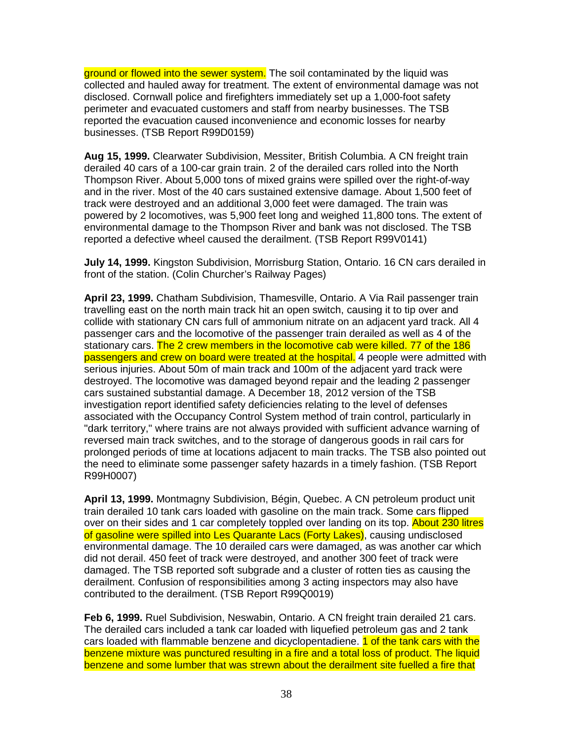ground or flowed into the sewer system. The soil contaminated by the liquid was collected and hauled away for treatment. The extent of environmental damage was not disclosed. Cornwall police and firefighters immediately set up a 1,000-foot safety perimeter and evacuated customers and staff from nearby businesses. The TSB reported the evacuation caused inconvenience and economic losses for nearby businesses. (TSB Report R99D0159)

**Aug 15, 1999.** Clearwater Subdivision, Messiter, British Columbia. A CN freight train derailed 40 cars of a 100-car grain train. 2 of the derailed cars rolled into the North Thompson River. About 5,000 tons of mixed grains were spilled over the right-of-way and in the river. Most of the 40 cars sustained extensive damage. About 1,500 feet of track were destroyed and an additional 3,000 feet were damaged. The train was powered by 2 locomotives, was 5,900 feet long and weighed 11,800 tons. The extent of environmental damage to the Thompson River and bank was not disclosed. The TSB reported a defective wheel caused the derailment. (TSB Report R99V0141)

**July 14, 1999.** Kingston Subdivision, Morrisburg Station, Ontario. 16 CN cars derailed in front of the station. (Colin Churcher's Railway Pages)

**April 23, 1999.** Chatham Subdivision, Thamesville, Ontario. A Via Rail passenger train travelling east on the north main track hit an open switch, causing it to tip over and collide with stationary CN cars full of ammonium nitrate on an adjacent yard track. All 4 passenger cars and the locomotive of the passenger train derailed as well as 4 of the stationary cars. The 2 crew members in the locomotive cab were killed. 77 of the 186 passengers and crew on board were treated at the hospital. 4 people were admitted with serious injuries. About 50m of main track and 100m of the adjacent yard track were destroyed. The locomotive was damaged beyond repair and the leading 2 passenger cars sustained substantial damage. A December 18, 2012 version of the TSB investigation report identified safety deficiencies relating to the level of defenses associated with the Occupancy Control System method of train control, particularly in "dark territory," where trains are not always provided with sufficient advance warning of reversed main track switches, and to the storage of dangerous goods in rail cars for prolonged periods of time at locations adjacent to main tracks. The TSB also pointed out the need to eliminate some passenger safety hazards in a timely fashion. (TSB Report R99H0007)

**April 13, 1999.** Montmagny Subdivision, Bégin, Quebec. A CN petroleum product unit train derailed 10 tank cars loaded with gasoline on the main track. Some cars flipped over on their sides and 1 car completely toppled over landing on its top. About 230 litres of gasoline were spilled into Les Quarante Lacs (Forty Lakes), causing undisclosed environmental damage. The 10 derailed cars were damaged, as was another car which did not derail. 450 feet of track were destroyed, and another 300 feet of track were damaged. The TSB reported soft subgrade and a cluster of rotten ties as causing the derailment. Confusion of responsibilities among 3 acting inspectors may also have contributed to the derailment. (TSB Report R99Q0019)

**Feb 6, 1999.** Ruel Subdivision, Neswabin, Ontario. A CN freight train derailed 21 cars. The derailed cars included a tank car loaded with liquefied petroleum gas and 2 tank cars loaded with flammable benzene and dicyclopentadiene. 1 of the tank cars with the benzene mixture was punctured resulting in a fire and a total loss of product. The liquid benzene and some lumber that was strewn about the derailment site fuelled a fire that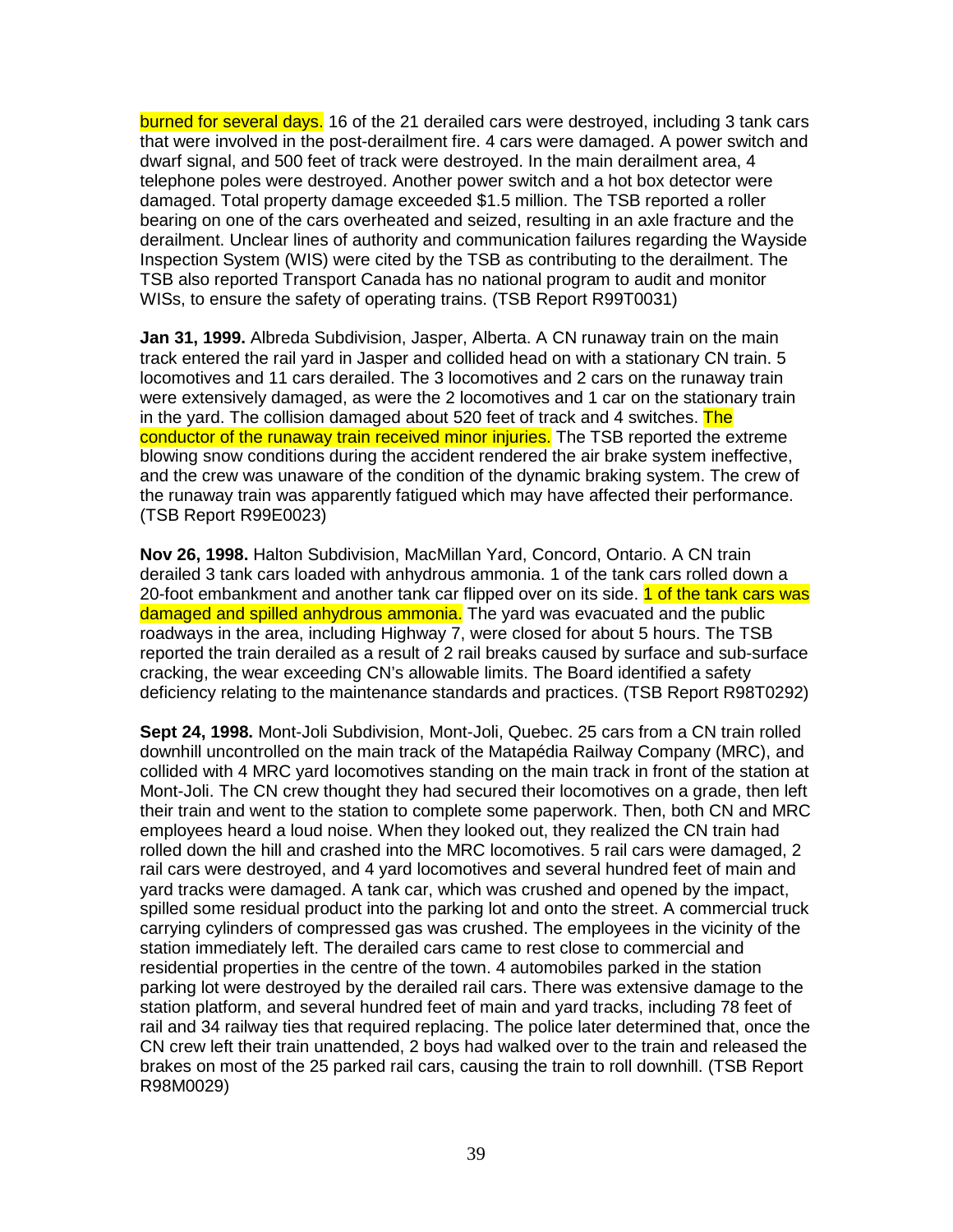burned for several days. 16 of the 21 derailed cars were destroyed, including 3 tank cars that were involved in the post-derailment fire. 4 cars were damaged. A power switch and dwarf signal, and 500 feet of track were destroyed. In the main derailment area, 4 telephone poles were destroyed. Another power switch and a hot box detector were damaged. Total property damage exceeded $1.5 million. The TSB reported a roller bearing on one of the cars overheated and seized, resulting in an axle fracture and the derailment. Unclear lines of authority and communication failures regarding the Wayside Inspection System (WIS) were cited by the TSB as contributing to the derailment. The TSB also reported Transport Canada has no national program to audit and monitor WISs, to ensure the safety of operating trains. (TSB Report R99T0031)

**Jan 31, 1999.** Albreda Subdivision, Jasper, Alberta. A CN runaway train on the main track entered the rail yard in Jasper and collided head on with a stationary CN train. 5 locomotives and 11 cars derailed. The 3 locomotives and 2 cars on the runaway train were extensively damaged, as were the 2 locomotives and 1 car on the stationary train in the yard. The collision damaged about 520 feet of track and 4 switches. The conductor of the runaway train received minor injuries. The TSB reported the extreme blowing snow conditions during the accident rendered the air brake system ineffective, and the crew was unaware of the condition of the dynamic braking system. The crew of the runaway train was apparently fatigued which may have affected their performance. (TSB Report R99E0023)

**Nov 26, 1998.** Halton Subdivision, MacMillan Yard, Concord, Ontario. A CN train derailed 3 tank cars loaded with anhydrous ammonia. 1 of the tank cars rolled down a 20-foot embankment and another tank car flipped over on its side. 1 of the tank cars was damaged and spilled anhydrous ammonia. The yard was evacuated and the public roadways in the area, including Highway 7, were closed for about 5 hours. The TSB reported the train derailed as a result of 2 rail breaks caused by surface and sub-surface cracking, the wear exceeding CN's allowable limits. The Board identified a safety deficiency relating to the maintenance standards and practices. (TSB Report R98T0292)

**Sept 24, 1998.** Mont-Joli Subdivision, Mont-Joli, Quebec. 25 cars from a CN train rolled downhill uncontrolled on the main track of the Matapédia Railway Company (MRC), and collided with 4 MRC yard locomotives standing on the main track in front of the station at Mont-Joli. The CN crew thought they had secured their locomotives on a grade, then left their train and went to the station to complete some paperwork. Then, both CN and MRC employees heard a loud noise. When they looked out, they realized the CN train had rolled down the hill and crashed into the MRC locomotives. 5 rail cars were damaged, 2 rail cars were destroyed, and 4 yard locomotives and several hundred feet of main and yard tracks were damaged. A tank car, which was crushed and opened by the impact, spilled some residual product into the parking lot and onto the street. A commercial truck carrying cylinders of compressed gas was crushed. The employees in the vicinity of the station immediately left. The derailed cars came to rest close to commercial and residential properties in the centre of the town. 4 automobiles parked in the station parking lot were destroyed by the derailed rail cars. There was extensive damage to the station platform, and several hundred feet of main and yard tracks, including 78 feet of rail and 34 railway ties that required replacing. The police later determined that, once the CN crew left their train unattended, 2 boys had walked over to the train and released the brakes on most of the 25 parked rail cars, causing the train to roll downhill. (TSB Report R98M0029)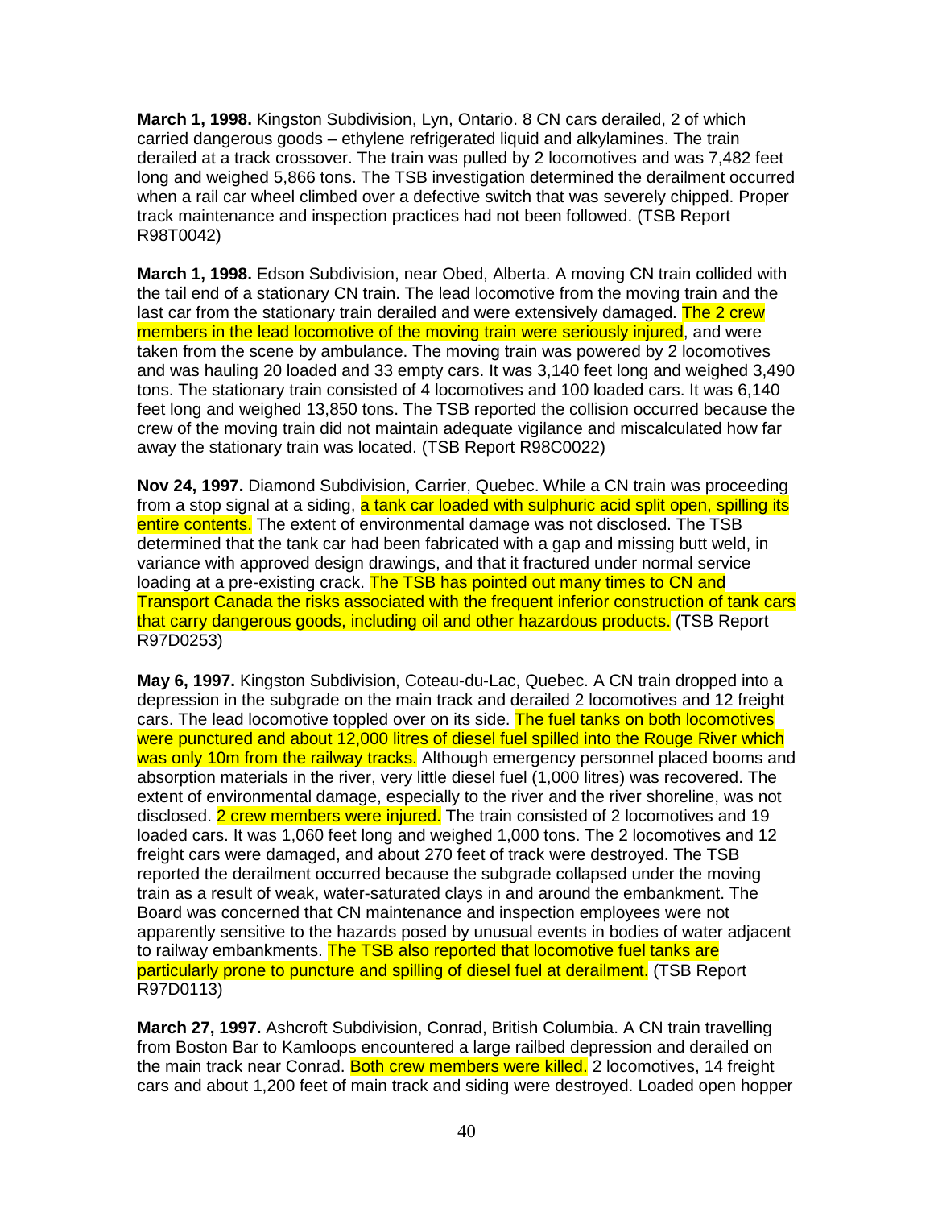**March 1, 1998.** Kingston Subdivision, Lyn, Ontario. 8 CN cars derailed, 2 of which carried dangerous goods – ethylene refrigerated liquid and alkylamines. The train derailed at a track crossover. The train was pulled by 2 locomotives and was 7,482 feet long and weighed 5,866 tons. The TSB investigation determined the derailment occurred when a rail car wheel climbed over a defective switch that was severely chipped. Proper track maintenance and inspection practices had not been followed. (TSB Report R98T0042)

**March 1, 1998.** Edson Subdivision, near Obed, Alberta. A moving CN train collided with the tail end of a stationary CN train. The lead locomotive from the moving train and the last car from the stationary train derailed and were extensively damaged. The 2 crew members in the lead locomotive of the moving train were seriously injured, and were taken from the scene by ambulance. The moving train was powered by 2 locomotives and was hauling 20 loaded and 33 empty cars. It was 3,140 feet long and weighed 3,490 tons. The stationary train consisted of 4 locomotives and 100 loaded cars. It was 6,140 feet long and weighed 13,850 tons. The TSB reported the collision occurred because the crew of the moving train did not maintain adequate vigilance and miscalculated how far away the stationary train was located. (TSB Report R98C0022)

**Nov 24, 1997.** Diamond Subdivision, Carrier, Quebec. While a CN train was proceeding from a stop signal at a siding, a tank car loaded with sulphuric acid split open, spilling its entire contents. The extent of environmental damage was not disclosed. The TSB determined that the tank car had been fabricated with a gap and missing butt weld, in variance with approved design drawings, and that it fractured under normal service loading at a pre-existing crack. The TSB has pointed out many times to CN and Transport Canada the risks associated with the frequent inferior construction of tank cars that carry dangerous goods, including oil and other hazardous products. (TSB Report R97D0253)

**May 6, 1997.** Kingston Subdivision, Coteau-du-Lac, Quebec. A CN train dropped into a depression in the subgrade on the main track and derailed 2 locomotives and 12 freight cars. The lead locomotive toppled over on its side. The fuel tanks on both locomotives were punctured and about 12,000 litres of diesel fuel spilled into the Rouge River which was only 10m from the railway tracks. Although emergency personnel placed booms and absorption materials in the river, very little diesel fuel (1,000 litres) was recovered. The extent of environmental damage, especially to the river and the river shoreline, was not disclosed. 2 crew members were injured. The train consisted of 2 locomotives and 19 loaded cars. It was 1,060 feet long and weighed 1,000 tons. The 2 locomotives and 12 freight cars were damaged, and about 270 feet of track were destroyed. The TSB reported the derailment occurred because the subgrade collapsed under the moving train as a result of weak, water-saturated clays in and around the embankment. The Board was concerned that CN maintenance and inspection employees were not apparently sensitive to the hazards posed by unusual events in bodies of water adjacent to railway embankments. The TSB also reported that locomotive fuel tanks are particularly prone to puncture and spilling of diesel fuel at derailment. (TSB Report R97D0113)

**March 27, 1997.** Ashcroft Subdivision, Conrad, British Columbia. A CN train travelling from Boston Bar to Kamloops encountered a large railbed depression and derailed on the main track near Conrad. Both crew members were killed. 2 locomotives, 14 freight cars and about 1,200 feet of main track and siding were destroyed. Loaded open hopper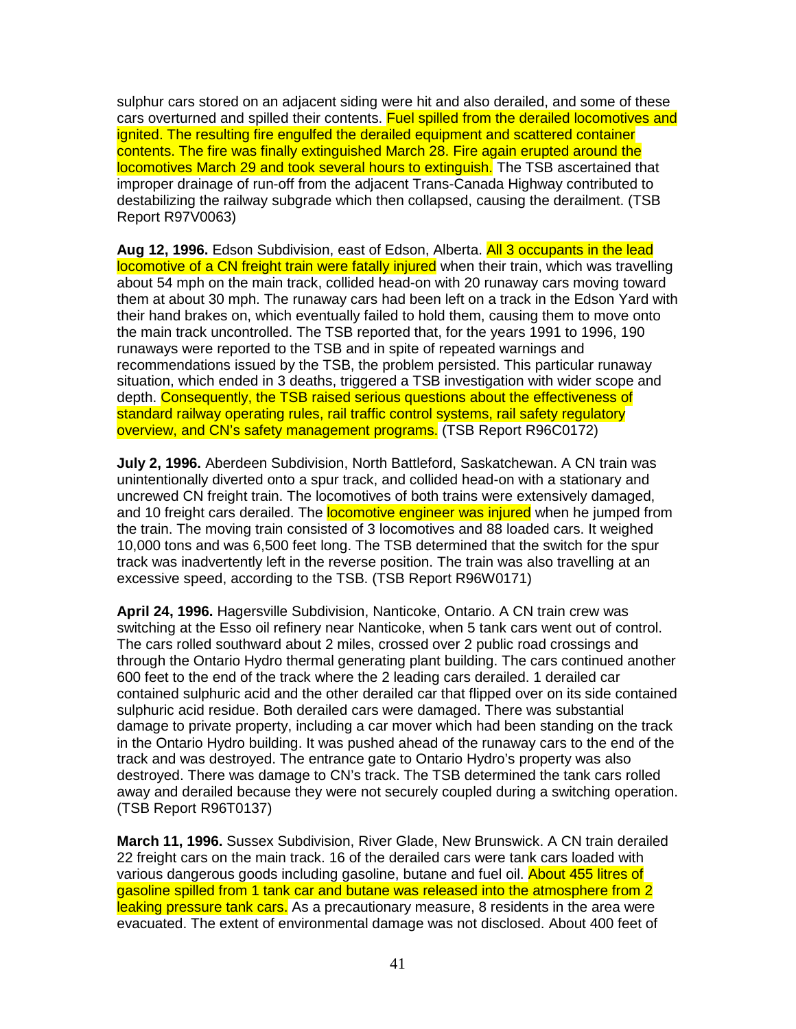sulphur cars stored on an adjacent siding were hit and also derailed, and some of these cars overturned and spilled their contents. Fuel spilled from the derailed locomotives and ignited. The resulting fire engulfed the derailed equipment and scattered container contents. The fire was finally extinguished March 28. Fire again erupted around the locomotives March 29 and took several hours to extinguish. The TSB ascertained that improper drainage of run-off from the adjacent Trans-Canada Highway contributed to destabilizing the railway subgrade which then collapsed, causing the derailment. (TSB Report R97V0063)

**Aug 12, 1996.** Edson Subdivision, east of Edson, Alberta. All 3 occupants in the lead locomotive of a CN freight train were fatally injured when their train, which was travelling about 54 mph on the main track, collided head-on with 20 runaway cars moving toward them at about 30 mph. The runaway cars had been left on a track in the Edson Yard with their hand brakes on, which eventually failed to hold them, causing them to move onto the main track uncontrolled. The TSB reported that, for the years 1991 to 1996, 190 runaways were reported to the TSB and in spite of repeated warnings and recommendations issued by the TSB, the problem persisted. This particular runaway situation, which ended in 3 deaths, triggered a TSB investigation with wider scope and depth. Consequently, the TSB raised serious questions about the effectiveness of standard railway operating rules, rail traffic control systems, rail safety regulatory overview, and CN's safety management programs. (TSB Report R96C0172)

**July 2, 1996.** Aberdeen Subdivision, North Battleford, Saskatchewan. A CN train was unintentionally diverted onto a spur track, and collided head-on with a stationary and uncrewed CN freight train. The locomotives of both trains were extensively damaged, and 10 freight cars derailed. The locomotive engineer was injured when he jumped from the train. The moving train consisted of 3 locomotives and 88 loaded cars. It weighed 10,000 tons and was 6,500 feet long. The TSB determined that the switch for the spur track was inadvertently left in the reverse position. The train was also travelling at an excessive speed, according to the TSB. (TSB Report R96W0171)

**April 24, 1996.** Hagersville Subdivision, Nanticoke, Ontario. A CN train crew was switching at the Esso oil refinery near Nanticoke, when 5 tank cars went out of control. The cars rolled southward about 2 miles, crossed over 2 public road crossings and through the Ontario Hydro thermal generating plant building. The cars continued another 600 feet to the end of the track where the 2 leading cars derailed. 1 derailed car contained sulphuric acid and the other derailed car that flipped over on its side contained sulphuric acid residue. Both derailed cars were damaged. There was substantial damage to private property, including a car mover which had been standing on the track in the Ontario Hydro building. It was pushed ahead of the runaway cars to the end of the track and was destroyed. The entrance gate to Ontario Hydro's property was also destroyed. There was damage to CN's track. The TSB determined the tank cars rolled away and derailed because they were not securely coupled during a switching operation. (TSB Report R96T0137)

**March 11, 1996.** Sussex Subdivision, River Glade, New Brunswick. A CN train derailed 22 freight cars on the main track. 16 of the derailed cars were tank cars loaded with various dangerous goods including gasoline, butane and fuel oil. About 455 litres of gasoline spilled from 1 tank car and butane was released into the atmosphere from 2 leaking pressure tank cars. As a precautionary measure, 8 residents in the area were evacuated. The extent of environmental damage was not disclosed. About 400 feet of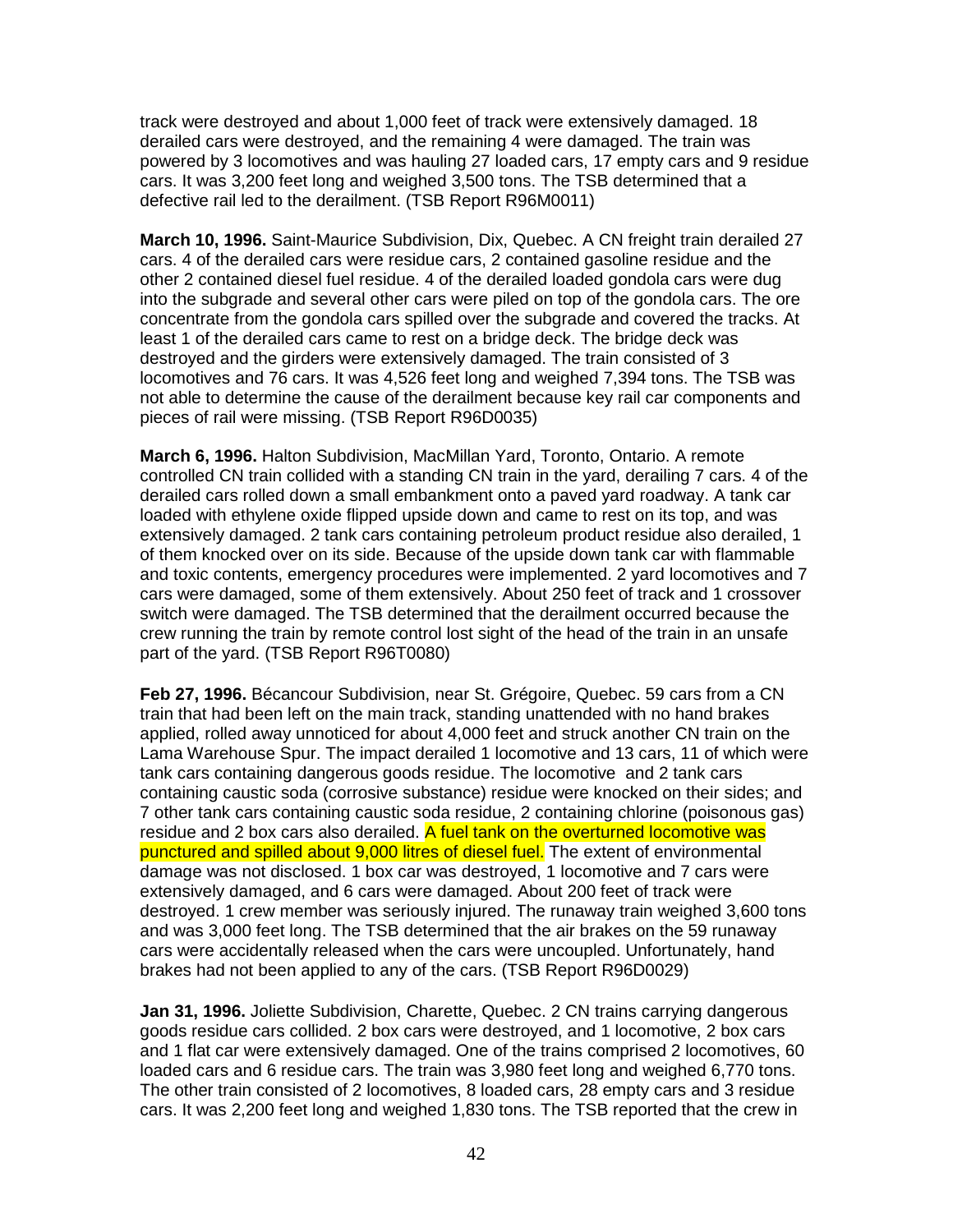track were destroyed and about 1,000 feet of track were extensively damaged. 18 derailed cars were destroyed, and the remaining 4 were damaged. The train was powered by 3 locomotives and was hauling 27 loaded cars, 17 empty cars and 9 residue cars. It was 3,200 feet long and weighed 3,500 tons. The TSB determined that a defective rail led to the derailment. (TSB Report R96M0011)

**March 10, 1996.** Saint-Maurice Subdivision, Dix, Quebec. A CN freight train derailed 27 cars. 4 of the derailed cars were residue cars, 2 contained gasoline residue and the other 2 contained diesel fuel residue. 4 of the derailed loaded gondola cars were dug into the subgrade and several other cars were piled on top of the gondola cars. The ore concentrate from the gondola cars spilled over the subgrade and covered the tracks. At least 1 of the derailed cars came to rest on a bridge deck. The bridge deck was destroyed and the girders were extensively damaged. The train consisted of 3 locomotives and 76 cars. It was 4,526 feet long and weighed 7,394 tons. The TSB was not able to determine the cause of the derailment because key rail car components and pieces of rail were missing. (TSB Report R96D0035)

**March 6, 1996.** Halton Subdivision, MacMillan Yard, Toronto, Ontario. A remote controlled CN train collided with a standing CN train in the yard, derailing 7 cars. 4 of the derailed cars rolled down a small embankment onto a paved yard roadway. A tank car loaded with ethylene oxide flipped upside down and came to rest on its top, and was extensively damaged. 2 tank cars containing petroleum product residue also derailed, 1 of them knocked over on its side. Because of the upside down tank car with flammable and toxic contents, emergency procedures were implemented. 2 yard locomotives and 7 cars were damaged, some of them extensively. About 250 feet of track and 1 crossover switch were damaged. The TSB determined that the derailment occurred because the crew running the train by remote control lost sight of the head of the train in an unsafe part of the yard. (TSB Report R96T0080)

**Feb 27, 1996.** Bécancour Subdivision, near St. Grégoire, Quebec. 59 cars from a CN train that had been left on the main track, standing unattended with no hand brakes applied, rolled away unnoticed for about 4,000 feet and struck another CN train on the Lama Warehouse Spur. The impact derailed 1 locomotive and 13 cars, 11 of which were tank cars containing dangerous goods residue. The locomotive and 2 tank cars containing caustic soda (corrosive substance) residue were knocked on their sides; and 7 other tank cars containing caustic soda residue, 2 containing chlorine (poisonous gas) residue and 2 box cars also derailed. A fuel tank on the overturned locomotive was punctured and spilled about 9,000 litres of diesel fuel. The extent of environmental damage was not disclosed. 1 box car was destroyed, 1 locomotive and 7 cars were extensively damaged, and 6 cars were damaged. About 200 feet of track were destroyed. 1 crew member was seriously injured. The runaway train weighed 3,600 tons and was 3,000 feet long. The TSB determined that the air brakes on the 59 runaway cars were accidentally released when the cars were uncoupled. Unfortunately, hand brakes had not been applied to any of the cars. (TSB Report R96D0029)

**Jan 31, 1996.** Joliette Subdivision, Charette, Quebec. 2 CN trains carrying dangerous goods residue cars collided. 2 box cars were destroyed, and 1 locomotive, 2 box cars and 1 flat car were extensively damaged. One of the trains comprised 2 locomotives, 60 loaded cars and 6 residue cars. The train was 3,980 feet long and weighed 6,770 tons. The other train consisted of 2 locomotives, 8 loaded cars, 28 empty cars and 3 residue cars. It was 2,200 feet long and weighed 1,830 tons. The TSB reported that the crew in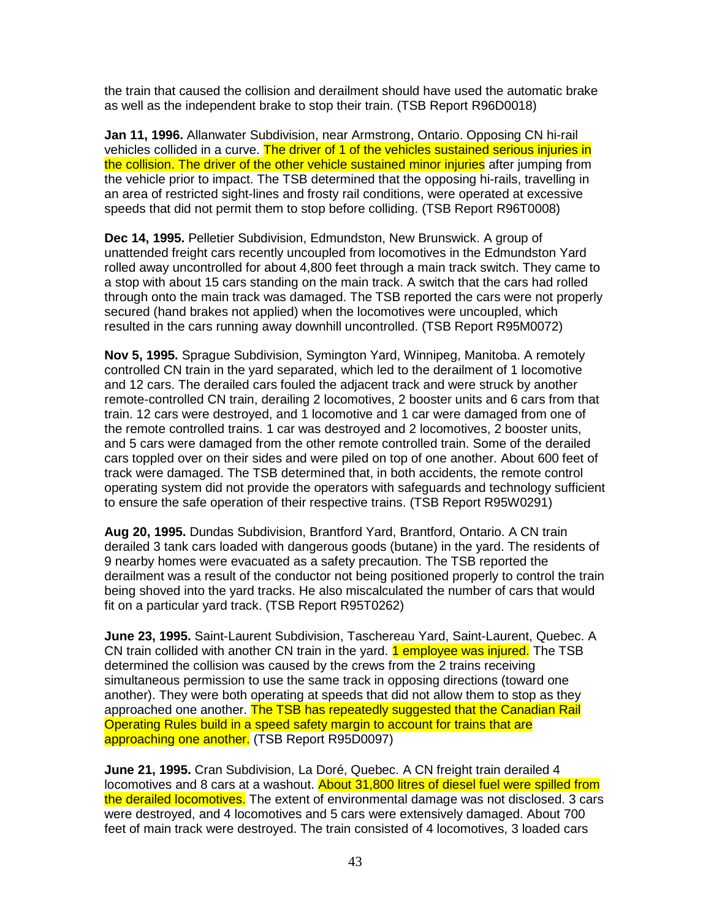the train that caused the collision and derailment should have used the automatic brake as well as the independent brake to stop their train. (TSB Report R96D0018)

**Jan 11, 1996.** Allanwater Subdivision, near Armstrong, Ontario. Opposing CN hi-rail vehicles collided in a curve. The driver of 1 of the vehicles sustained serious injuries in the collision. The driver of the other vehicle sustained minor injuries after jumping from the vehicle prior to impact. The TSB determined that the opposing hi-rails, travelling in an area of restricted sight-lines and frosty rail conditions, were operated at excessive speeds that did not permit them to stop before colliding. (TSB Report R96T0008)

**Dec 14, 1995.** Pelletier Subdivision, Edmundston, New Brunswick. A group of unattended freight cars recently uncoupled from locomotives in the Edmundston Yard rolled away uncontrolled for about 4,800 feet through a main track switch. They came to a stop with about 15 cars standing on the main track. A switch that the cars had rolled through onto the main track was damaged. The TSB reported the cars were not properly secured (hand brakes not applied) when the locomotives were uncoupled, which resulted in the cars running away downhill uncontrolled. (TSB Report R95M0072)

**Nov 5, 1995.** Sprague Subdivision, Symington Yard, Winnipeg, Manitoba. A remotely controlled CN train in the yard separated, which led to the derailment of 1 locomotive and 12 cars. The derailed cars fouled the adjacent track and were struck by another remote-controlled CN train, derailing 2 locomotives, 2 booster units and 6 cars from that train. 12 cars were destroyed, and 1 locomotive and 1 car were damaged from one of the remote controlled trains. 1 car was destroyed and 2 locomotives, 2 booster units, and 5 cars were damaged from the other remote controlled train. Some of the derailed cars toppled over on their sides and were piled on top of one another. About 600 feet of track were damaged. The TSB determined that, in both accidents, the remote control operating system did not provide the operators with safeguards and technology sufficient to ensure the safe operation of their respective trains. (TSB Report R95W0291)

**Aug 20, 1995.** Dundas Subdivision, Brantford Yard, Brantford, Ontario. A CN train derailed 3 tank cars loaded with dangerous goods (butane) in the yard. The residents of 9 nearby homes were evacuated as a safety precaution. The TSB reported the derailment was a result of the conductor not being positioned properly to control the train being shoved into the yard tracks. He also miscalculated the number of cars that would fit on a particular yard track. (TSB Report R95T0262)

**June 23, 1995.** Saint-Laurent Subdivision, Taschereau Yard, Saint-Laurent, Quebec. A CN train collided with another CN train in the yard. 1 employee was injured. The TSB determined the collision was caused by the crews from the 2 trains receiving simultaneous permission to use the same track in opposing directions (toward one another). They were both operating at speeds that did not allow them to stop as they approached one another. The TSB has repeatedly suggested that the Canadian Rail Operating Rules build in a speed safety margin to account for trains that are approaching one another. (TSB Report R95D0097)

**June 21, 1995.** Cran Subdivision, La Doré, Quebec. A CN freight train derailed 4 locomotives and 8 cars at a washout. About 31,800 litres of diesel fuel were spilled from the derailed locomotives. The extent of environmental damage was not disclosed. 3 cars were destroyed, and 4 locomotives and 5 cars were extensively damaged. About 700 feet of main track were destroyed. The train consisted of 4 locomotives, 3 loaded cars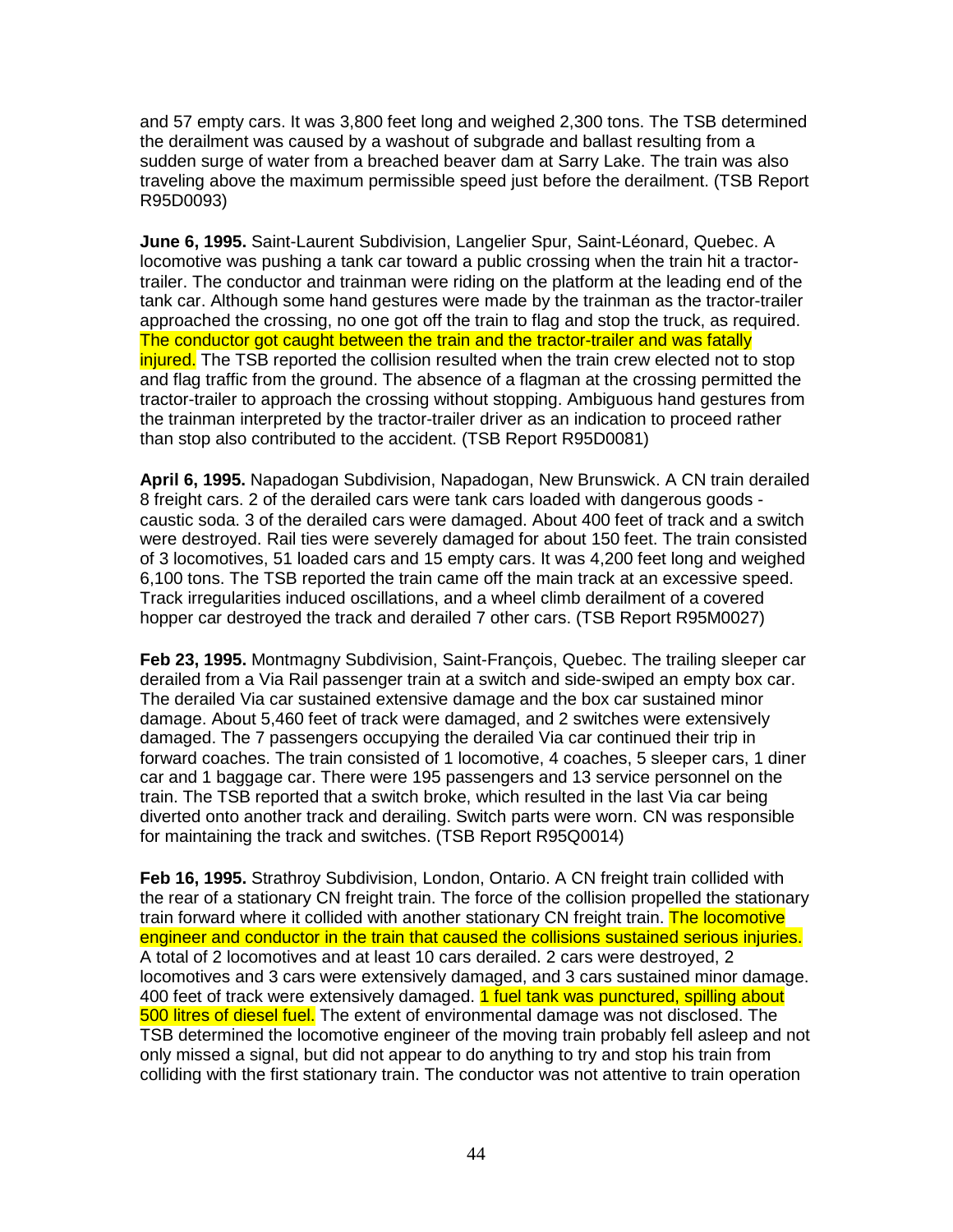and 57 empty cars. It was 3,800 feet long and weighed 2,300 tons. The TSB determined the derailment was caused by a washout of subgrade and ballast resulting from a sudden surge of water from a breached beaver dam at Sarry Lake. The train was also traveling above the maximum permissible speed just before the derailment. (TSB Report R95D0093)

**June 6, 1995.** Saint-Laurent Subdivision, Langelier Spur, Saint-Léonard, Quebec. A locomotive was pushing a tank car toward a public crossing when the train hit a tractor-trailer. The conductor and trainman were riding on the platform at the leading end of the tank car. Although some hand gestures were made by the trainman as the tractor-trailer approached the crossing, no one got off the train to flag and stop the truck, as required. The conductor got caught between the train and the tractor-trailer and was fatally injured. The TSB reported the collision resulted when the train crew elected not to stop and flag traffic from the ground. The absence of a flagman at the crossing permitted the tractor-trailer to approach the crossing without stopping. Ambiguous hand gestures from the trainman interpreted by the tractor-trailer driver as an indication to proceed rather than stop also contributed to the accident. (TSB Report R95D0081)

**April 6, 1995.** Napadogan Subdivision, Napadogan, New Brunswick. A CN train derailed 8 freight cars. 2 of the derailed cars were tank cars loaded with dangerous goods - caustic soda. 3 of the derailed cars were damaged. About 400 feet of track and a switch were destroyed. Rail ties were severely damaged for about 150 feet. The train consisted of 3 locomotives, 51 loaded cars and 15 empty cars. It was 4,200 feet long and weighed 6,100 tons. The TSB reported the train came off the main track at an excessive speed. Track irregularities induced oscillations, and a wheel climb derailment of a covered hopper car destroyed the track and derailed 7 other cars. (TSB Report R95M0027)

**Feb 23, 1995.** Montmagny Subdivision, Saint-François, Quebec. The trailing sleeper car derailed from a Via Rail passenger train at a switch and side-swiped an empty box car. The derailed Via car sustained extensive damage and the box car sustained minor damage. About 5,460 feet of track were damaged, and 2 switches were extensively damaged. The 7 passengers occupying the derailed Via car continued their trip in forward coaches. The train consisted of 1 locomotive, 4 coaches, 5 sleeper cars, 1 diner car and 1 baggage car. There were 195 passengers and 13 service personnel on the train. The TSB reported that a switch broke, which resulted in the last Via car being diverted onto another track and derailing. Switch parts were worn. CN was responsible for maintaining the track and switches. (TSB Report R95Q0014)

**Feb 16, 1995.** Strathroy Subdivision, London, Ontario. A CN freight train collided with the rear of a stationary CN freight train. The force of the collision propelled the stationary train forward where it collided with another stationary CN freight train. The locomotive engineer and conductor in the train that caused the collisions sustained serious injuries. A total of 2 locomotives and at least 10 cars derailed. 2 cars were destroyed, 2 locomotives and 3 cars were extensively damaged, and 3 cars sustained minor damage. 400 feet of track were extensively damaged. 1 fuel tank was punctured, spilling about 500 litres of diesel fuel. The extent of environmental damage was not disclosed. The TSB determined the locomotive engineer of the moving train probably fell asleep and not only missed a signal, but did not appear to do anything to try and stop his train from colliding with the first stationary train. The conductor was not attentive to train operation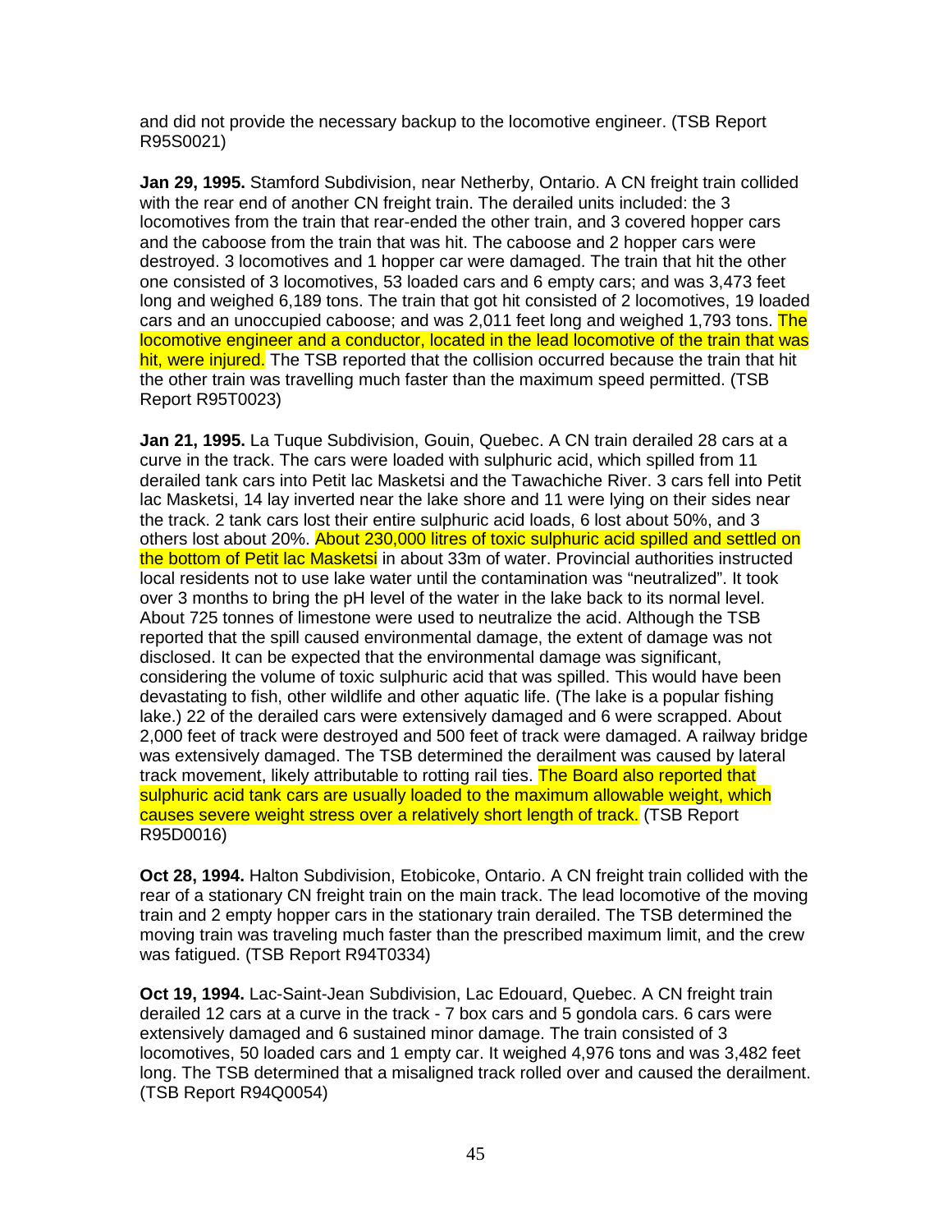and did not provide the necessary backup to the locomotive engineer. (TSB Report R95S0021)

**Jan 29, 1995.** Stamford Subdivision, near Netherby, Ontario. A CN freight train collided with the rear end of another CN freight train. The derailed units included: the 3 locomotives from the train that rear-ended the other train, and 3 covered hopper cars and the caboose from the train that was hit. The caboose and 2 hopper cars were destroyed. 3 locomotives and 1 hopper car were damaged. The train that hit the other one consisted of 3 locomotives, 53 loaded cars and 6 empty cars; and was 3,473 feet long and weighed 6,189 tons. The train that got hit consisted of 2 locomotives, 19 loaded cars and an unoccupied caboose; and was 2,011 feet long and weighed 1,793 tons. The locomotive engineer and a conductor, located in the lead locomotive of the train that was hit, were injured. The TSB reported that the collision occurred because the train that hit the other train was travelling much faster than the maximum speed permitted. (TSB Report R95T0023)

**Jan 21, 1995.** La Tuque Subdivision, Gouin, Quebec. A CN train derailed 28 cars at a curve in the track. The cars were loaded with sulphuric acid, which spilled from 11 derailed tank cars into Petit lac Masketsi and the Tawachiche River. 3 cars fell into Petit lac Masketsi, 14 lay inverted near the lake shore and 11 were lying on their sides near the track. 2 tank cars lost their entire sulphuric acid loads, 6 lost about 50%, and 3 others lost about 20%. About 230,000 litres of toxic sulphuric acid spilled and settled on the bottom of Petit lac Masketsi in about 33m of water. Provincial authorities instructed local residents not to use lake water until the contamination was "neutralized". It took over 3 months to bring the pH level of the water in the lake back to its normal level. About 725 tonnes of limestone were used to neutralize the acid. Although the TSB reported that the spill caused environmental damage, the extent of damage was not disclosed. It can be expected that the environmental damage was significant, considering the volume of toxic sulphuric acid that was spilled. This would have been devastating to fish, other wildlife and other aquatic life. (The lake is a popular fishing lake.) 22 of the derailed cars were extensively damaged and 6 were scrapped. About 2,000 feet of track were destroyed and 500 feet of track were damaged. A railway bridge was extensively damaged. The TSB determined the derailment was caused by lateral track movement, likely attributable to rotting rail ties. The Board also reported that sulphuric acid tank cars are usually loaded to the maximum allowable weight, which causes severe weight stress over a relatively short length of track. (TSB Report R95D0016)

**Oct 28, 1994.** Halton Subdivision, Etobicoke, Ontario. A CN freight train collided with the rear of a stationary CN freight train on the main track. The lead locomotive of the moving train and 2 empty hopper cars in the stationary train derailed. The TSB determined the moving train was traveling much faster than the prescribed maximum limit, and the crew was fatigued. (TSB Report R94T0334)

**Oct 19, 1994.** Lac-Saint-Jean Subdivision, Lac Edouard, Quebec. A CN freight train derailed 12 cars at a curve in the track - 7 box cars and 5 gondola cars. 6 cars were extensively damaged and 6 sustained minor damage. The train consisted of 3 locomotives, 50 loaded cars and 1 empty car. It weighed 4,976 tons and was 3,482 feet long. The TSB determined that a misaligned track rolled over and caused the derailment. (TSB Report R94Q0054)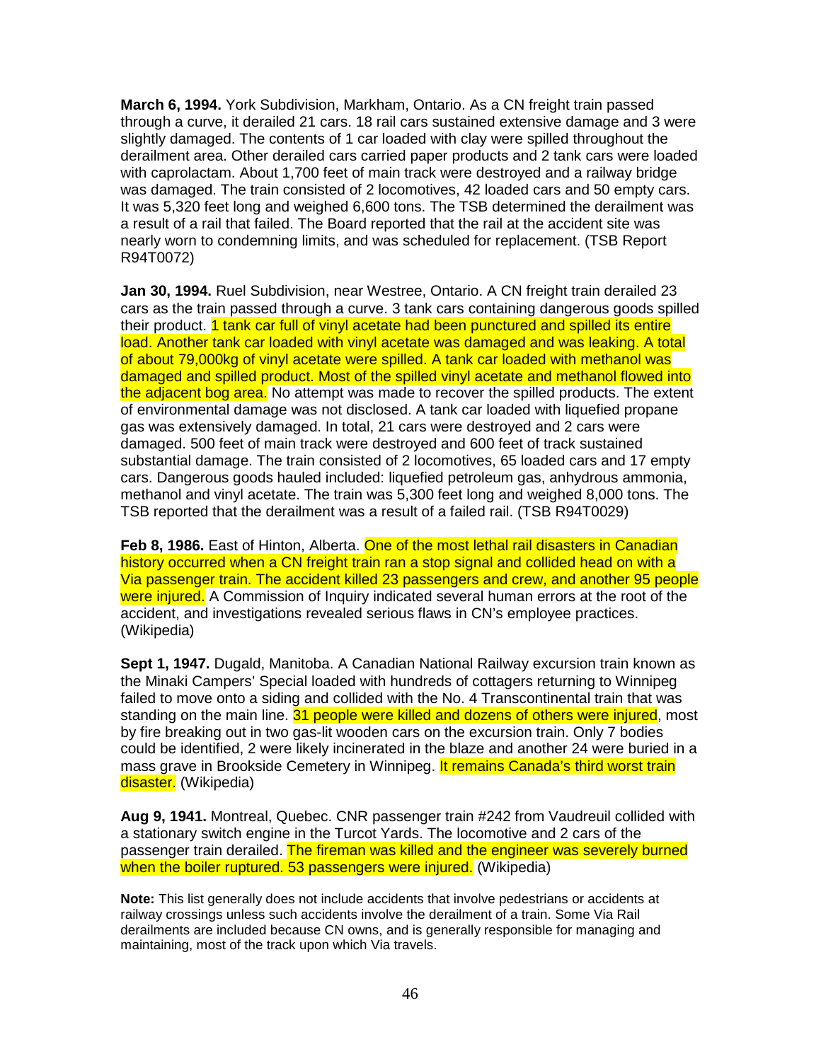**March 6, 1994.** York Subdivision, Markham, Ontario. As a CN freight train passed through a curve, it derailed 21 cars. 18 rail cars sustained extensive damage and 3 were slightly damaged. The contents of 1 car loaded with clay were spilled throughout the derailment area. Other derailed cars carried paper products and 2 tank cars were loaded with caprolactam. About 1,700 feet of main track were destroyed and a railway bridge was damaged. The train consisted of 2 locomotives, 42 loaded cars and 50 empty cars. It was 5,320 feet long and weighed 6,600 tons. The TSB determined the derailment was a result of a rail that failed. The Board reported that the rail at the accident site was nearly worn to condemning limits, and was scheduled for replacement. (TSB Report R94T0072)

**Jan 30, 1994.** Ruel Subdivision, near Westree, Ontario. A CN freight train derailed 23 cars as the train passed through a curve. 3 tank cars containing dangerous goods spilled their product. 1 tank car full of vinyl acetate had been punctured and spilled its entire load. Another tank car loaded with vinyl acetate was damaged and was leaking. A total of about 79,000kg of vinyl acetate were spilled. A tank car loaded with methanol was damaged and spilled product. Most of the spilled vinyl acetate and methanol flowed into the adjacent bog area. No attempt was made to recover the spilled products. The extent of environmental damage was not disclosed. A tank car loaded with liquefied propane gas was extensively damaged. In total, 21 cars were destroyed and 2 cars were damaged. 500 feet of main track were destroyed and 600 feet of track sustained substantial damage. The train consisted of 2 locomotives, 65 loaded cars and 17 empty cars. Dangerous goods hauled included: liquefied petroleum gas, anhydrous ammonia, methanol and vinyl acetate. The train was 5,300 feet long and weighed 8,000 tons. The TSB reported that the derailment was a result of a failed rail. (TSB R94T0029)

**Feb 8, 1986.** East of Hinton, Alberta. One of the most lethal rail disasters in Canadian history occurred when a CN freight train ran a stop signal and collided head on with a Via passenger train. The accident killed 23 passengers and crew, and another 95 people were injured. A Commission of Inquiry indicated several human errors at the root of the accident, and investigations revealed serious flaws in CN's employee practices. (Wikipedia)

**Sept 1, 1947.** Dugald, Manitoba. A Canadian National Railway excursion train known as the Minaki Campers' Special loaded with hundreds of cottagers returning to Winnipeg failed to move onto a siding and collided with the No. 4 Transcontinental train that was standing on the main line. 31 people were killed and dozens of others were injured, most by fire breaking out in two gas-lit wooden cars on the excursion train. Only 7 bodies could be identified, 2 were likely incinerated in the blaze and another 24 were buried in a mass grave in Brookside Cemetery in Winnipeg. It remains Canada's third worst train disaster. (Wikipedia)

**Aug 9, 1941.** Montreal, Quebec. CNR passenger train #242 from Vaudreuil collided with a stationary switch engine in the Turcot Yards. The locomotive and 2 cars of the passenger train derailed. The fireman was killed and the engineer was severely burned when the boiler ruptured. 53 passengers were injured. (Wikipedia)

**Note:** This list generally does not include accidents that involve pedestrians or accidents at railway crossings unless such accidents involve the derailment of a train. Some Via Rail derailments are included because CN owns, and is generally responsible for managing and maintaining, most of the track upon which Via travels.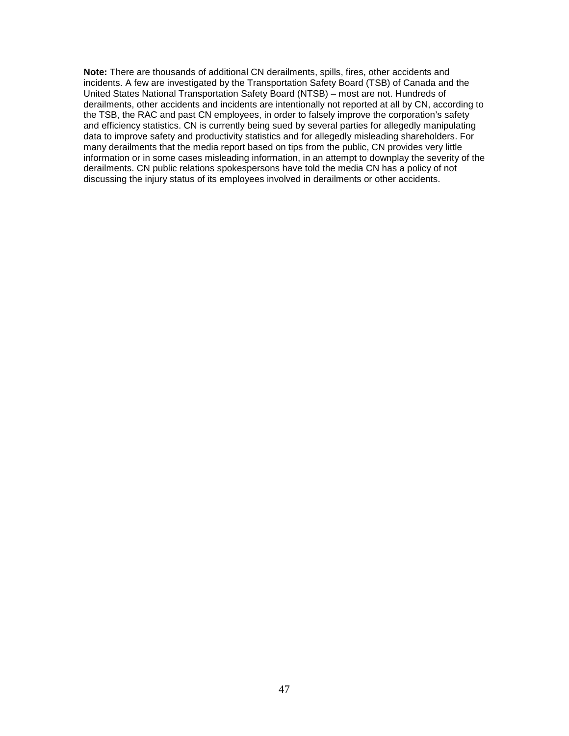**Note:** There are thousands of additional CN derailments, spills, fires, other accidents and incidents. A few are investigated by the Transportation Safety Board (TSB) of Canada and the United States National Transportation Safety Board (NTSB) – most are not. Hundreds of derailments, other accidents and incidents are intentionally not reported at all by CN, according to the TSB, the RAC and past CN employees, in order to falsely improve the corporation's safety and efficiency statistics. CN is currently being sued by several parties for allegedly manipulating data to improve safety and productivity statistics and for allegedly misleading shareholders. For many derailments that the media report based on tips from the public, CN provides very little information or in some cases misleading information, in an attempt to downplay the severity of the derailments. CN public relations spokespersons have told the media CN has a policy of not discussing the injury status of its employees involved in derailments or other accidents.